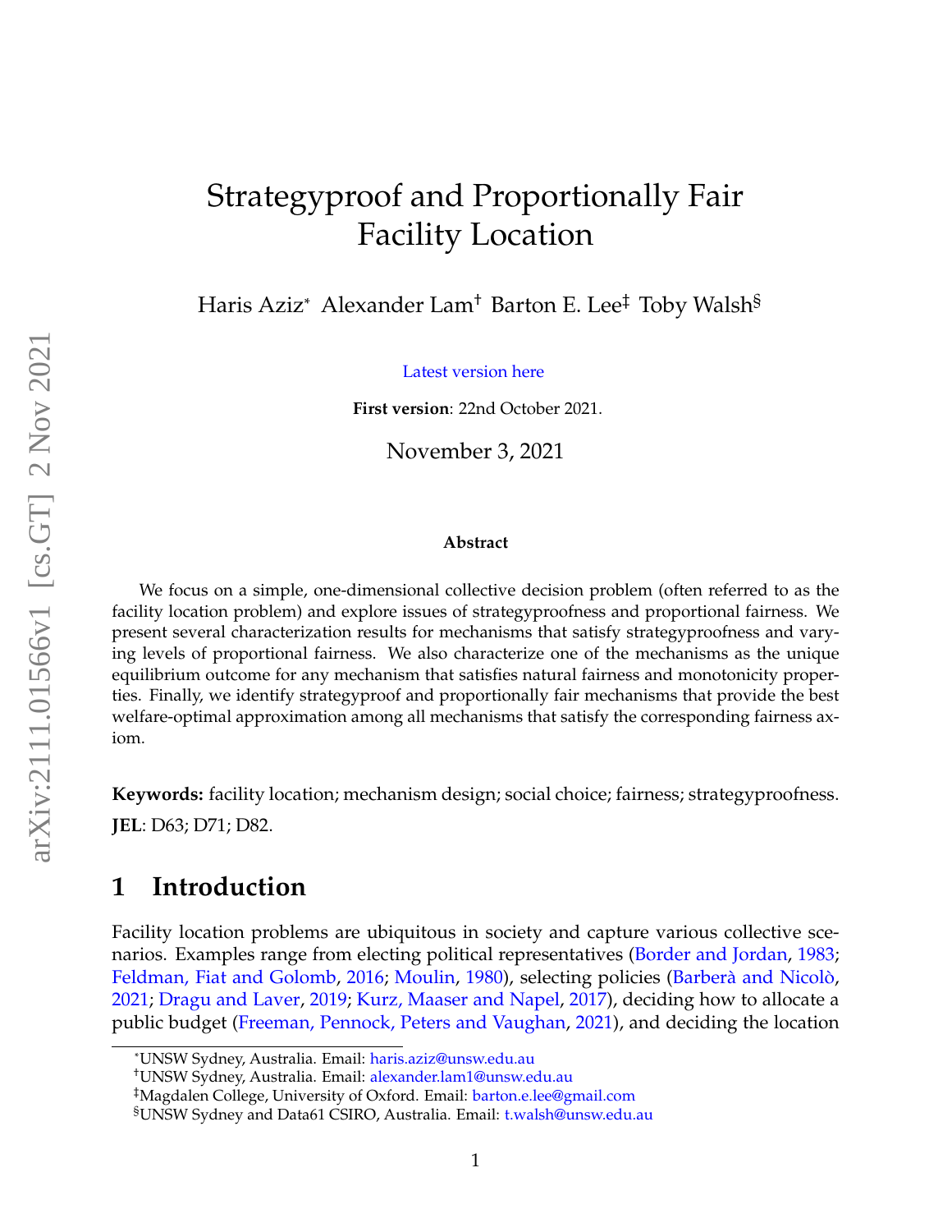# Strategyproof and Proportionally Fair Facility Location

Haris Aziz[*] Alexander Lam[†] Barton E. Lee[‡] Toby Walsh[§]

Latest version here

**First version**: 22nd October 2021.

November 3, 2021

### Abstract

We focus on a simple, one-dimensional collective decision problem (often referred to as the facility location problem) and explore issues of strategyproofness and proportional fairness. We present several characterization results for mechanisms that satisfy strategyproofness and varying levels of proportional fairness. We also characterize one of the mechanisms as the unique equilibrium outcome for any mechanism that satisfies natural fairness and monotonicity properties. Finally, we identify strategyproof and proportionally fair mechanisms that provide the best welfare-optimal approximation among all mechanisms that satisfy the corresponding fairness axiom.

**Keywords:** facility location; mechanism design; social choice; fairness; strategyproofness.

**JEL**: D63; D71; D82.

## 1 Introduction

Facility location problems are ubiquitous in society and capture various collective scenarios. Examples range from electing political representatives (Border and Jordan, 1983; Feldman, Fiat and Golomb, 2016; Moulin, 1980), selecting policies (Barberà and Nicolò, 2021; Dragu and Laver, 2019; Kurz, Maaser and Napel, 2017), deciding how to allocate a public budget (Freeman, Pennock, Peters and Vaughan, 2021), and deciding the location

---

[*]UNSW Sydney, Australia. Email: haris.aziz@unsw.edu.au

[†]UNSW Sydney, Australia. Email: alexander.lam1@unsw.edu.au

[‡]Magdalen College, University of Oxford. Email: barton.e.lee@gmail.com

[§]UNSW Sydney and Data61 CSIRO, Australia. Email: t.walsh@unsw.edu.au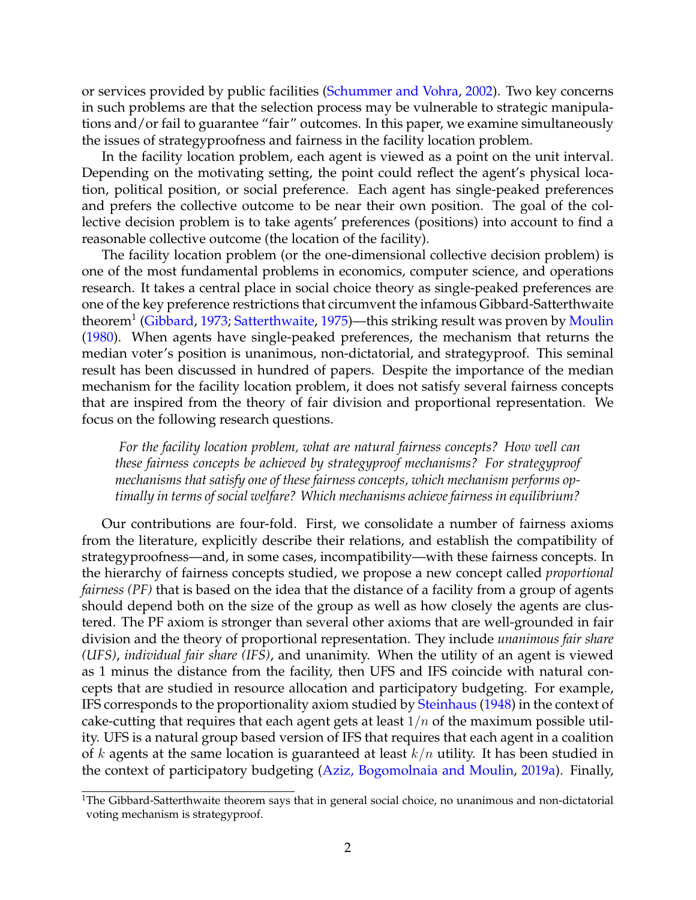or services provided by public facilities (Schummer and Vohra, 2002). Two key concerns in such problems are that the selection process may be vulnerable to strategic manipulations and/or fail to guarantee "fair" outcomes. In this paper, we examine simultaneously the issues of strategyproofness and fairness in the facility location problem.

In the facility location problem, each agent is viewed as a point on the unit interval. Depending on the motivating setting, the point could reflect the agent's physical location, political position, or social preference. Each agent has single-peaked preferences and prefers the collective outcome to be near their own position. The goal of the collective decision problem is to take agents' preferences (positions) into account to find a reasonable collective outcome (the location of the facility).

The facility location problem (or the one-dimensional collective decision problem) is one of the most fundamental problems in economics, computer science, and operations research. It takes a central place in social choice theory as single-peaked preferences are one of the key preference restrictions that circumvent the infamous Gibbard-Satterthwaite theorem[1] (Gibbard, 1973; Satterthwaite, 1975)—this striking result was proven by Moulin (1980). When agents have single-peaked preferences, the mechanism that returns the median voter's position is unanimous, non-dictatorial, and strategyproof. This seminal result has been discussed in hundred of papers. Despite the importance of the median mechanism for the facility location problem, it does not satisfy several fairness concepts that are inspired from the theory of fair division and proportional representation. We focus on the following research questions.

> *For the facility location problem, what are natural fairness concepts? How well can these fairness concepts be achieved by strategyproof mechanisms? For strategyproof mechanisms that satisfy one of these fairness concepts, which mechanism performs optimally in terms of social welfare? Which mechanisms achieve fairness in equilibrium?*

Our contributions are four-fold. First, we consolidate a number of fairness axioms from the literature, explicitly describe their relations, and establish the compatibility of strategyproofness—and, in some cases, incompatibility—with these fairness concepts. In the hierarchy of fairness concepts studied, we propose a new concept called *proportional fairness (PF)* that is based on the idea that the distance of a facility from a group of agents should depend both on the size of the group as well as how closely the agents are clustered. The PF axiom is stronger than several other axioms that are well-grounded in fair division and the theory of proportional representation. They include *unanimous fair share (UFS)*, *individual fair share (IFS)*, and unanimity. When the utility of an agent is viewed as 1 minus the distance from the facility, then UFS and IFS coincide with natural concepts that are studied in resource allocation and participatory budgeting. For example, IFS corresponds to the proportionality axiom studied by Steinhaus (1948) in the context of cake-cutting that requires that each agent gets at least $1/n$ of the maximum possible utility. UFS is a natural group based version of IFS that requires that each agent in a coalition of $k$ agents at the same location is guaranteed at least $k/n$ utility. It has been studied in the context of participatory budgeting (Aziz, Bogomolnaia and Moulin, 2019a). Finally,

[1] The Gibbard-Satterthwaite theorem says that in general social choice, no unanimous and non-dictatorial voting mechanism is strategyproof.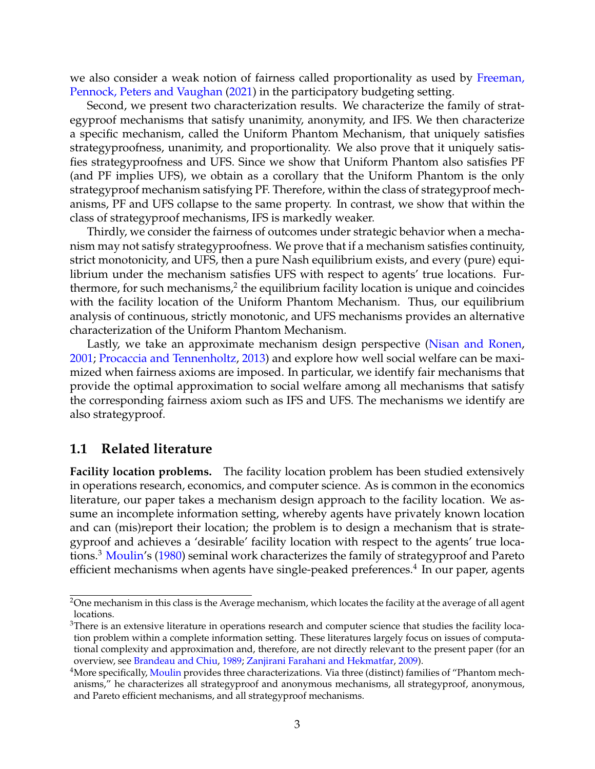we also consider a weak notion of fairness called proportionality as used by Freeman, Pennock, Peters and Vaughan (2021) in the participatory budgeting setting.

Second, we present two characterization results. We characterize the family of strategyproof mechanisms that satisfy unanimity, anonymity, and IFS. We then characterize a specific mechanism, called the Uniform Phantom Mechanism, that uniquely satisfies strategyproofness, unanimity, and proportionality. We also prove that it uniquely satisfies strategyproofness and UFS. Since we show that Uniform Phantom also satisfies PF (and PF implies UFS), we obtain as a corollary that the Uniform Phantom is the only strategyproof mechanism satisfying PF. Therefore, within the class of strategyproof mechanisms, PF and UFS collapse to the same property. In contrast, we show that within the class of strategyproof mechanisms, IFS is markedly weaker.

Thirdly, we consider the fairness of outcomes under strategic behavior when a mechanism may not satisfy strategyproofness. We prove that if a mechanism satisfies continuity, strict monotonicity, and UFS, then a pure Nash equilibrium exists, and every (pure) equilibrium under the mechanism satisfies UFS with respect to agents' true locations. Furthermore, for such mechanisms,[2] the equilibrium facility location is unique and coincides with the facility location of the Uniform Phantom Mechanism. Thus, our equilibrium analysis of continuous, strictly monotonic, and UFS mechanisms provides an alternative characterization of the Uniform Phantom Mechanism.

Lastly, we take an approximate mechanism design perspective (Nisan and Ronen, 2001; Procaccia and Tennenholtz, 2013) and explore how well social welfare can be maximized when fairness axioms are imposed. In particular, we identify fair mechanisms that provide the optimal approximation to social welfare among all mechanisms that satisfy the corresponding fairness axiom such as IFS and UFS. The mechanisms we identify are also strategyproof.

## 1.1 Related literature

**Facility location problems.** The facility location problem has been studied extensively in operations research, economics, and computer science. As is common in the economics literature, our paper takes a mechanism design approach to the facility location. We assume an incomplete information setting, whereby agents have privately known location and can (mis)report their location; the problem is to design a mechanism that is strategyproof and achieves a 'desirable' facility location with respect to the agents' true locations.[3] Moulin's (1980) seminal work characterizes the family of strategyproof and Pareto efficient mechanisms when agents have single-peaked preferences.[4] In our paper, agents

---

[2] One mechanism in this class is the Average mechanism, which locates the facility at the average of all agent locations.

[3] There is an extensive literature in operations research and computer science that studies the facility location problem within a complete information setting. These literatures largely focus on issues of computational complexity and approximation and, therefore, are not directly relevant to the present paper (for an overview, see Brandeau and Chiu, 1989; Zanjirani Farahani and Hekmatfar, 2009).

[4] More specifically, Moulin provides three characterizations. Via three (distinct) families of "Phantom mechanisms," he characterizes all strategyproof and anonymous mechanisms, all strategyproof, anonymous, and Pareto efficient mechanisms, and all strategyproof mechanisms.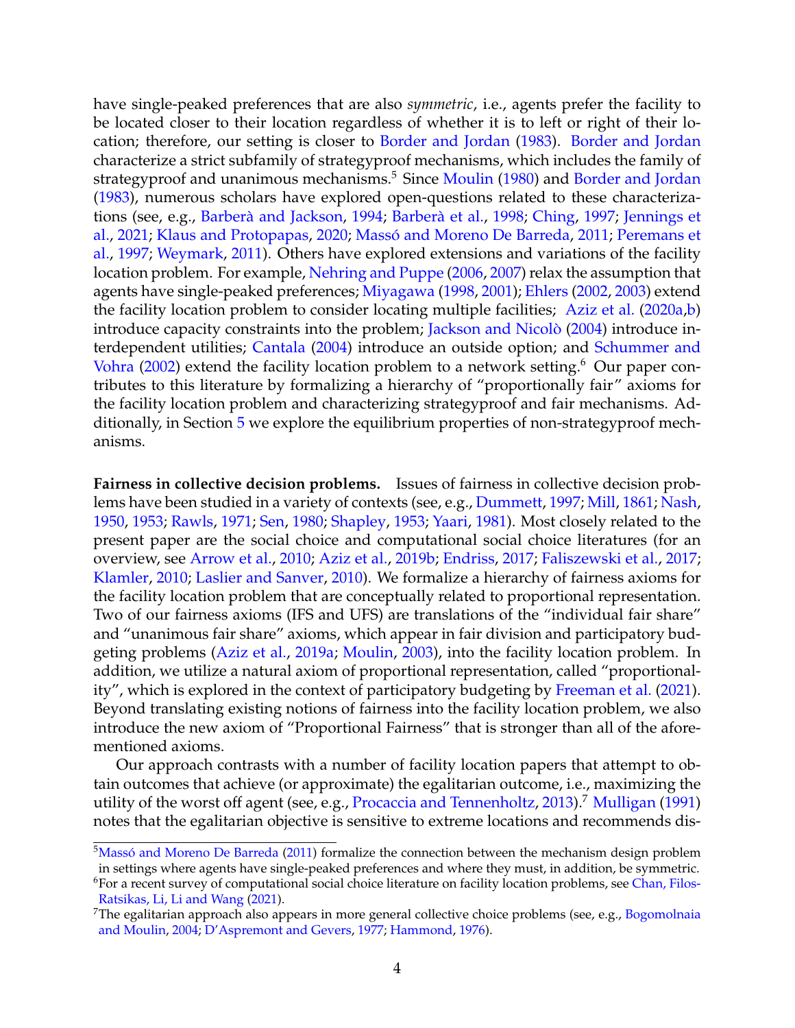have single-peaked preferences that are also *symmetric*, i.e., agents prefer the facility to be located closer to their location regardless of whether it is to left or right of their location; therefore, our setting is closer to Border and Jordan (1983). Border and Jordan characterize a strict subfamily of strategyproof mechanisms, which includes the family of strategyproof and unanimous mechanisms.[5] Since Moulin (1980) and Border and Jordan (1983), numerous scholars have explored open-questions related to these characterizations (see, e.g., Barberà and Jackson, 1994; Barberà et al., 1998; Ching, 1997; Jennings et al., 2021; Klaus and Protopapas, 2020; Massó and Moreno De Barreda, 2011; Peremans et al., 1997; Weymark, 2011). Others have explored extensions and variations of the facility location problem. For example, Nehring and Puppe (2006, 2007) relax the assumption that agents have single-peaked preferences; Miyagawa (1998, 2001); Ehlers (2002, 2003) extend the facility location problem to consider locating multiple facilities; Aziz et al. (2020a,b) introduce capacity constraints into the problem; Jackson and Nicolò (2004) introduce interdependent utilities; Cantala (2004) introduce an outside option; and Schummer and Vohra (2002) extend the facility location problem to a network setting.[6] Our paper contributes to this literature by formalizing a hierarchy of "proportionally fair" axioms for the facility location problem and characterizing strategyproof and fair mechanisms. Additionally, in Section 5 we explore the equilibrium properties of non-strategyproof mechanisms.

**Fairness in collective decision problems.** Issues of fairness in collective decision problems have been studied in a variety of contexts (see, e.g., Dummett, 1997; Mill, 1861; Nash, 1950, 1953; Rawls, 1971; Sen, 1980; Shapley, 1953; Yaari, 1981). Most closely related to the present paper are the social choice and computational social choice literatures (for an overview, see Arrow et al., 2010; Aziz et al., 2019b; Endriss, 2017; Faliszewski et al., 2017; Klamler, 2010; Laslier and Sanver, 2010). We formalize a hierarchy of fairness axioms for the facility location problem that are conceptually related to proportional representation. Two of our fairness axioms (IFS and UFS) are translations of the "individual fair share" and "unanimous fair share" axioms, which appear in fair division and participatory budgeting problems (Aziz et al., 2019a; Moulin, 2003), into the facility location problem. In addition, we utilize a natural axiom of proportional representation, called "proportionality", which is explored in the context of participatory budgeting by Freeman et al. (2021). Beyond translating existing notions of fairness into the facility location problem, we also introduce the new axiom of "Proportional Fairness" that is stronger than all of the aforementioned axioms.

Our approach contrasts with a number of facility location papers that attempt to obtain outcomes that achieve (or approximate) the egalitarian outcome, i.e., maximizing the utility of the worst off agent (see, e.g., Procaccia and Tennenholtz, 2013).[7] Mulligan (1991) notes that the egalitarian objective is sensitive to extreme locations and recommends dis-

[5] Massó and Moreno De Barreda (2011) formalize the connection between the mechanism design problem in settings where agents have single-peaked preferences and where they must, in addition, be symmetric.

[6] For a recent survey of computational social choice literature on facility location problems, see Chan, Filos-Ratsikas, Li, Li and Wang (2021).

[7] The egalitarian approach also appears in more general collective choice problems (see, e.g., Bogomolnaia and Moulin, 2004; D'Aspremont and Gevers, 1977; Hammond, 1976).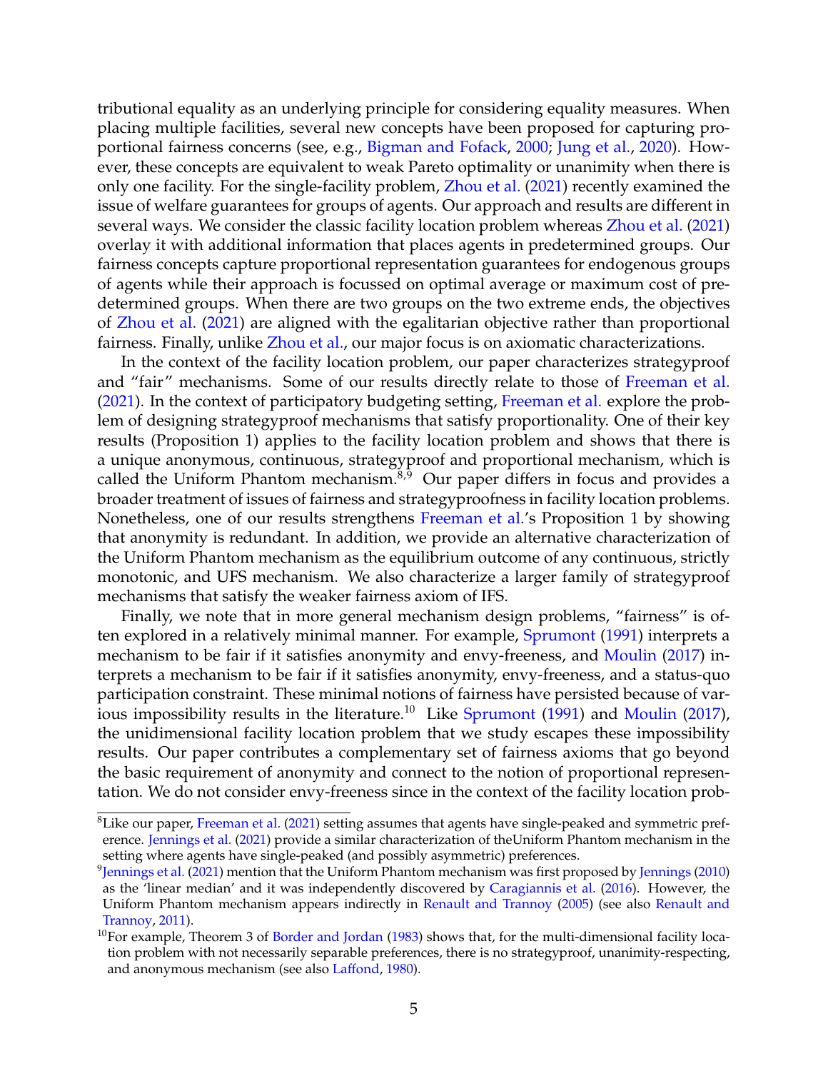tributional equality as an underlying principle for considering equality measures. When placing multiple facilities, several new concepts have been proposed for capturing proportional fairness concerns (see, e.g., Bigman and Fofack, 2000; Jung et al., 2020). However, these concepts are equivalent to weak Pareto optimality or unanimity when there is only one facility. For the single-facility problem, Zhou et al. (2021) recently examined the issue of welfare guarantees for groups of agents. Our approach and results are different in several ways. We consider the classic facility location problem whereas Zhou et al. (2021) overlay it with additional information that places agents in predetermined groups. Our fairness concepts capture proportional representation guarantees for endogenous groups of agents while their approach is focussed on optimal average or maximum cost of predetermined groups. When there are two groups on the two extreme ends, the objectives of Zhou et al. (2021) are aligned with the egalitarian objective rather than proportional fairness. Finally, unlike Zhou et al., our major focus is on axiomatic characterizations.

In the context of the facility location problem, our paper characterizes strategyproof and "fair" mechanisms. Some of our results directly relate to those of Freeman et al. (2021). In the context of participatory budgeting setting, Freeman et al. explore the problem of designing strategyproof mechanisms that satisfy proportionality. One of their key results (Proposition 1) applies to the facility location problem and shows that there is a unique anonymous, continuous, strategyproof and proportional mechanism, which is called the Uniform Phantom mechanism.[8,9] Our paper differs in focus and provides a broader treatment of issues of fairness and strategyproofness in facility location problems. Nonetheless, one of our results strengthens Freeman et al.'s Proposition 1 by showing that anonymity is redundant. In addition, we provide an alternative characterization of the Uniform Phantom mechanism as the equilibrium outcome of any continuous, strictly monotonic, and UFS mechanism. We also characterize a larger family of strategyproof mechanisms that satisfy the weaker fairness axiom of IFS.

Finally, we note that in more general mechanism design problems, "fairness" is often explored in a relatively minimal manner. For example, Sprumont (1991) interprets a mechanism to be fair if it satisfies anonymity and envy-freeness, and Moulin (2017) interprets a mechanism to be fair if it satisfies anonymity, envy-freeness, and a status-quo participation constraint. These minimal notions of fairness have persisted because of various impossibility results in the literature.[10] Like Sprumont (1991) and Moulin (2017), the unidimensional facility location problem that we study escapes these impossibility results. Our paper contributes a complementary set of fairness axioms that go beyond the basic requirement of anonymity and connect to the notion of proportional representation. We do not consider envy-freeness since in the context of the facility location prob-

[8] Like our paper, Freeman et al. (2021) setting assumes that agents have single-peaked and symmetric preference. Jennings et al. (2021) provide a similar characterization of theUniform Phantom mechanism in the setting where agents have single-peaked (and possibly asymmetric) preferences.

[9] Jennings et al. (2021) mention that the Uniform Phantom mechanism was first proposed by Jennings (2010) as the 'linear median' and it was independently discovered by Caragiannis et al. (2016). However, the Uniform Phantom mechanism appears indirectly in Renault and Trannoy (2005) (see also Renault and Trannoy, 2011).

[10] For example, Theorem 3 of Border and Jordan (1983) shows that, for the multi-dimensional facility location problem with not necessarily separable preferences, there is no strategyproof, unanimity-respecting, and anonymous mechanism (see also Laffond, 1980).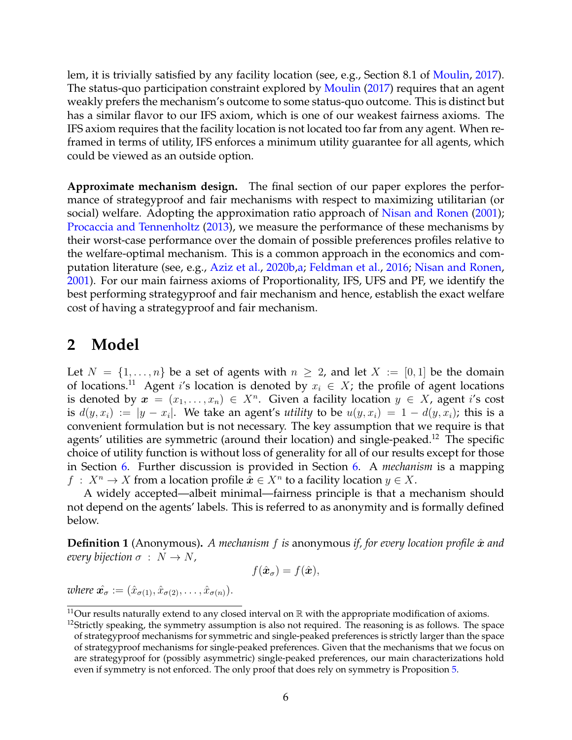lem, it is trivially satisfied by any facility location (see, e.g., Section 8.1 of Moulin, 2017). The status-quo participation constraint explored by Moulin (2017) requires that an agent weakly prefers the mechanism's outcome to some status-quo outcome. This is distinct but has a similar flavor to our IFS axiom, which is one of our weakest fairness axioms. The IFS axiom requires that the facility location is not located too far from any agent. When reframed in terms of utility, IFS enforces a minimum utility guarantee for all agents, which could be viewed as an outside option.

**Approximate mechanism design.** The final section of our paper explores the performance of strategyproof and fair mechanisms with respect to maximizing utilitarian (or social) welfare. Adopting the approximation ratio approach of Nisan and Ronen (2001); Procaccia and Tennenholtz (2013), we measure the performance of these mechanisms by their worst-case performance over the domain of possible preferences profiles relative to the welfare-optimal mechanism. This is a common approach in the economics and computation literature (see, e.g., Aziz et al., 2020b,a; Feldman et al., 2016; Nisan and Ronen, 2001). For our main fairness axioms of Proportionality, IFS, UFS and PF, we identify the best performing strategyproof and fair mechanism and hence, establish the exact welfare cost of having a strategyproof and fair mechanism.

## 2 Model

Let $N = \{1, \dots, n\}$ be a set of agents with $n \geq 2$, and let $X := [0,1]$ be the domain of locations.[11] Agent $i$'s location is denoted by $x_i \in X$; the profile of agent locations is denoted by $\boldsymbol{x} = (x_1, \dots, x_n) \in X^n$. Given a facility location $y \in X$, agent $i$'s cost is $d(y, x_i) := |y - x_i|$. We take an agent's *utility* to be $u(y, x_i) = 1 - d(y, x_i)$; this is a convenient formulation but is not necessary. The key assumption that we require is that agents' utilities are symmetric (around their location) and single-peaked.[12] The specific choice of utility function is without loss of generality for all of our results except for those in Section 6. Further discussion is provided in Section 6. A *mechanism* is a mapping $f : X^n \to X$ from a location profile $\hat{\boldsymbol{x}} \in X^n$ to a facility location $y \in X$.

A widely accepted—albeit minimal—fairness principle is that a mechanism should not depend on the agents' labels. This is referred to as anonymity and is formally defined below.

**Definition 1** (Anonymous). *A mechanism $f$ is* anonymous *if, for every location profile $\hat{\boldsymbol{x}}$ and every bijection $\sigma : N \to N$,*

$$f(\hat{\boldsymbol{x}}_\sigma) = f(\hat{\boldsymbol{x}}),$$

*where $\hat{\boldsymbol{x}}_\sigma := (\hat{x}_{\sigma(1)}, \hat{x}_{\sigma(2)}, \dots, \hat{x}_{\sigma(n)})$.*

---

[11] Our results naturally extend to any closed interval on $\mathbb{R}$ with the appropriate modification of axioms.

[12] Strictly speaking, the symmetry assumption is also not required. The reasoning is as follows. The space of strategyproof mechanisms for symmetric and single-peaked preferences is strictly larger than the space of strategyproof mechanisms for single-peaked preferences. Given that the mechanisms that we focus on are strategyproof for (possibly asymmetric) single-peaked preferences, our main characterizations hold even if symmetry is not enforced. The only proof that does rely on symmetry is Proposition 5.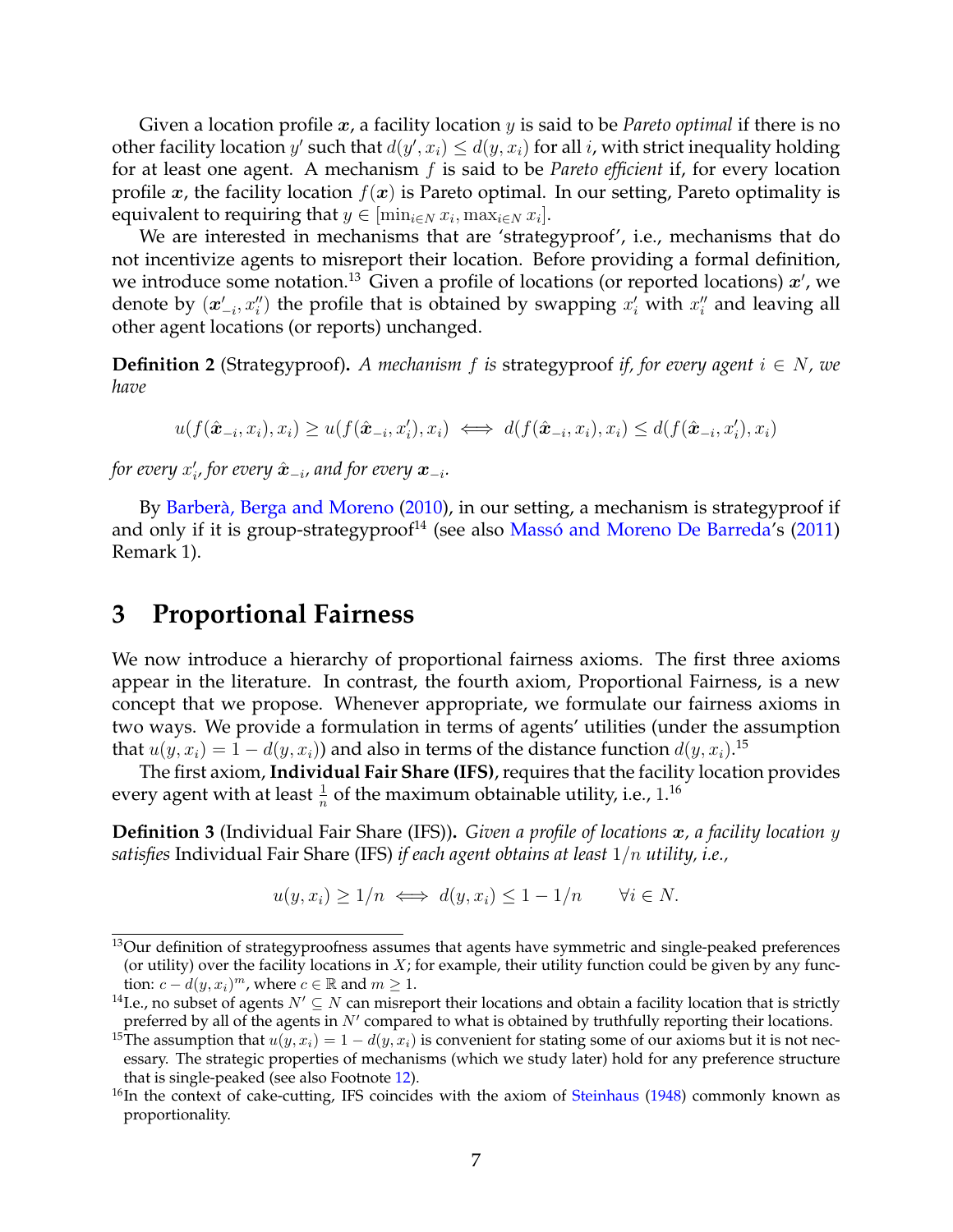Given a location profile $\boldsymbol{x}$, a facility location $y$ is said to be *Pareto optimal* if there is no other facility location $y'$ such that $d(y', x_i) \leq d(y, x_i)$ for all $i$, with strict inequality holding for at least one agent. A mechanism $f$ is said to be *Pareto efficient* if, for every location profile $\boldsymbol{x}$, the facility location $f(\boldsymbol{x})$ is Pareto optimal. In our setting, Pareto optimality is equivalent to requiring that $y \in [\min_{i \in N} x_i, \max_{i \in N} x_i]$.

We are interested in mechanisms that are 'strategyproof', i.e., mechanisms that do not incentivize agents to misreport their location. Before providing a formal definition, we introduce some notation.[13] Given a profile of locations (or reported locations) $\boldsymbol{x}'$, we denote by $(\boldsymbol{x}'_{-i}, x''_i)$ the profile that is obtained by swapping $x'_i$ with $x''_i$ and leaving all other agent locations (or reports) unchanged.

**Definition 2** (Strategyproof). *A mechanism $f$ is* strategyproof *if, for every agent $i \in N$, we have*

$$u(f(\hat{\boldsymbol{x}}_{-i}, x_i), x_i) \geq u(f(\hat{\boldsymbol{x}}_{-i}, x'_i), x_i) \iff d(f(\hat{\boldsymbol{x}}_{-i}, x_i), x_i) \leq d(f(\hat{\boldsymbol{x}}_{-i}, x'_i), x_i)$$

*for every $x'_i$, for every $\hat{\boldsymbol{x}}_{-i}$, and for every $\boldsymbol{x}_{-i}$.*

By Barberà, Berga and Moreno (2010), in our setting, a mechanism is strategyproof if and only if it is group-strategyproof[14] (see also Massó and Moreno De Barreda's (2011) Remark 1).

## 3 Proportional Fairness

We now introduce a hierarchy of proportional fairness axioms. The first three axioms appear in the literature. In contrast, the fourth axiom, Proportional Fairness, is a new concept that we propose. Whenever appropriate, we formulate our fairness axioms in two ways. We provide a formulation in terms of agents' utilities (under the assumption that $u(y, x_i) = 1 - d(y, x_i)$) and also in terms of the distance function $d(y, x_i)$.[15]

The first axiom, **Individual Fair Share (IFS)**, requires that the facility location provides every agent with at least $\frac{1}{n}$ of the maximum obtainable utility, i.e., 1.[16]

**Definition 3** (Individual Fair Share (IFS)). *Given a profile of locations $\boldsymbol{x}$, a facility location $y$ satisfies* Individual Fair Share (IFS) *if each agent obtains at least $1/n$ utility, i.e.,*

$$u(y, x_i) \geq 1/n \iff d(y, x_i) \leq 1 - 1/n \qquad \forall i \in N.$$

---

[13] Our definition of strategyproofness assumes that agents have symmetric and single-peaked preferences (or utility) over the facility locations in $X$; for example, their utility function could be given by any function: $c - d(y, x_i)^m$, where $c \in \mathbb{R}$ and $m \geq 1$.

[14] I.e., no subset of agents $N' \subseteq N$ can misreport their locations and obtain a facility location that is strictly preferred by all of the agents in $N'$ compared to what is obtained by truthfully reporting their locations.

[15] The assumption that $u(y, x_i) = 1 - d(y, x_i)$ is convenient for stating some of our axioms but it is not necessary. The strategic properties of mechanisms (which we study later) hold for any preference structure that is single-peaked (see also Footnote 12).

[16] In the context of cake-cutting, IFS coincides with the axiom of Steinhaus (1948) commonly known as proportionality.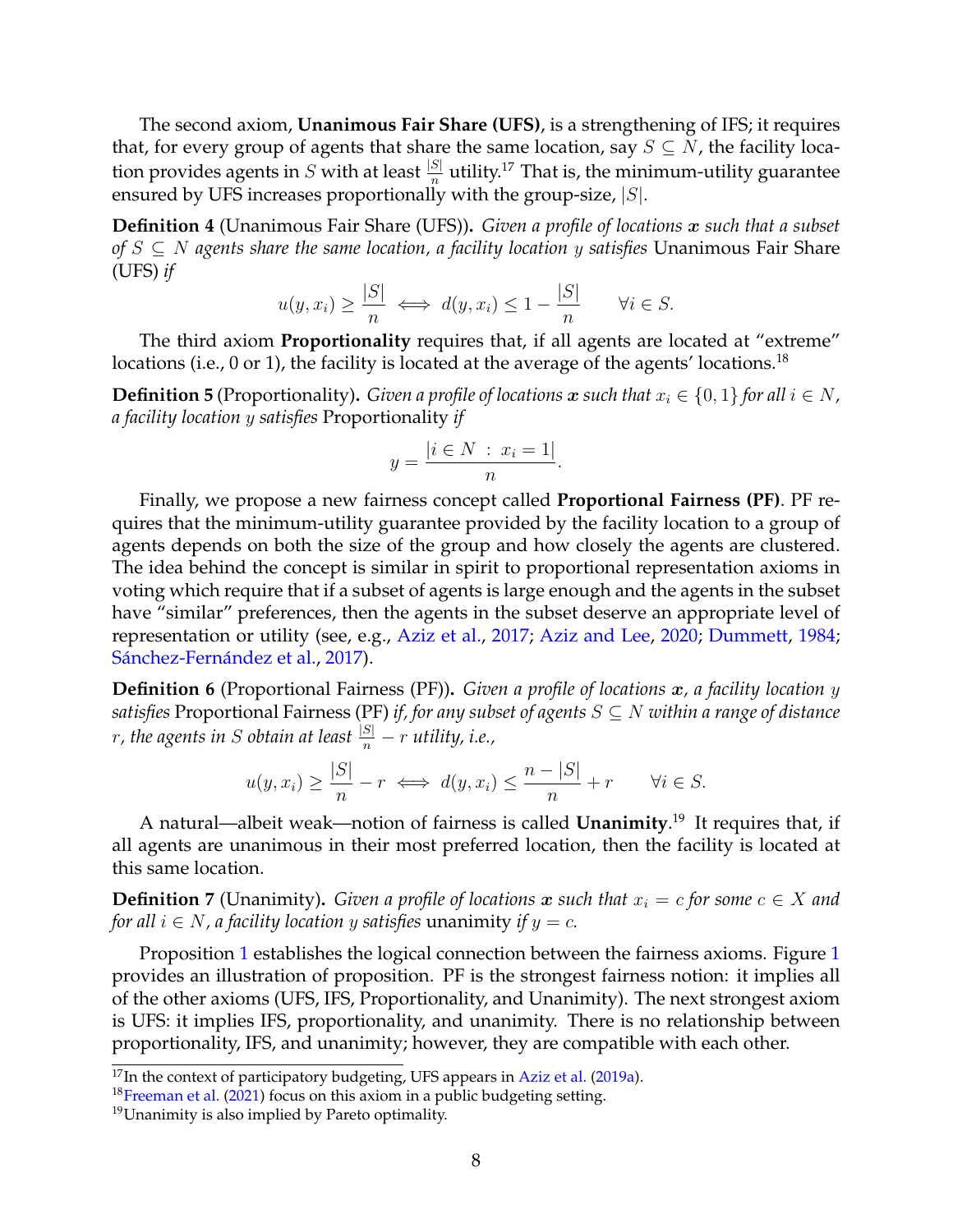The second axiom, **Unanimous Fair Share (UFS)**, is a strengthening of IFS; it requires that, for every group of agents that share the same location, say $S \subseteq N$, the facility location provides agents in $S$ with at least $\frac{|S|}{n}$ utility.[17] That is, the minimum-utility guarantee ensured by UFS increases proportionally with the group-size, $|S|$.

**Definition 4** (Unanimous Fair Share (UFS))**.** *Given a profile of locations $\boldsymbol{x}$ such that a subset of $S \subseteq N$ agents share the same location, a facility location $y$ satisfies* Unanimous Fair Share (UFS) *if*

$$u(y, x_i) \geq \frac{|S|}{n} \iff d(y, x_i) \leq 1 - \frac{|S|}{n} \qquad \forall i \in S.$$

The third axiom **Proportionality** requires that, if all agents are located at "extreme" locations (i.e., 0 or 1), the facility is located at the average of the agents' locations.[18]

**Definition 5** (Proportionality)**.** *Given a profile of locations $\boldsymbol{x}$ such that $x_i \in \{0, 1\}$ for all $i \in N$, a facility location $y$ satisfies* Proportionality *if*

$$y = \frac{|i \in N \ : \ x_i = 1|}{n}.$$

Finally, we propose a new fairness concept called **Proportional Fairness (PF)**. PF requires that the minimum-utility guarantee provided by the facility location to a group of agents depends on both the size of the group and how closely the agents are clustered. The idea behind the concept is similar in spirit to proportional representation axioms in voting which require that if a subset of agents is large enough and the agents in the subset have "similar" preferences, then the agents in the subset deserve an appropriate level of representation or utility (see, e.g., Aziz et al., 2017; Aziz and Lee, 2020; Dummett, 1984; Sánchez-Fernández et al., 2017).

**Definition 6** (Proportional Fairness (PF))**.** *Given a profile of locations $\boldsymbol{x}$, a facility location $y$ satisfies* Proportional Fairness (PF) *if, for any subset of agents $S \subseteq N$ within a range of distance $r$, the agents in $S$ obtain at least $\frac{|S|}{n} - r$ utility, i.e.,*

$$u(y, x_i) \geq \frac{|S|}{n} - r \iff d(y, x_i) \leq \frac{n - |S|}{n} + r \qquad \forall i \in S.$$

A natural—albeit weak—notion of fairness is called **Unanimity**.[19] It requires that, if all agents are unanimous in their most preferred location, then the facility is located at this same location.

**Definition 7** (Unanimity)**.** *Given a profile of locations $\boldsymbol{x}$ such that $x_i = c$ for some $c \in X$ and for all $i \in N$, a facility location $y$ satisfies* unanimity *if $y = c$.*

Proposition 1 establishes the logical connection between the fairness axioms. Figure 1 provides an illustration of proposition. PF is the strongest fairness notion: it implies all of the other axioms (UFS, IFS, Proportionality, and Unanimity). The next strongest axiom is UFS: it implies IFS, proportionality, and unanimity. There is no relationship between proportionality, IFS, and unanimity; however, they are compatible with each other.

[17] In the context of participatory budgeting, UFS appears in Aziz et al. (2019a).

[18] Freeman et al. (2021) focus on this axiom in a public budgeting setting.

[19] Unanimity is also implied by Pareto optimality.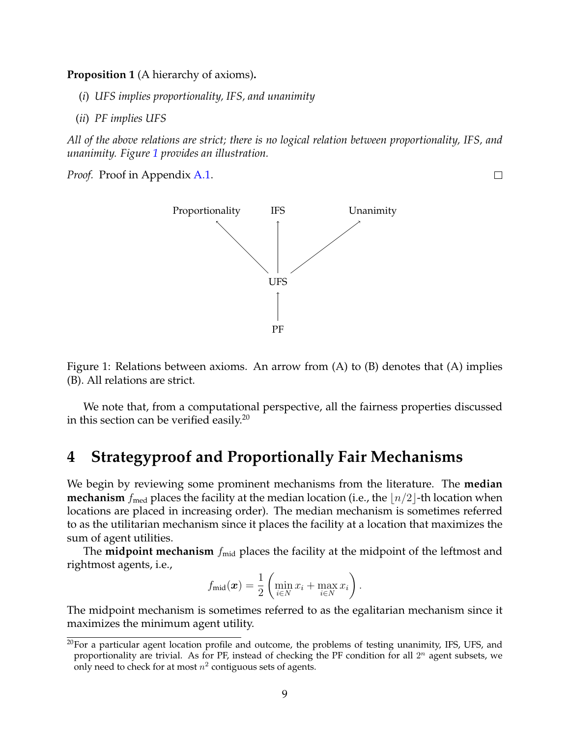**Proposition 1** (A hierarchy of axioms)**.**

(*i*) *UFS implies proportionality, IFS, and unanimity*

(*ii*) *PF implies UFS*

*All of the above relations are strict; there is no logical relation between proportionality, IFS, and unanimity. Figure 1 provides an illustration.*

*Proof.* Proof in Appendix A.1. □

Proportionality　　IFS　　Unanimity

↖　　↑　　↗

UFS

↑

PF

Figure 1: Relations between axioms. An arrow from (A) to (B) denotes that (A) implies (B). All relations are strict.

We note that, from a computational perspective, all the fairness properties discussed in this section can be verified easily.[20]

# 4 Strategyproof and Proportionally Fair Mechanisms

We begin by reviewing some prominent mechanisms from the literature. The **median mechanism** $f_{\text{med}}$ places the facility at the median location (i.e., the $\lfloor n/2 \rfloor$-th location when locations are placed in increasing order). The median mechanism is sometimes referred to as the utilitarian mechanism since it places the facility at a location that maximizes the sum of agent utilities.

The **midpoint mechanism** $f_{\text{mid}}$ places the facility at the midpoint of the leftmost and rightmost agents, i.e.,

$$f_{\text{mid}}(\boldsymbol{x}) = \frac{1}{2}\left(\min_{i \in N} x_i + \max_{i \in N} x_i\right).$$

The midpoint mechanism is sometimes referred to as the egalitarian mechanism since it maximizes the minimum agent utility.

[20] For a particular agent location profile and outcome, the problems of testing unanimity, IFS, UFS, and proportionality are trivial. As for PF, instead of checking the PF condition for all $2^n$ agent subsets, we only need to check for at most $n^2$ contiguous sets of agents.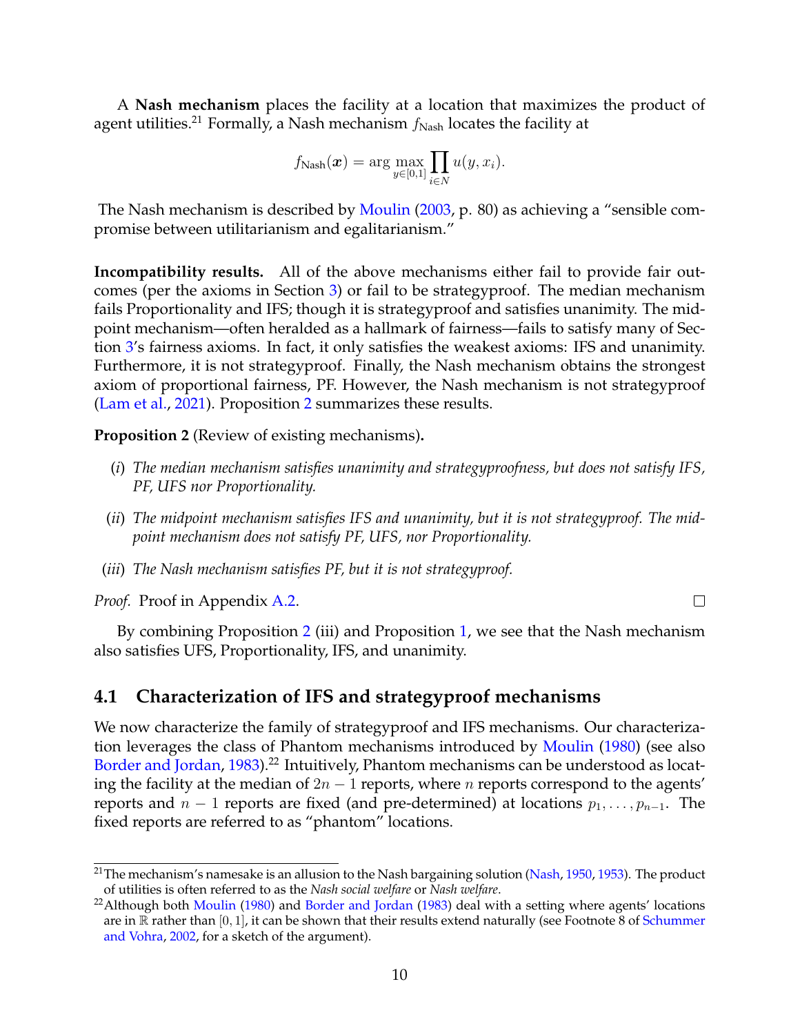A **Nash mechanism** places the facility at a location that maximizes the product of agent utilities.[21] Formally, a Nash mechanism $f_{\text{Nash}}$ locates the facility at

$$f_{\text{Nash}}(\boldsymbol{x}) = \arg\max_{y\in[0,1]} \prod_{i\in N} u(y, x_i).$$

The Nash mechanism is described by Moulin (2003, p. 80) as achieving a "sensible compromise between utilitarianism and egalitarianism."

**Incompatibility results.** All of the above mechanisms either fail to provide fair outcomes (per the axioms in Section 3) or fail to be strategyproof. The median mechanism fails Proportionality and IFS; though it is strategyproof and satisfies unanimity. The midpoint mechanism—often heralded as a hallmark of fairness—fails to satisfy many of Section 3's fairness axioms. In fact, it only satisfies the weakest axioms: IFS and unanimity. Furthermore, it is not strategyproof. Finally, the Nash mechanism obtains the strongest axiom of proportional fairness, PF. However, the Nash mechanism is not strategyproof (Lam et al., 2021). Proposition 2 summarizes these results.

**Proposition 2** (Review of existing mechanisms)**.**

(*i*) *The median mechanism satisfies unanimity and strategyproofness, but does not satisfy IFS, PF, UFS nor Proportionality.*

(*ii*) *The midpoint mechanism satisfies IFS and unanimity, but it is not strategyproof. The midpoint mechanism does not satisfy PF, UFS, nor Proportionality.*

(*iii*) *The Nash mechanism satisfies PF, but it is not strategyproof.*

*Proof.* Proof in Appendix A.2. □

By combining Proposition 2 (iii) and Proposition 1, we see that the Nash mechanism also satisfies UFS, Proportionality, IFS, and unanimity.

## 4.1 Characterization of IFS and strategyproof mechanisms

We now characterize the family of strategyproof and IFS mechanisms. Our characterization leverages the class of Phantom mechanisms introduced by Moulin (1980) (see also Border and Jordan, 1983).[22] Intuitively, Phantom mechanisms can be understood as locating the facility at the median of $2n-1$ reports, where $n$ reports correspond to the agents' reports and $n-1$ reports are fixed (and pre-determined) at locations $p_1, \ldots, p_{n-1}$. The fixed reports are referred to as "phantom" locations.

---

[21] The mechanism's namesake is an allusion to the Nash bargaining solution (Nash, 1950, 1953). The product of utilities is often referred to as the *Nash social welfare* or *Nash welfare*.

[22] Although both Moulin (1980) and Border and Jordan (1983) deal with a setting where agents' locations are in $\mathbb{R}$ rather than $[0,1]$, it can be shown that their results extend naturally (see Footnote 8 of Schummer and Vohra, 2002, for a sketch of the argument).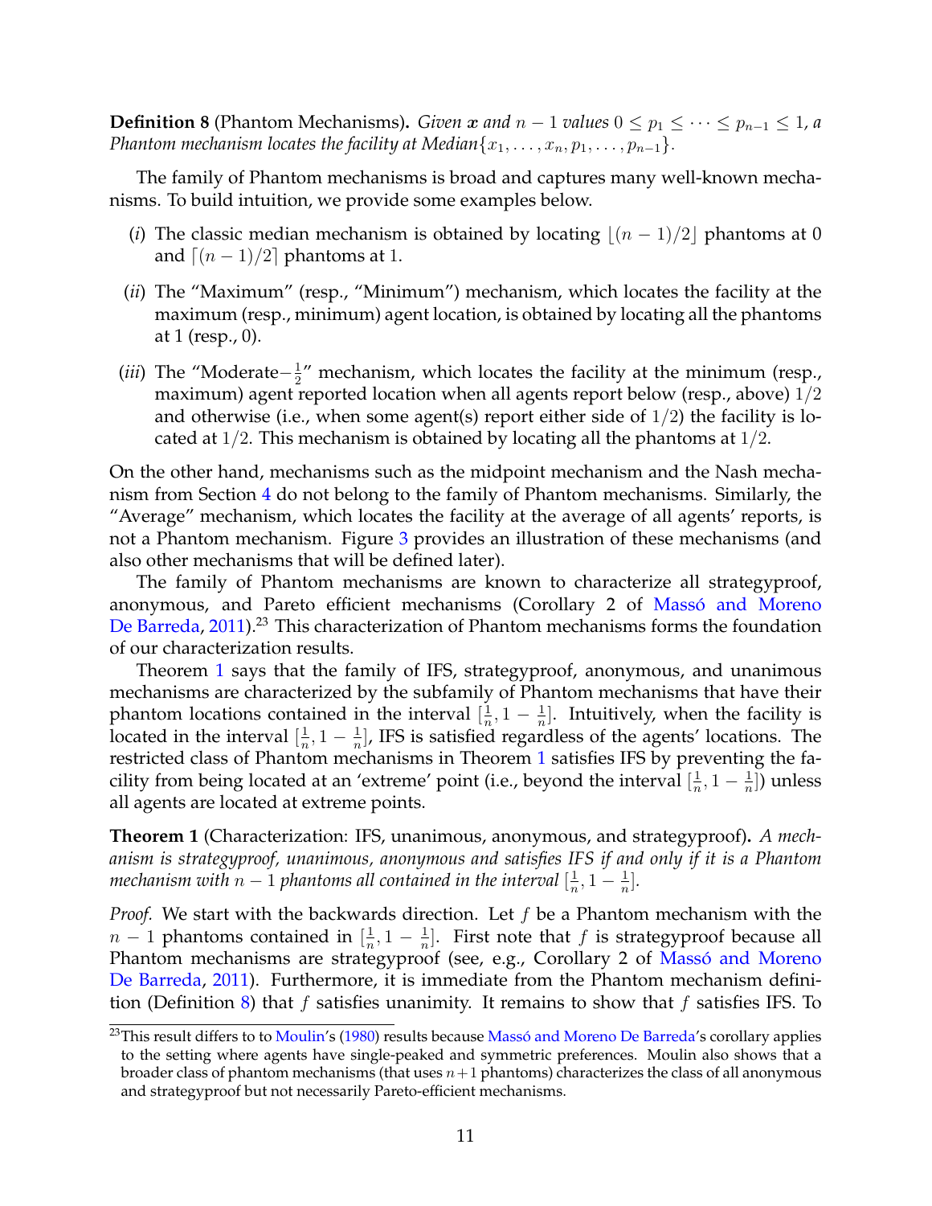**Definition 8** (Phantom Mechanisms)**.** *Given $\boldsymbol{x}$ and $n-1$ values $0 \leq p_1 \leq \cdots \leq p_{n-1} \leq 1$, a Phantom mechanism locates the facility at Median$\{x_1, \ldots, x_n, p_1, \ldots, p_{n-1}\}$.*

The family of Phantom mechanisms is broad and captures many well-known mechanisms. To build intuition, we provide some examples below.

(*i*) The classic median mechanism is obtained by locating $\lfloor (n-1)/2 \rfloor$ phantoms at 0 and $\lceil (n-1)/2 \rceil$ phantoms at 1.

(*ii*) The "Maximum" (resp., "Minimum") mechanism, which locates the facility at the maximum (resp., minimum) agent location, is obtained by locating all the phantoms at 1 (resp., 0).

(*iii*) The "Moderate$-\frac{1}{2}$" mechanism, which locates the facility at the minimum (resp., maximum) agent reported location when all agents report below (resp., above) $1/2$ and otherwise (i.e., when some agent(s) report either side of $1/2$) the facility is located at $1/2$. This mechanism is obtained by locating all the phantoms at $1/2$.

On the other hand, mechanisms such as the midpoint mechanism and the Nash mechanism from Section 4 do not belong to the family of Phantom mechanisms. Similarly, the "Average" mechanism, which locates the facility at the average of all agents' reports, is not a Phantom mechanism. Figure 3 provides an illustration of these mechanisms (and also other mechanisms that will be defined later).

The family of Phantom mechanisms are known to characterize all strategyproof, anonymous, and Pareto efficient mechanisms (Corollary 2 of Massó and Moreno De Barreda, 2011).[23] This characterization of Phantom mechanisms forms the foundation of our characterization results.

Theorem 1 says that the family of IFS, strategyproof, anonymous, and unanimous mechanisms are characterized by the subfamily of Phantom mechanisms that have their phantom locations contained in the interval $[\frac{1}{n}, 1-\frac{1}{n}]$. Intuitively, when the facility is located in the interval $[\frac{1}{n}, 1-\frac{1}{n}]$, IFS is satisfied regardless of the agents' locations. The restricted class of Phantom mechanisms in Theorem 1 satisfies IFS by preventing the facility from being located at an 'extreme' point (i.e., beyond the interval $[\frac{1}{n}, 1-\frac{1}{n}]$) unless all agents are located at extreme points.

**Theorem 1** (Characterization: IFS, unanimous, anonymous, and strategyproof)**.** *A mechanism is strategyproof, unanimous, anonymous and satisfies IFS if and only if it is a Phantom mechanism with $n-1$ phantoms all contained in the interval $[\frac{1}{n}, 1-\frac{1}{n}]$.*

*Proof.* We start with the backwards direction. Let $f$ be a Phantom mechanism with the $n-1$ phantoms contained in $[\frac{1}{n}, 1-\frac{1}{n}]$. First note that $f$ is strategyproof because all Phantom mechanisms are strategyproof (see, e.g., Corollary 2 of Massó and Moreno De Barreda, 2011). Furthermore, it is immediate from the Phantom mechanism definition (Definition 8) that $f$ satisfies unanimity. It remains to show that $f$ satisfies IFS. To

[23]This result differs to to Moulin's (1980) results because Massó and Moreno De Barreda's corollary applies to the setting where agents have single-peaked and symmetric preferences. Moulin also shows that a broader class of phantom mechanisms (that uses $n+1$ phantoms) characterizes the class of all anonymous and strategyproof but not necessarily Pareto-efficient mechanisms.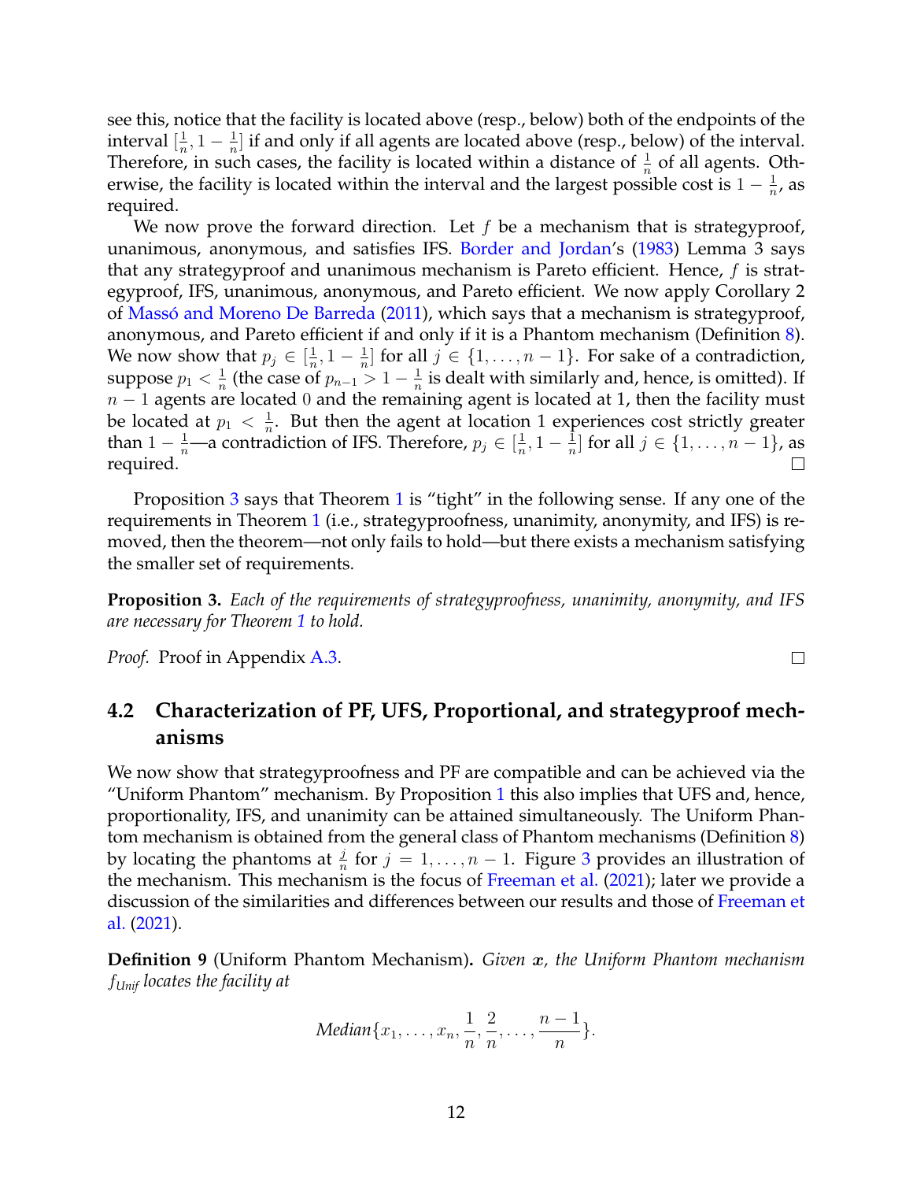see this, notice that the facility is located above (resp., below) both of the endpoints of the interval $[\frac{1}{n}, 1-\frac{1}{n}]$ if and only if all agents are located above (resp., below) of the interval. Therefore, in such cases, the facility is located within a distance of $\frac{1}{n}$ of all agents. Otherwise, the facility is located within the interval and the largest possible cost is $1-\frac{1}{n}$, as required.

We now prove the forward direction. Let $f$ be a mechanism that is strategyproof, unanimous, anonymous, and satisfies IFS. Border and Jordan's (1983) Lemma 3 says that any strategyproof and unanimous mechanism is Pareto efficient. Hence, $f$ is strategyproof, IFS, unanimous, anonymous, and Pareto efficient. We now apply Corollary 2 of Massó and Moreno De Barreda (2011), which says that a mechanism is strategyproof, anonymous, and Pareto efficient if and only if it is a Phantom mechanism (Definition 8). We now show that $p_j \in [\frac{1}{n}, 1-\frac{1}{n}]$ for all $j \in \{1, \ldots, n-1\}$. For sake of a contradiction, suppose $p_1 < \frac{1}{n}$ (the case of $p_{n-1} > 1-\frac{1}{n}$ is dealt with similarly and, hence, is omitted). If $n-1$ agents are located $0$ and the remaining agent is located at 1, then the facility must be located at $p_1 < \frac{1}{n}$. But then the agent at location 1 experiences cost strictly greater than $1-\frac{1}{n}$—a contradiction of IFS. Therefore, $p_j \in [\frac{1}{n}, 1-\frac{1}{n}]$ for all $j \in \{1, \ldots, n-1\}$, as required. □

Proposition 3 says that Theorem 1 is "tight" in the following sense. If any one of the requirements in Theorem 1 (i.e., strategyproofness, unanimity, anonymity, and IFS) is removed, then the theorem—not only fails to hold—but there exists a mechanism satisfying the smaller set of requirements.

**Proposition 3.** *Each of the requirements of strategyproofness, unanimity, anonymity, and IFS are necessary for Theorem 1 to hold.*

*Proof.* Proof in Appendix A.3. □

## 4.2 Characterization of PF, UFS, Proportional, and strategyproof mechanisms

We now show that strategyproofness and PF are compatible and can be achieved via the "Uniform Phantom" mechanism. By Proposition 1 this also implies that UFS and, hence, proportionality, IFS, and unanimity can be attained simultaneously. The Uniform Phantom mechanism is obtained from the general class of Phantom mechanisms (Definition 8) by locating the phantoms at $\frac{j}{n}$ for $j = 1, \ldots, n-1$. Figure 3 provides an illustration of the mechanism. This mechanism is the focus of Freeman et al. (2021); later we provide a discussion of the similarities and differences between our results and those of Freeman et al. (2021).

**Definition 9** (Uniform Phantom Mechanism)**.** *Given $\boldsymbol{x}$, the Uniform Phantom mechanism $f_{Unif}$ locates the facility at*

$$\text{Median}\{x_1, \ldots, x_n, \frac{1}{n}, \frac{2}{n}, \ldots, \frac{n-1}{n}\}.$$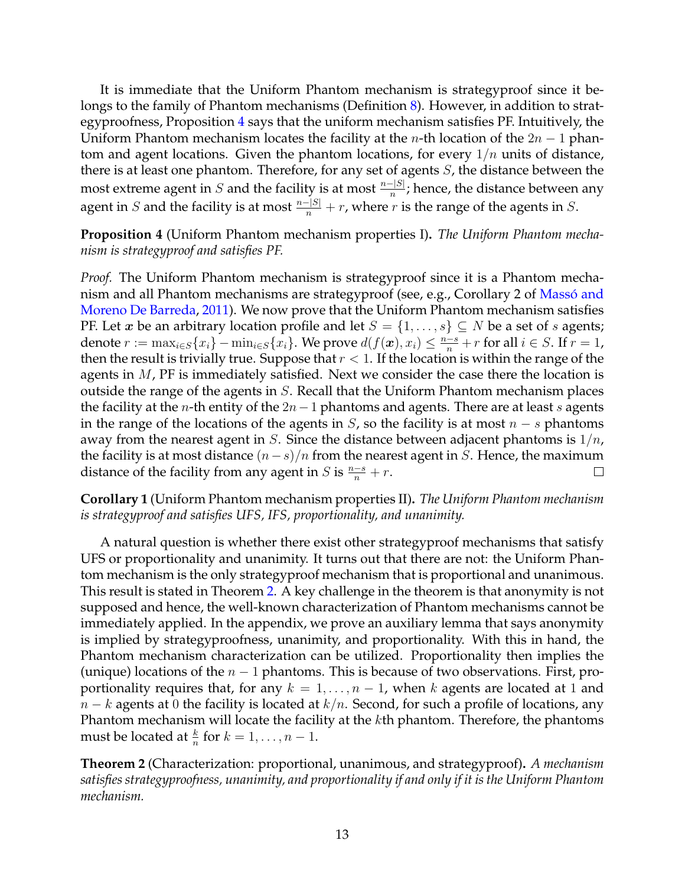It is immediate that the Uniform Phantom mechanism is strategyproof since it belongs to the family of Phantom mechanisms (Definition 8). However, in addition to strategyproofness, Proposition 4 says that the uniform mechanism satisfies PF. Intuitively, the Uniform Phantom mechanism locates the facility at the $n$-th location of the $2n-1$ phantom and agent locations. Given the phantom locations, for every $1/n$ units of distance, there is at least one phantom. Therefore, for any set of agents $S$, the distance between the most extreme agent in $S$ and the facility is at most $\frac{n-|S|}{n}$; hence, the distance between any agent in $S$ and the facility is at most $\frac{n-|S|}{n} + r$, where $r$ is the range of the agents in $S$.

**Proposition 4** (Uniform Phantom mechanism properties I)**.** *The Uniform Phantom mechanism is strategyproof and satisfies PF.*

*Proof.* The Uniform Phantom mechanism is strategyproof since it is a Phantom mechanism and all Phantom mechanisms are strategyproof (see, e.g., Corollary 2 of Massó and Moreno De Barreda, 2011). We now prove that the Uniform Phantom mechanism satisfies PF. Let $\boldsymbol{x}$ be an arbitrary location profile and let $S = \{1, \ldots, s\} \subseteq N$ be a set of $s$ agents; denote $r := \max_{i \in S}\{x_i\} - \min_{i \in S}\{x_i\}$. We prove $d(f(\boldsymbol{x}), x_i) \leq \frac{n-s}{n} + r$ for all $i \in S$. If $r = 1$, then the result is trivially true. Suppose that $r < 1$. If the location is within the range of the agents in $M$, PF is immediately satisfied. Next we consider the case there the location is outside the range of the agents in $S$. Recall that the Uniform Phantom mechanism places the facility at the $n$-th entity of the $2n-1$ phantoms and agents. There are at least $s$ agents in the range of the locations of the agents in $S$, so the facility is at most $n-s$ phantoms away from the nearest agent in $S$. Since the distance between adjacent phantoms is $1/n$, the facility is at most distance $(n-s)/n$ from the nearest agent in $S$. Hence, the maximum distance of the facility from any agent in $S$ is $\frac{n-s}{n} + r$. ∎

**Corollary 1** (Uniform Phantom mechanism properties II)**.** *The Uniform Phantom mechanism is strategyproof and satisfies UFS, IFS, proportionality, and unanimity.*

A natural question is whether there exist other strategyproof mechanisms that satisfy UFS or proportionality and unanimity. It turns out that there are not: the Uniform Phantom mechanism is the only strategyproof mechanism that is proportional and unanimous. This result is stated in Theorem 2. A key challenge in the theorem is that anonymity is not supposed and hence, the well-known characterization of Phantom mechanisms cannot be immediately applied. In the appendix, we prove an auxiliary lemma that says anonymity is implied by strategyproofness, unanimity, and proportionality. With this in hand, the Phantom mechanism characterization can be utilized. Proportionality then implies the (unique) locations of the $n-1$ phantoms. This is because of two observations. First, proportionality requires that, for any $k = 1, \ldots, n-1$, when $k$ agents are located at 1 and $n-k$ agents at 0 the facility is located at $k/n$. Second, for such a profile of locations, any Phantom mechanism will locate the facility at the $k$th phantom. Therefore, the phantoms must be located at $\frac{k}{n}$ for $k = 1, \ldots, n-1$.

**Theorem 2** (Characterization: proportional, unanimous, and strategyproof)**.** *A mechanism satisfies strategyproofness, unanimity, and proportionality if and only if it is the Uniform Phantom mechanism.*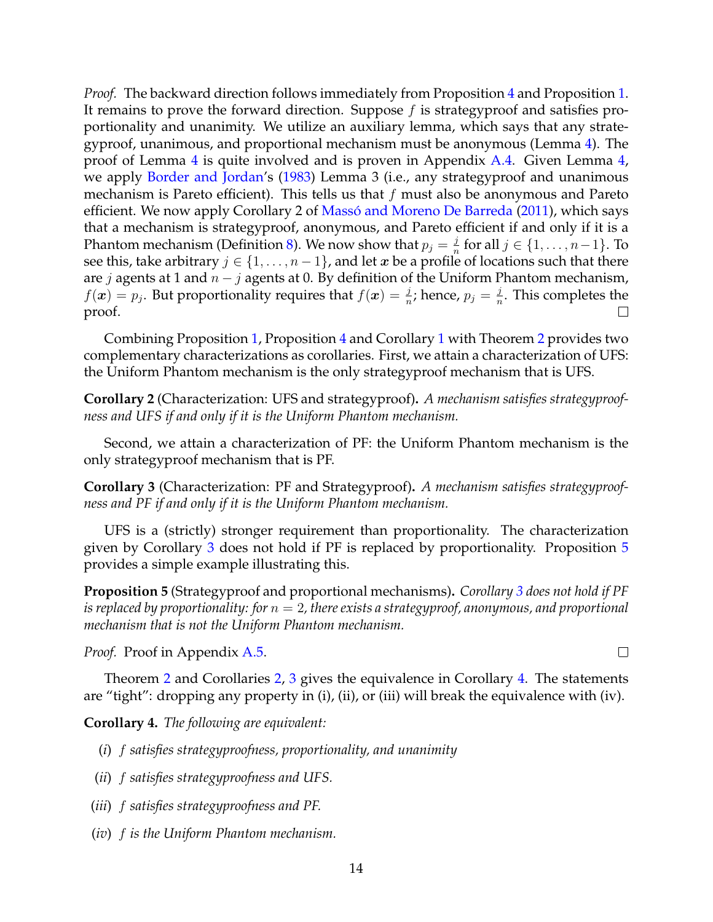*Proof.* The backward direction follows immediately from Proposition 4 and Proposition 1. It remains to prove the forward direction. Suppose $f$ is strategyproof and satisfies proportionality and unanimity. We utilize an auxiliary lemma, which says that any strategyproof, unanimous, and proportional mechanism must be anonymous (Lemma 4). The proof of Lemma 4 is quite involved and is proven in Appendix A.4. Given Lemma 4, we apply Border and Jordan's (1983) Lemma 3 (i.e., any strategyproof and unanimous mechanism is Pareto efficient). This tells us that $f$ must also be anonymous and Pareto efficient. We now apply Corollary 2 of Massó and Moreno De Barreda (2011), which says that a mechanism is strategyproof, anonymous, and Pareto efficient if and only if it is a Phantom mechanism (Definition 8). We now show that $p_j = \frac{j}{n}$ for all $j \in \{1, \ldots, n-1\}$. To see this, take arbitrary $j \in \{1, \ldots, n-1\}$, and let $\boldsymbol{x}$ be a profile of locations such that there are $j$ agents at 1 and $n-j$ agents at 0. By definition of the Uniform Phantom mechanism, $f(\boldsymbol{x}) = p_j$. But proportionality requires that $f(\boldsymbol{x}) = \frac{j}{n}$; hence, $p_j = \frac{j}{n}$. This completes the proof. □

Combining Proposition 1, Proposition 4 and Corollary 1 with Theorem 2 provides two complementary characterizations as corollaries. First, we attain a characterization of UFS: the Uniform Phantom mechanism is the only strategyproof mechanism that is UFS.

**Corollary 2** (Characterization: UFS and strategyproof)**.** *A mechanism satisfies strategyproofness and UFS if and only if it is the Uniform Phantom mechanism.*

Second, we attain a characterization of PF: the Uniform Phantom mechanism is the only strategyproof mechanism that is PF.

**Corollary 3** (Characterization: PF and Strategyproof)**.** *A mechanism satisfies strategyproofness and PF if and only if it is the Uniform Phantom mechanism.*

UFS is a (strictly) stronger requirement than proportionality. The characterization given by Corollary 3 does not hold if PF is replaced by proportionality. Proposition 5 provides a simple example illustrating this.

**Proposition 5** (Strategyproof and proportional mechanisms)**.** *Corollary 3 does not hold if PF is replaced by proportionality: for $n = 2$, there exists a strategyproof, anonymous, and proportional mechanism that is not the Uniform Phantom mechanism.*

*Proof.* Proof in Appendix A.5. □

Theorem 2 and Corollaries 2, 3 gives the equivalence in Corollary 4. The statements are "tight": dropping any property in (i), (ii), or (iii) will break the equivalence with (iv).

**Corollary 4.** *The following are equivalent:*

(*i*) *$f$ satisfies strategyproofness, proportionality, and unanimity*

(*ii*) *$f$ satisfies strategyproofness and UFS.*

(*iii*) *$f$ satisfies strategyproofness and PF.*

(*iv*) *$f$ is the Uniform Phantom mechanism.*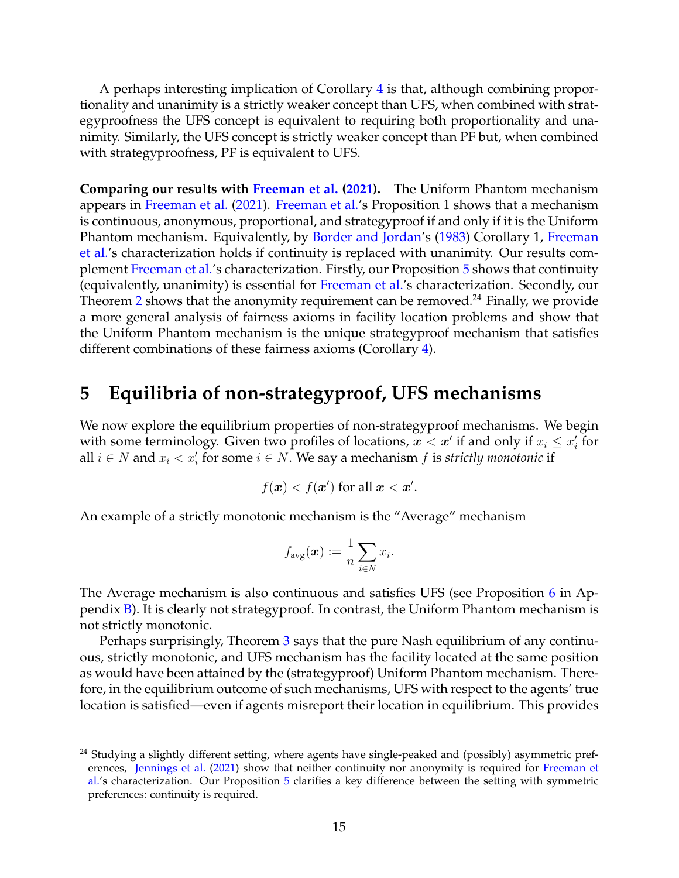A perhaps interesting implication of Corollary 4 is that, although combining proportionality and unanimity is a strictly weaker concept than UFS, when combined with strategyproofness the UFS concept is equivalent to requiring both proportionality and unanimity. Similarly, the UFS concept is strictly weaker concept than PF but, when combined with strategyproofness, PF is equivalent to UFS.

**Comparing our results with Freeman et al. (2021).** The Uniform Phantom mechanism appears in Freeman et al. (2021). Freeman et al.'s Proposition 1 shows that a mechanism is continuous, anonymous, proportional, and strategyproof if and only if it is the Uniform Phantom mechanism. Equivalently, by Border and Jordan's (1983) Corollary 1, Freeman et al.'s characterization holds if continuity is replaced with unanimity. Our results complement Freeman et al.'s characterization. Firstly, our Proposition 5 shows that continuity (equivalently, unanimity) is essential for Freeman et al.'s characterization. Secondly, our Theorem 2 shows that the anonymity requirement can be removed.[24] Finally, we provide a more general analysis of fairness axioms in facility location problems and show that the Uniform Phantom mechanism is the unique strategyproof mechanism that satisfies different combinations of these fairness axioms (Corollary 4).

# 5 Equilibria of non-strategyproof, UFS mechanisms

We now explore the equilibrium properties of non-strategyproof mechanisms. We begin with some terminology. Given two profiles of locations, $\boldsymbol{x} < \boldsymbol{x}'$ if and only if $x_i \leq x'_i$ for all $i \in N$ and $x_i < x'_i$ for some $i \in N$. We say a mechanism $f$ is *strictly monotonic* if

$$f(\boldsymbol{x}) < f(\boldsymbol{x}') \text{ for all } \boldsymbol{x} < \boldsymbol{x}'.$$

An example of a strictly monotonic mechanism is the "Average" mechanism

$$f_{\text{avg}}(\boldsymbol{x}) := \frac{1}{n} \sum_{i \in N} x_i.$$

The Average mechanism is also continuous and satisfies UFS (see Proposition 6 in Appendix B). It is clearly not strategyproof. In contrast, the Uniform Phantom mechanism is not strictly monotonic.

Perhaps surprisingly, Theorem 3 says that the pure Nash equilibrium of any continuous, strictly monotonic, and UFS mechanism has the facility located at the same position as would have been attained by the (strategyproof) Uniform Phantom mechanism. Therefore, in the equilibrium outcome of such mechanisms, UFS with respect to the agents' true location is satisfied—even if agents misreport their location in equilibrium. This provides

[24] Studying a slightly different setting, where agents have single-peaked and (possibly) asymmetric preferences, Jennings et al. (2021) show that neither continuity nor anonymity is required for Freeman et al.'s characterization. Our Proposition 5 clarifies a key difference between the setting with symmetric preferences: continuity is required.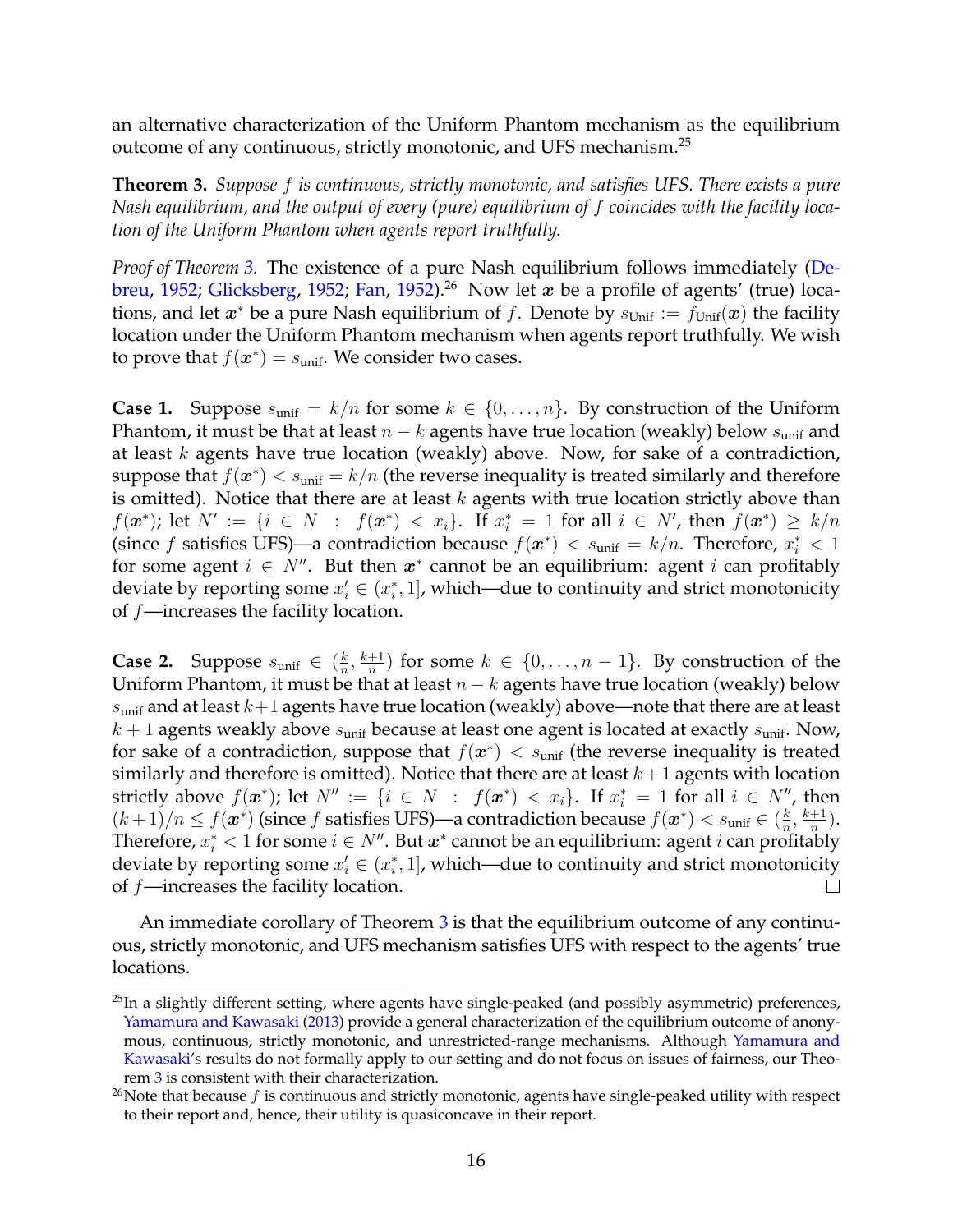an alternative characterization of the Uniform Phantom mechanism as the equilibrium outcome of any continuous, strictly monotonic, and UFS mechanism.[25]

**Theorem 3.** *Suppose $f$ is continuous, strictly monotonic, and satisfies UFS. There exists a pure Nash equilibrium, and the output of every (pure) equilibrium of $f$ coincides with the facility location of the Uniform Phantom when agents report truthfully.*

*Proof of Theorem 3.* The existence of a pure Nash equilibrium follows immediately (Debreu, 1952; Glicksberg, 1952; Fan, 1952).[26] Now let $\boldsymbol{x}$ be a profile of agents' (true) locations, and let $\boldsymbol{x}^*$ be a pure Nash equilibrium of $f$. Denote by $s_{\text{Unif}} := f_{\text{Unif}}(\boldsymbol{x})$ the facility location under the Uniform Phantom mechanism when agents report truthfully. We wish to prove that $f(\boldsymbol{x}^*) = s_{\text{unif}}$. We consider two cases.

**Case 1.** Suppose $s_{\text{unif}} = k/n$ for some $k \in \{0, \dots, n\}$. By construction of the Uniform Phantom, it must be that at least $n-k$ agents have true location (weakly) below $s_{\text{unif}}$ and at least $k$ agents have true location (weakly) above. Now, for sake of a contradiction, suppose that $f(\boldsymbol{x}^*) < s_{\text{unif}} = k/n$ (the reverse inequality is treated similarly and therefore is omitted). Notice that there are at least $k$ agents with true location strictly above than $f(\boldsymbol{x}^*)$; let $N' := \{i \in N \ : \ f(\boldsymbol{x}^*) < x_i\}$. If $x_i^* = 1$ for all $i \in N'$, then $f(\boldsymbol{x}^*) \geq k/n$ (since $f$ satisfies UFS)—a contradiction because $f(\boldsymbol{x}^*) < s_{\text{unif}} = k/n$. Therefore, $x_i^* < 1$ for some agent $i \in N''$. But then $\boldsymbol{x}^*$ cannot be an equilibrium: agent $i$ can profitably deviate by reporting some $x_i' \in (x_i^*, 1]$, which—due to continuity and strict monotonicity of $f$—increases the facility location.

**Case 2.** Suppose $s_{\text{unif}} \in (\frac{k}{n}, \frac{k+1}{n})$ for some $k \in \{0, \dots, n-1\}$. By construction of the Uniform Phantom, it must be that at least $n-k$ agents have true location (weakly) below $s_{\text{unif}}$ and at least $k+1$ agents have true location (weakly) above—note that there are at least $k+1$ agents weakly above $s_{\text{unif}}$ because at least one agent is located at exactly $s_{\text{unif}}$. Now, for sake of a contradiction, suppose that $f(\boldsymbol{x}^*) < s_{\text{unif}}$ (the reverse inequality is treated similarly and therefore is omitted). Notice that there are at least $k+1$ agents with location strictly above $f(\boldsymbol{x}^*)$; let $N'' := \{i \in N \ : \ f(\boldsymbol{x}^*) < x_i\}$. If $x_i^* = 1$ for all $i \in N''$, then $(k+1)/n \leq f(\boldsymbol{x}^*)$ (since $f$ satisfies UFS)—a contradiction because $f(\boldsymbol{x}^*) < s_{\text{unif}} \in (\frac{k}{n}, \frac{k+1}{n})$. Therefore, $x_i^* < 1$ for some $i \in N''$. But $\boldsymbol{x}^*$ cannot be an equilibrium: agent $i$ can profitably deviate by reporting some $x_i' \in (x_i^*, 1]$, which—due to continuity and strict monotonicity of $f$—increases the facility location. $\square$

An immediate corollary of Theorem 3 is that the equilibrium outcome of any continuous, strictly monotonic, and UFS mechanism satisfies UFS with respect to the agents' true locations.

---

[25] In a slightly different setting, where agents have single-peaked (and possibly asymmetric) preferences, Yamamura and Kawasaki (2013) provide a general characterization of the equilibrium outcome of anonymous, continuous, strictly monotonic, and unrestricted-range mechanisms. Although Yamamura and Kawasaki's results do not formally apply to our setting and do not focus on issues of fairness, our Theorem 3 is consistent with their characterization.

[26] Note that because $f$ is continuous and strictly monotonic, agents have single-peaked utility with respect to their report and, hence, their utility is quasiconcave in their report.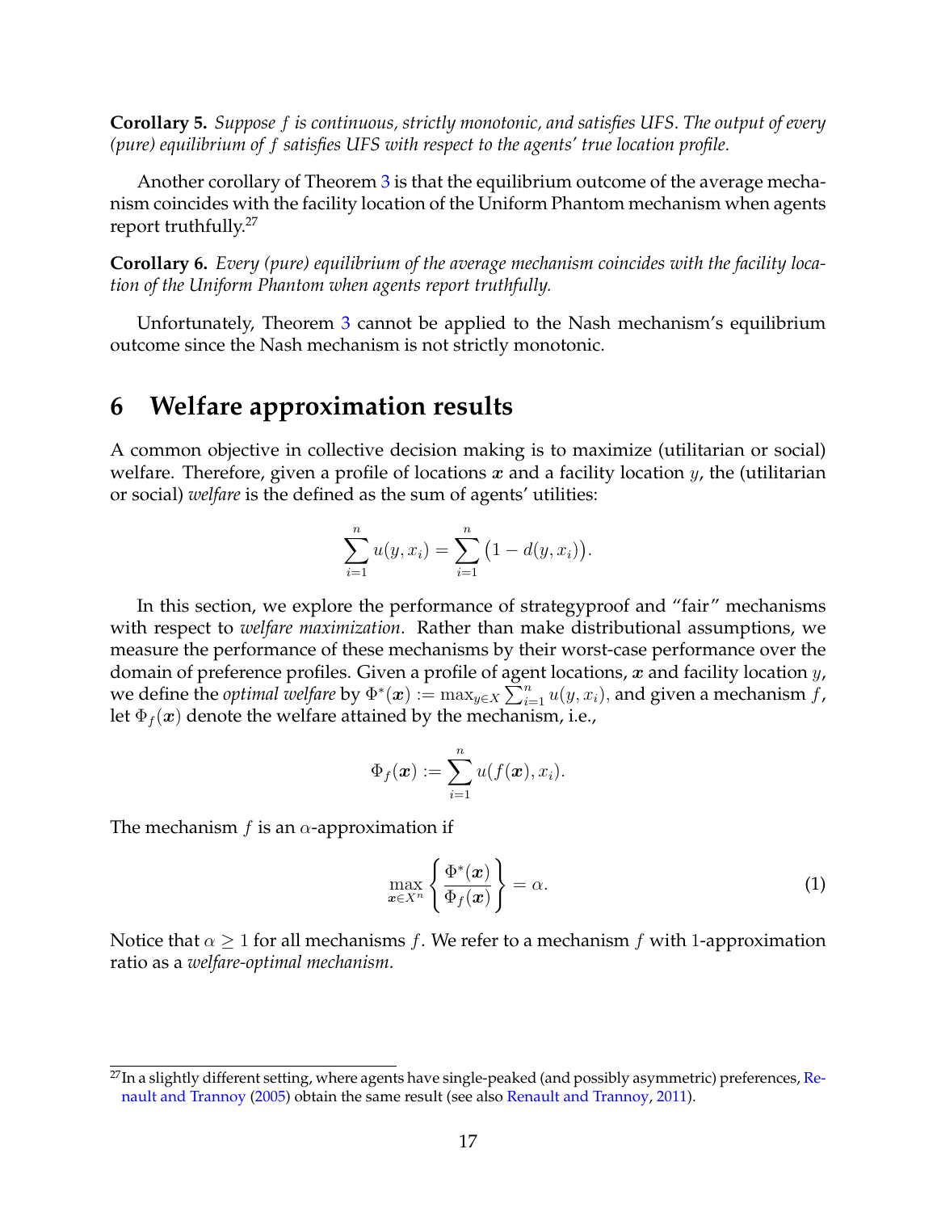**Corollary 5.** *Suppose $f$ is continuous, strictly monotonic, and satisfies UFS. The output of every (pure) equilibrium of $f$ satisfies UFS with respect to the agents' true location profile.*

Another corollary of Theorem 3 is that the equilibrium outcome of the average mechanism coincides with the facility location of the Uniform Phantom mechanism when agents report truthfully.[27]

**Corollary 6.** *Every (pure) equilibrium of the average mechanism coincides with the facility location of the Uniform Phantom when agents report truthfully.*

Unfortunately, Theorem 3 cannot be applied to the Nash mechanism's equilibrium outcome since the Nash mechanism is not strictly monotonic.

# 6 Welfare approximation results

A common objective in collective decision making is to maximize (utilitarian or social) welfare. Therefore, given a profile of locations $\boldsymbol{x}$ and a facility location $y$, the (utilitarian or social) *welfare* is the defined as the sum of agents' utilities:

$$\sum_{i=1}^{n} u(y, x_i) = \sum_{i=1}^{n} \big(1 - d(y, x_i)\big).$$

In this section, we explore the performance of strategyproof and "fair" mechanisms with respect to *welfare maximization*. Rather than make distributional assumptions, we measure the performance of these mechanisms by their worst-case performance over the domain of preference profiles. Given a profile of agent locations, $\boldsymbol{x}$ and facility location $y$, we define the *optimal welfare* by $\Phi^*(\boldsymbol{x}) := \max_{y \in X} \sum_{i=1}^{n} u(y, x_i)$, and given a mechanism $f$, let $\Phi_f(\boldsymbol{x})$ denote the welfare attained by the mechanism, i.e.,

$$\Phi_f(\boldsymbol{x}) := \sum_{i=1}^{n} u(f(\boldsymbol{x}), x_i).$$

The mechanism $f$ is an $\alpha$-approximation if

$$\max_{\boldsymbol{x} \in X^n} \left\{ \frac{\Phi^*(\boldsymbol{x})}{\Phi_f(\boldsymbol{x})} \right\} = \alpha. \tag{1}$$

Notice that $\alpha \geq 1$ for all mechanisms $f$. We refer to a mechanism $f$ with 1-approximation ratio as a *welfare-optimal mechanism*.

[27] In a slightly different setting, where agents have single-peaked (and possibly asymmetric) preferences, Renault and Trannoy (2005) obtain the same result (see also Renault and Trannoy, 2011).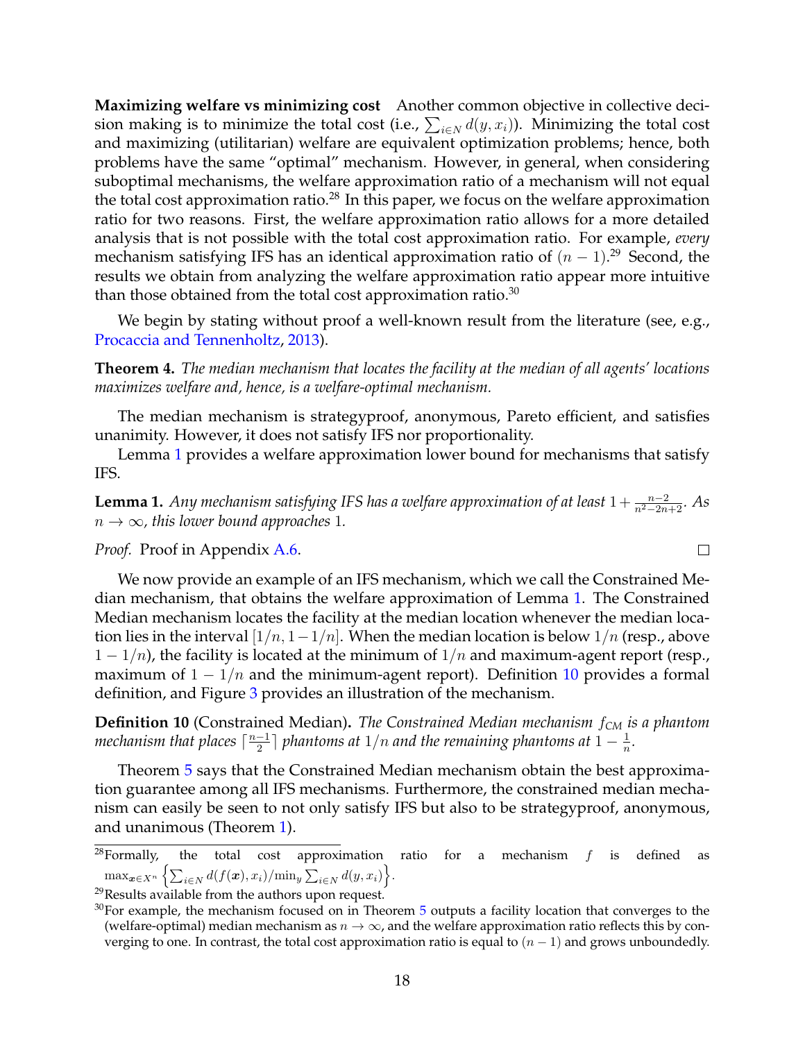**Maximizing welfare vs minimizing cost** Another common objective in collective decision making is to minimize the total cost (i.e., $\sum_{i \in N} d(y, x_i)$). Minimizing the total cost and maximizing (utilitarian) welfare are equivalent optimization problems; hence, both problems have the same "optimal" mechanism. However, in general, when considering suboptimal mechanisms, the welfare approximation ratio of a mechanism will not equal the total cost approximation ratio.[28] In this paper, we focus on the welfare approximation ratio for two reasons. First, the welfare approximation ratio allows for a more detailed analysis that is not possible with the total cost approximation ratio. For example, *every* mechanism satisfying IFS has an identical approximation ratio of $(n-1)$.[29] Second, the results we obtain from analyzing the welfare approximation ratio appear more intuitive than those obtained from the total cost approximation ratio.[30]

We begin by stating without proof a well-known result from the literature (see, e.g., Procaccia and Tennenholtz, 2013).

**Theorem 4.** *The median mechanism that locates the facility at the median of all agents' locations maximizes welfare and, hence, is a welfare-optimal mechanism.*

The median mechanism is strategyproof, anonymous, Pareto efficient, and satisfies unanimity. However, it does not satisfy IFS nor proportionality.

Lemma 1 provides a welfare approximation lower bound for mechanisms that satisfy IFS.

**Lemma 1.** *Any mechanism satisfying IFS has a welfare approximation of at least $1 + \frac{n-2}{n^2-2n+2}$. As $n \to \infty$, this lower bound approaches 1.*

*Proof.* Proof in Appendix A.6. □

We now provide an example of an IFS mechanism, which we call the Constrained Median mechanism, that obtains the welfare approximation of Lemma 1. The Constrained Median mechanism locates the facility at the median location whenever the median location lies in the interval $[1/n, 1-1/n]$. When the median location is below $1/n$ (resp., above $1-1/n$), the facility is located at the minimum of $1/n$ and maximum-agent report (resp., maximum of $1-1/n$ and the minimum-agent report). Definition 10 provides a formal definition, and Figure 3 provides an illustration of the mechanism.

**Definition 10** (Constrained Median)**.** *The Constrained Median mechanism $f_{CM}$ is a phantom mechanism that places $\lceil \frac{n-1}{2} \rceil$ phantoms at $1/n$ and the remaining phantoms at $1 - \frac{1}{n}$.*

Theorem 5 says that the Constrained Median mechanism obtain the best approximation guarantee among all IFS mechanisms. Furthermore, the constrained median mechanism can easily be seen to not only satisfy IFS but also to be strategyproof, anonymous, and unanimous (Theorem 1).

[28] Formally, the total cost approximation ratio for a mechanism $f$ is defined as $\max_{\boldsymbol{x} \in X^n} \left\{ \sum_{i \in N} d(f(\boldsymbol{x}), x_i) / \min_y \sum_{i \in N} d(y, x_i) \right\}$.

[29] Results available from the authors upon request.

[30] For example, the mechanism focused on in Theorem 5 outputs a facility location that converges to the (welfare-optimal) median mechanism as $n \to \infty$, and the welfare approximation ratio reflects this by converging to one. In contrast, the total cost approximation ratio is equal to $(n-1)$ and grows unboundedly.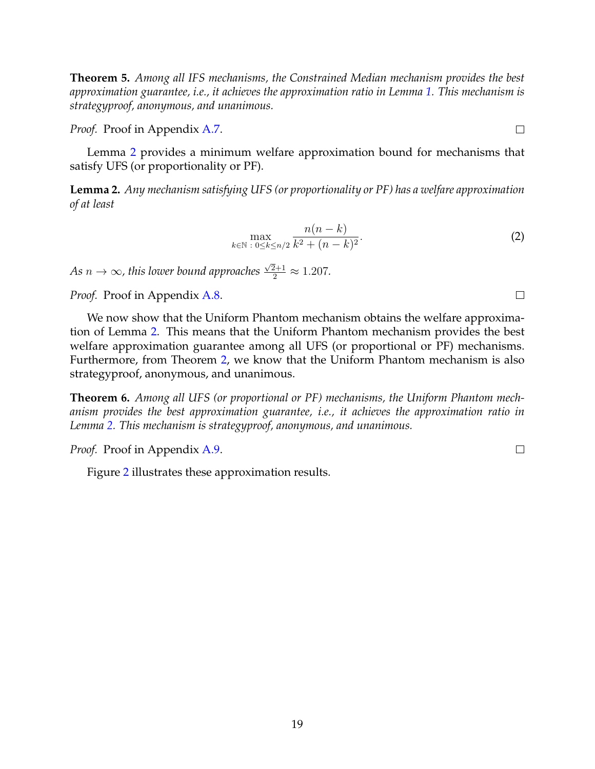**Theorem 5.** *Among all IFS mechanisms, the Constrained Median mechanism provides the best approximation guarantee, i.e., it achieves the approximation ratio in Lemma 1. This mechanism is strategyproof, anonymous, and unanimous.*

*Proof.* Proof in Appendix A.7. □

Lemma 2 provides a minimum welfare approximation bound for mechanisms that satisfy UFS (or proportionality or PF).

**Lemma 2.** *Any mechanism satisfying UFS (or proportionality or PF) has a welfare approximation of at least*

$$\max_{k \in \mathbb{N}\,:\,0 \leq k \leq n/2} \frac{n(n-k)}{k^2 + (n-k)^2}. \tag{2}$$

*As $n \to \infty$, this lower bound approaches $\frac{\sqrt{2}+1}{2} \approx 1.207$.*

*Proof.* Proof in Appendix A.8. □

We now show that the Uniform Phantom mechanism obtains the welfare approximation of Lemma 2. This means that the Uniform Phantom mechanism provides the best welfare approximation guarantee among all UFS (or proportional or PF) mechanisms. Furthermore, from Theorem 2, we know that the Uniform Phantom mechanism is also strategyproof, anonymous, and unanimous.

**Theorem 6.** *Among all UFS (or proportional or PF) mechanisms, the Uniform Phantom mechanism provides the best approximation guarantee, i.e., it achieves the approximation ratio in Lemma 2. This mechanism is strategyproof, anonymous, and unanimous.*

*Proof.* Proof in Appendix A.9. □

Figure 2 illustrates these approximation results.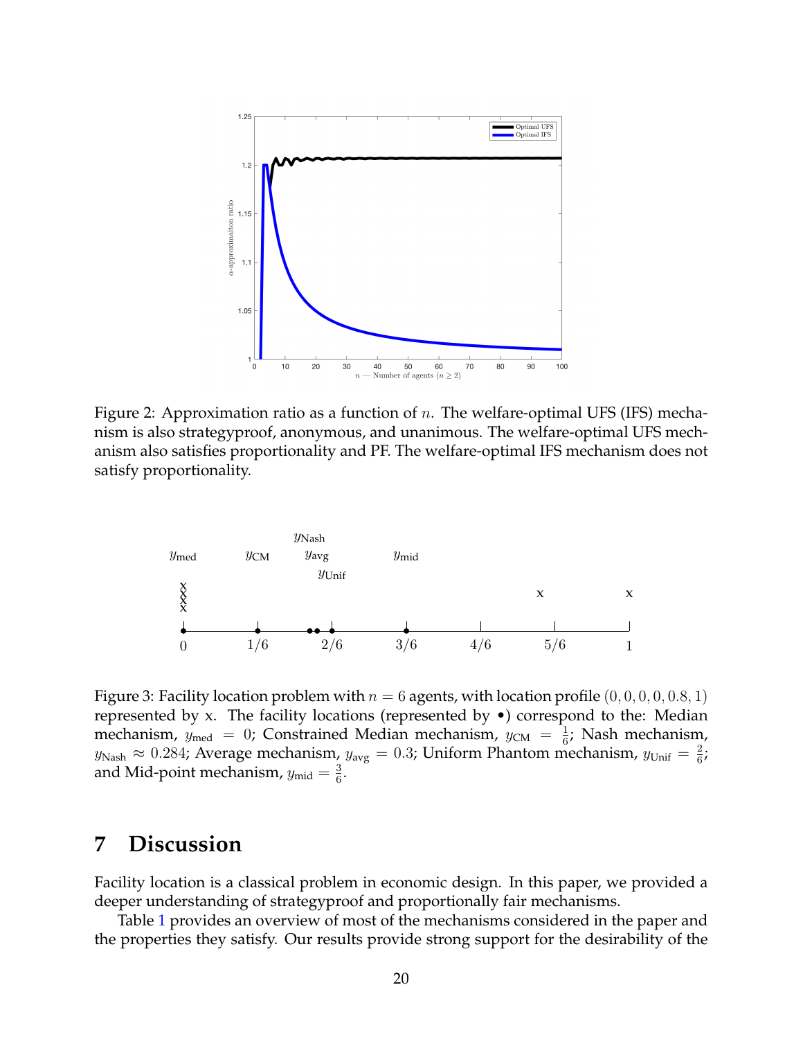Figure 2: Approximation ratio as a function of $n$. The welfare-optimal UFS (IFS) mechanism is also strategyproof, anonymous, and unanimous. The welfare-optimal UFS mechanism also satisfies proportionality and PF. The welfare-optimal IFS mechanism does not satisfy proportionality.

Figure 3: Facility location problem with $n = 6$ agents, with location profile $(0, 0, 0, 0, 0.8, 1)$ represented by x. The facility locations (represented by •) correspond to the: Median mechanism, $y_{\text{med}} = 0$; Constrained Median mechanism, $y_{\text{CM}} = \frac{1}{6}$; Nash mechanism, $y_{\text{Nash}} \approx 0.284$; Average mechanism, $y_{\text{avg}} = 0.3$; Uniform Phantom mechanism, $y_{\text{Unif}} = \frac{2}{6}$; and Mid-point mechanism, $y_{\text{mid}} = \frac{3}{6}$.

# 7 Discussion

Facility location is a classical problem in economic design. In this paper, we provided a deeper understanding of strategyproof and proportionally fair mechanisms.

Table 1 provides an overview of most of the mechanisms considered in the paper and the properties they satisfy. Our results provide strong support for the desirability of the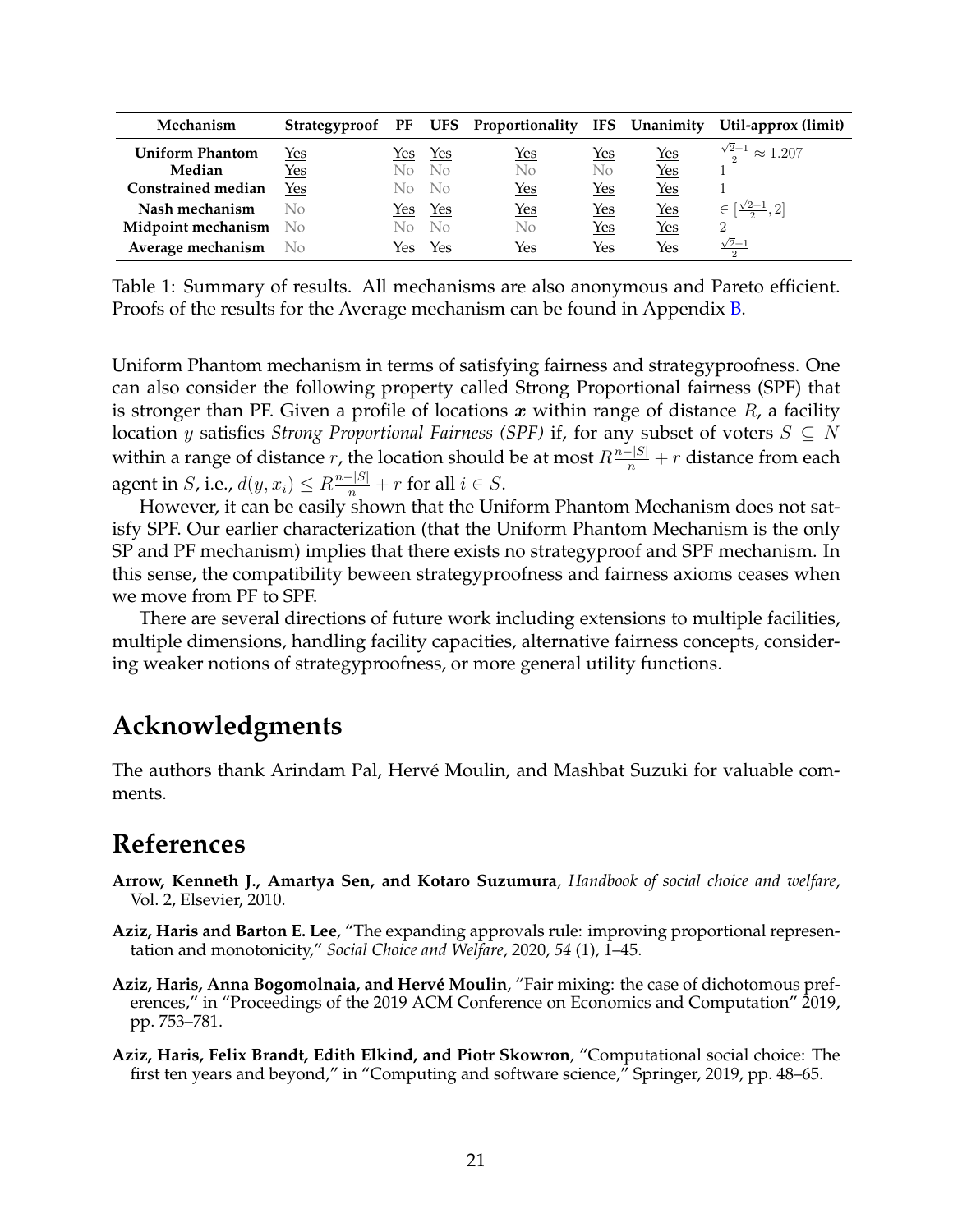| Mechanism | Strategyproof | PF | UFS | Proportionality | IFS | Unanimity | Util-approx (limit) |
|---|---|---|---|---|---|---|---|
| **Uniform Phantom** | Yes | Yes | Yes | Yes | Yes | Yes | $\frac{\sqrt{2}+1}{2} \approx 1.207$ |
| **Median** | Yes | No | No | No | No | Yes | 1 |
| **Constrained median** | Yes | No | No | Yes | Yes | Yes | 1 |
| **Nash mechanism** | No | Yes | Yes | Yes | Yes | Yes | $\in [\frac{\sqrt{2}+1}{2}, 2]$ |
| **Midpoint mechanism** | No | No | No | No | Yes | Yes | 2 |
| **Average mechanism** | No | Yes | Yes | Yes | Yes | Yes | $\frac{\sqrt{2}+1}{2}$ |

Table 1: Summary of results. All mechanisms are also anonymous and Pareto efficient. Proofs of the results for the Average mechanism can be found in Appendix B.

Uniform Phantom mechanism in terms of satisfying fairness and strategyproofness. One can also consider the following property called Strong Proportional fairness (SPF) that is stronger than PF. Given a profile of locations $\boldsymbol{x}$ within range of distance $R$, a facility location $y$ satisfies *Strong Proportional Fairness (SPF)* if, for any subset of voters $S \subseteq N$ within a range of distance $r$, the location should be at most $R\frac{n-|S|}{n} + r$ distance from each agent in $S$, i.e., $d(y, x_i) \leq R\frac{n-|S|}{n} + r$ for all $i \in S$.

However, it can be easily shown that the Uniform Phantom Mechanism does not satisfy SPF. Our earlier characterization (that the Uniform Phantom Mechanism is the only SP and PF mechanism) implies that there exists no strategyproof and SPF mechanism. In this sense, the compatibility beween strategyproofness and fairness axioms ceases when we move from PF to SPF.

There are several directions of future work including extensions to multiple facilities, multiple dimensions, handling facility capacities, alternative fairness concepts, considering weaker notions of strategyproofness, or more general utility functions.

## Acknowledgments

The authors thank Arindam Pal, Hervé Moulin, and Mashbat Suzuki for valuable comments.

## References

**Arrow, Kenneth J., Amartya Sen, and Kotaro Suzumura**, *Handbook of social choice and welfare*, Vol. 2, Elsevier, 2010.

**Aziz, Haris and Barton E. Lee**, "The expanding approvals rule: improving proportional representation and monotonicity," *Social Choice and Welfare*, 2020, *54* (1), 1–45.

**Aziz, Haris, Anna Bogomolnaia, and Hervé Moulin**, "Fair mixing: the case of dichotomous preferences," in "Proceedings of the 2019 ACM Conference on Economics and Computation" 2019, pp. 753–781.

**Aziz, Haris, Felix Brandt, Edith Elkind, and Piotr Skowron**, "Computational social choice: The first ten years and beyond," in "Computing and software science," Springer, 2019, pp. 48–65.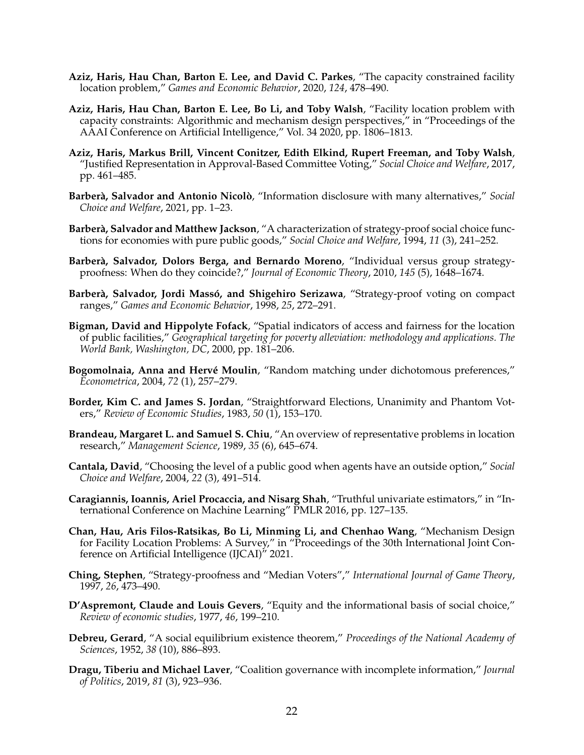**Aziz, Haris, Hau Chan, Barton E. Lee, and David C. Parkes**, "The capacity constrained facility location problem," *Games and Economic Behavior*, 2020, *124*, 478–490.

**Aziz, Haris, Hau Chan, Barton E. Lee, Bo Li, and Toby Walsh**, "Facility location problem with capacity constraints: Algorithmic and mechanism design perspectives," in "Proceedings of the AAAI Conference on Artificial Intelligence," Vol. 34 2020, pp. 1806–1813.

**Aziz, Haris, Markus Brill, Vincent Conitzer, Edith Elkind, Rupert Freeman, and Toby Walsh**, "Justified Representation in Approval-Based Committee Voting," *Social Choice and Welfare*, 2017, pp. 461–485.

**Barberà, Salvador and Antonio Nicolò**, "Information disclosure with many alternatives," *Social Choice and Welfare*, 2021, pp. 1–23.

**Barberà, Salvador and Matthew Jackson**, "A characterization of strategy-proof social choice functions for economies with pure public goods," *Social Choice and Welfare*, 1994, *11* (3), 241–252.

**Barberà, Salvador, Dolors Berga, and Bernardo Moreno**, "Individual versus group strategy-proofness: When do they coincide?," *Journal of Economic Theory*, 2010, *145* (5), 1648–1674.

**Barberà, Salvador, Jordi Massó, and Shigehiro Serizawa**, "Strategy-proof voting on compact ranges," *Games and Economic Behavior*, 1998, *25*, 272–291.

**Bigman, David and Hippolyte Fofack**, "Spatial indicators of access and fairness for the location of public facilities," *Geographical targeting for poverty alleviation: methodology and applications. The World Bank, Washington, DC*, 2000, pp. 181–206.

**Bogomolnaia, Anna and Hervé Moulin**, "Random matching under dichotomous preferences," *Econometrica*, 2004, *72* (1), 257–279.

**Border, Kim C. and James S. Jordan**, "Straightforward Elections, Unanimity and Phantom Voters," *Review of Economic Studies*, 1983, *50* (1), 153–170.

**Brandeau, Margaret L. and Samuel S. Chiu**, "An overview of representative problems in location research," *Management Science*, 1989, *35* (6), 645–674.

**Cantala, David**, "Choosing the level of a public good when agents have an outside option," *Social Choice and Welfare*, 2004, *22* (3), 491–514.

**Caragiannis, Ioannis, Ariel Procaccia, and Nisarg Shah**, "Truthful univariate estimators," in "International Conference on Machine Learning" PMLR 2016, pp. 127–135.

**Chan, Hau, Aris Filos-Ratsikas, Bo Li, Minming Li, and Chenhao Wang**, "Mechanism Design for Facility Location Problems: A Survey," in "Proceedings of the 30th International Joint Conference on Artificial Intelligence (IJCAI)" 2021.

**Ching, Stephen**, "Strategy-proofness and "Median Voters"," *International Journal of Game Theory*, 1997, *26*, 473–490.

**D'Aspremont, Claude and Louis Gevers**, "Equity and the informational basis of social choice," *Review of economic studies*, 1977, *46*, 199–210.

**Debreu, Gerard**, "A social equilibrium existence theorem," *Proceedings of the National Academy of Sciences*, 1952, *38* (10), 886–893.

**Dragu, Tiberiu and Michael Laver**, "Coalition governance with incomplete information," *Journal of Politics*, 2019, *81* (3), 923–936.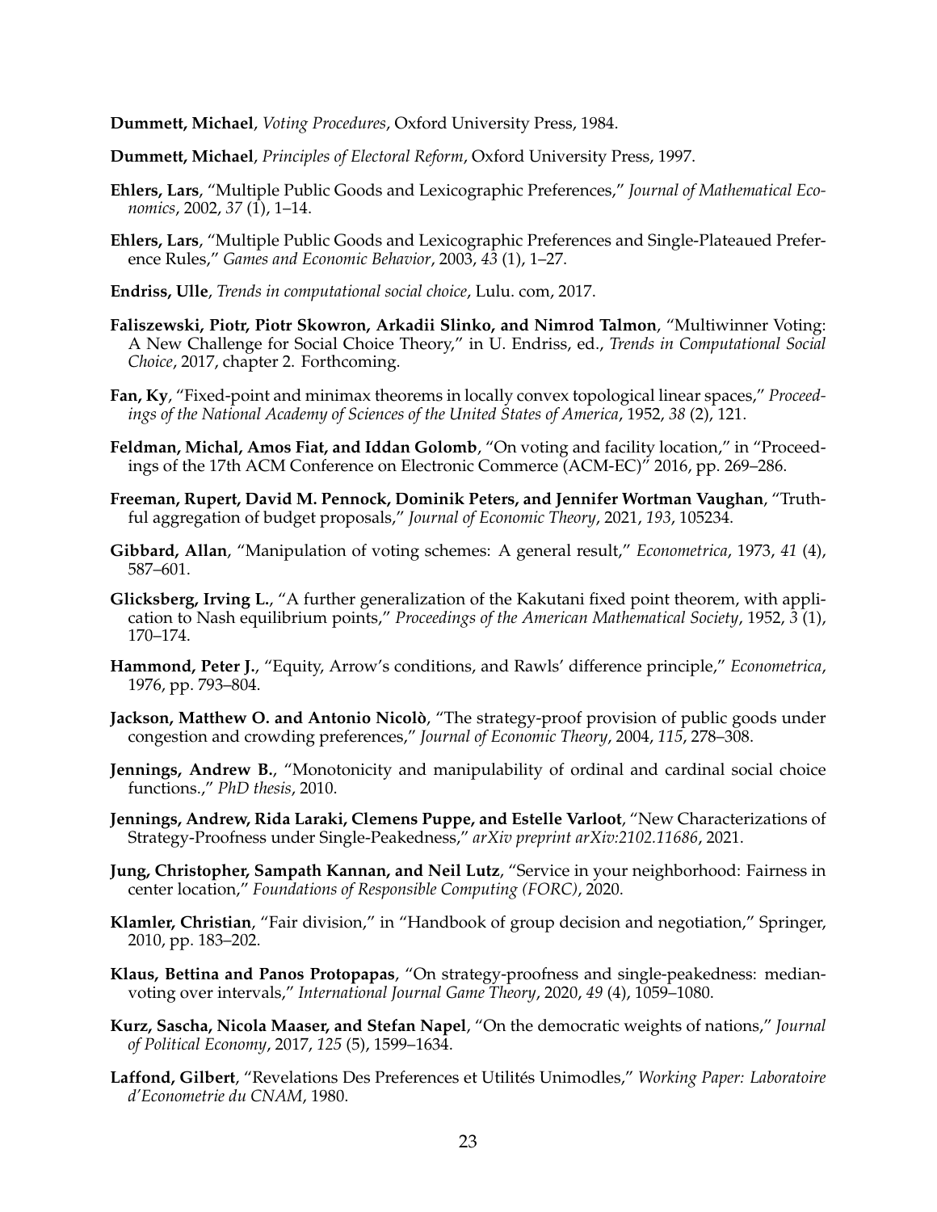**Dummett, Michael**, *Voting Procedures*, Oxford University Press, 1984.

**Dummett, Michael**, *Principles of Electoral Reform*, Oxford University Press, 1997.

**Ehlers, Lars**, "Multiple Public Goods and Lexicographic Preferences," *Journal of Mathematical Economics*, 2002, *37* (1), 1–14.

**Ehlers, Lars**, "Multiple Public Goods and Lexicographic Preferences and Single-Plateaued Preference Rules," *Games and Economic Behavior*, 2003, *43* (1), 1–27.

**Endriss, Ulle**, *Trends in computational social choice*, Lulu. com, 2017.

**Faliszewski, Piotr, Piotr Skowron, Arkadii Slinko, and Nimrod Talmon**, "Multiwinner Voting: A New Challenge for Social Choice Theory," in U. Endriss, ed., *Trends in Computational Social Choice*, 2017, chapter 2. Forthcoming.

**Fan, Ky**, "Fixed-point and minimax theorems in locally convex topological linear spaces," *Proceedings of the National Academy of Sciences of the United States of America*, 1952, *38* (2), 121.

**Feldman, Michal, Amos Fiat, and Iddan Golomb**, "On voting and facility location," in "Proceedings of the 17th ACM Conference on Electronic Commerce (ACM-EC)" 2016, pp. 269–286.

**Freeman, Rupert, David M. Pennock, Dominik Peters, and Jennifer Wortman Vaughan**, "Truthful aggregation of budget proposals," *Journal of Economic Theory*, 2021, *193*, 105234.

**Gibbard, Allan**, "Manipulation of voting schemes: A general result," *Econometrica*, 1973, *41* (4), 587–601.

**Glicksberg, Irving L.**, "A further generalization of the Kakutani fixed point theorem, with application to Nash equilibrium points," *Proceedings of the American Mathematical Society*, 1952, *3* (1), 170–174.

**Hammond, Peter J.**, "Equity, Arrow's conditions, and Rawls' difference principle," *Econometrica*, 1976, pp. 793–804.

**Jackson, Matthew O. and Antonio Nicolò**, "The strategy-proof provision of public goods under congestion and crowding preferences," *Journal of Economic Theory*, 2004, *115*, 278–308.

**Jennings, Andrew B.**, "Monotonicity and manipulability of ordinal and cardinal social choice functions.," *PhD thesis*, 2010.

**Jennings, Andrew, Rida Laraki, Clemens Puppe, and Estelle Varloot**, "New Characterizations of Strategy-Proofness under Single-Peakedness," *arXiv preprint arXiv:2102.11686*, 2021.

**Jung, Christopher, Sampath Kannan, and Neil Lutz**, "Service in your neighborhood: Fairness in center location," *Foundations of Responsible Computing (FORC)*, 2020.

**Klamler, Christian**, "Fair division," in "Handbook of group decision and negotiation," Springer, 2010, pp. 183–202.

**Klaus, Bettina and Panos Protopapas**, "On strategy-proofness and single-peakedness: median-voting over intervals," *International Journal Game Theory*, 2020, *49* (4), 1059–1080.

**Kurz, Sascha, Nicola Maaser, and Stefan Napel**, "On the democratic weights of nations," *Journal of Political Economy*, 2017, *125* (5), 1599–1634.

**Laffond, Gilbert**, "Revelations Des Preferences et Utilités Unimodles," *Working Paper: Laboratoire d'Econometrie du CNAM*, 1980.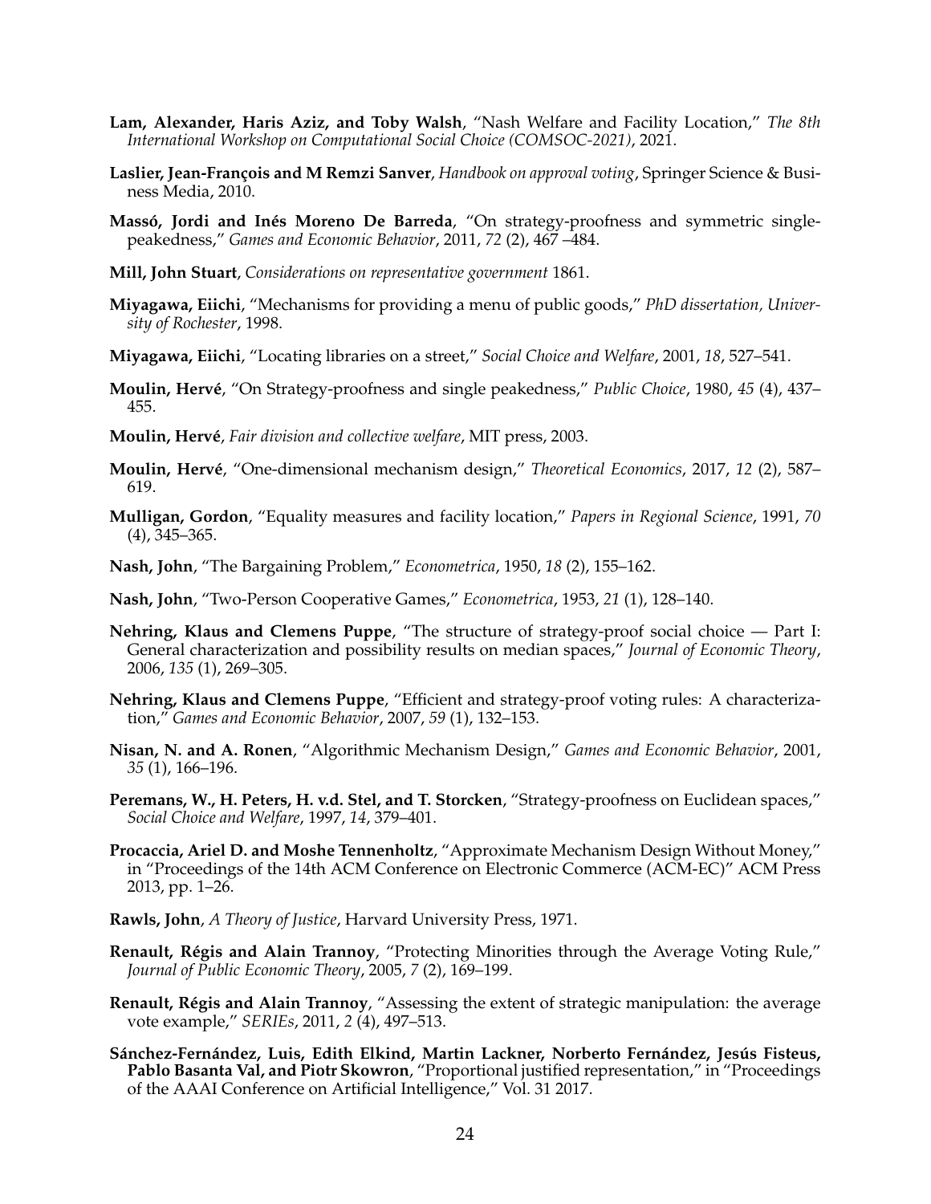**Lam, Alexander, Haris Aziz, and Toby Walsh**, "Nash Welfare and Facility Location," *The 8th International Workshop on Computational Social Choice (COMSOC-2021)*, 2021.

**Laslier, Jean-François and M Remzi Sanver**, *Handbook on approval voting*, Springer Science & Business Media, 2010.

**Massó, Jordi and Inés Moreno De Barreda**, "On strategy-proofness and symmetric single-peakedness," *Games and Economic Behavior*, 2011, *72* (2), 467 –484.

**Mill, John Stuart**, *Considerations on representative government* 1861.

**Miyagawa, Eiichi**, "Mechanisms for providing a menu of public goods," *PhD dissertation, University of Rochester*, 1998.

**Miyagawa, Eiichi**, "Locating libraries on a street," *Social Choice and Welfare*, 2001, *18*, 527–541.

**Moulin, Hervé**, "On Strategy-proofness and single peakedness," *Public Choice*, 1980, *45* (4), 437–455.

**Moulin, Hervé**, *Fair division and collective welfare*, MIT press, 2003.

**Moulin, Hervé**, "One-dimensional mechanism design," *Theoretical Economics*, 2017, *12* (2), 587–619.

**Mulligan, Gordon**, "Equality measures and facility location," *Papers in Regional Science*, 1991, *70* (4), 345–365.

**Nash, John**, "The Bargaining Problem," *Econometrica*, 1950, *18* (2), 155–162.

**Nash, John**, "Two-Person Cooperative Games," *Econometrica*, 1953, *21* (1), 128–140.

**Nehring, Klaus and Clemens Puppe**, "The structure of strategy-proof social choice — Part I: General characterization and possibility results on median spaces," *Journal of Economic Theory*, 2006, *135* (1), 269–305.

**Nehring, Klaus and Clemens Puppe**, "Efficient and strategy-proof voting rules: A characterization," *Games and Economic Behavior*, 2007, *59* (1), 132–153.

**Nisan, N. and A. Ronen**, "Algorithmic Mechanism Design," *Games and Economic Behavior*, 2001, *35* (1), 166–196.

**Peremans, W., H. Peters, H. v.d. Stel, and T. Storcken**, "Strategy-proofness on Euclidean spaces," *Social Choice and Welfare*, 1997, *14*, 379–401.

**Procaccia, Ariel D. and Moshe Tennenholtz**, "Approximate Mechanism Design Without Money," in "Proceedings of the 14th ACM Conference on Electronic Commerce (ACM-EC)" ACM Press 2013, pp. 1–26.

**Rawls, John**, *A Theory of Justice*, Harvard University Press, 1971.

**Renault, Régis and Alain Trannoy**, "Protecting Minorities through the Average Voting Rule," *Journal of Public Economic Theory*, 2005, *7* (2), 169–199.

**Renault, Régis and Alain Trannoy**, "Assessing the extent of strategic manipulation: the average vote example," *SERIEs*, 2011, *2* (4), 497–513.

**Sánchez-Fernández, Luis, Edith Elkind, Martin Lackner, Norberto Fernández, Jesús Fisteus, Pablo Basanta Val, and Piotr Skowron**, "Proportional justified representation," in "Proceedings of the AAAI Conference on Artificial Intelligence," Vol. 31 2017.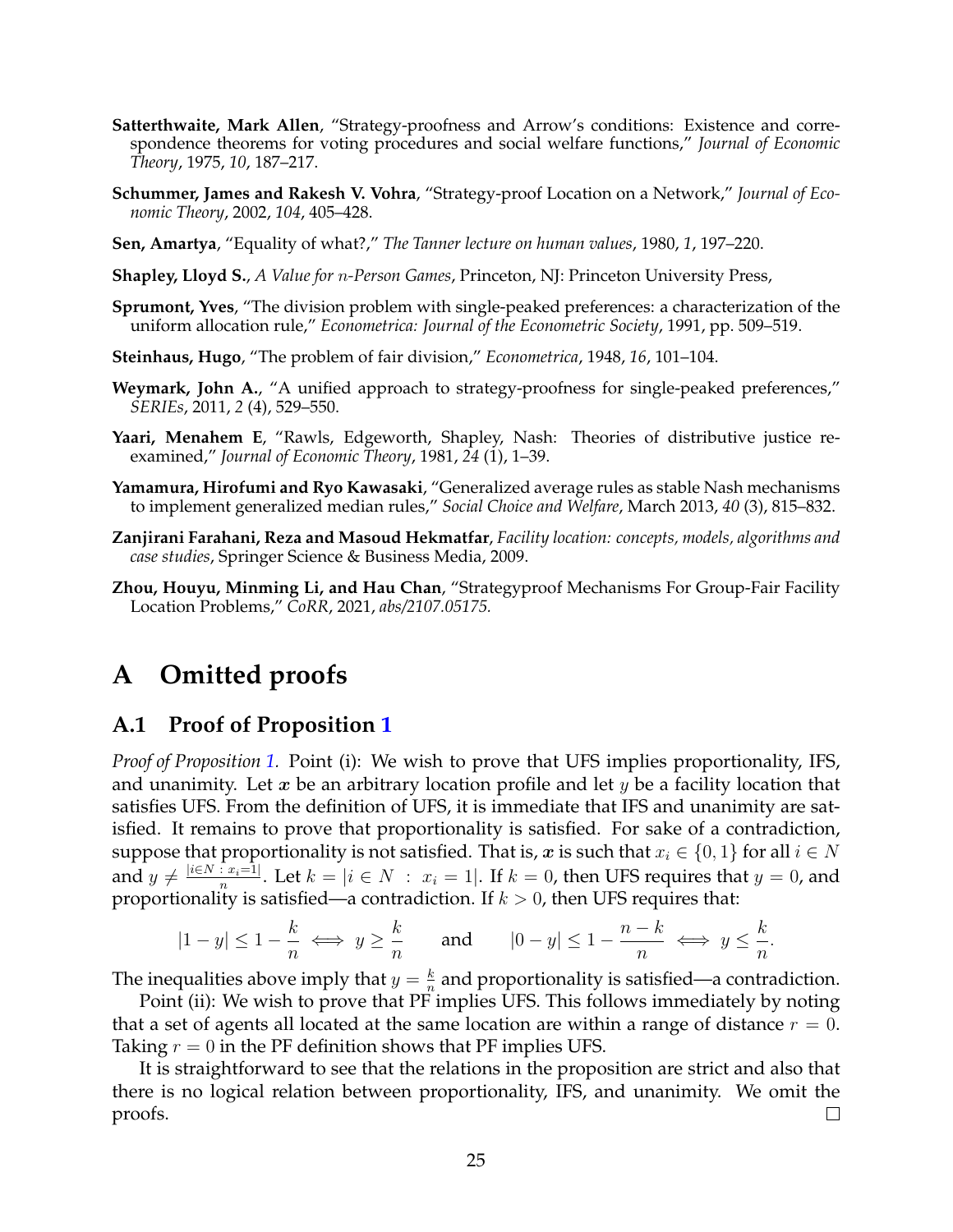**Satterthwaite, Mark Allen**, "Strategy-proofness and Arrow's conditions: Existence and correspondence theorems for voting procedures and social welfare functions," *Journal of Economic Theory*, 1975, *10*, 187–217.

**Schummer, James and Rakesh V. Vohra**, "Strategy-proof Location on a Network," *Journal of Economic Theory*, 2002, *104*, 405–428.

**Sen, Amartya**, "Equality of what?," *The Tanner lecture on human values*, 1980, *1*, 197–220.

**Shapley, Lloyd S.**, *A Value for n-Person Games*, Princeton, NJ: Princeton University Press,

**Sprumont, Yves**, "The division problem with single-peaked preferences: a characterization of the uniform allocation rule," *Econometrica: Journal of the Econometric Society*, 1991, pp. 509–519.

**Steinhaus, Hugo**, "The problem of fair division," *Econometrica*, 1948, *16*, 101–104.

**Weymark, John A.**, "A unified approach to strategy-proofness for single-peaked preferences," *SERIEs*, 2011, *2* (4), 529–550.

**Yaari, Menahem E**, "Rawls, Edgeworth, Shapley, Nash: Theories of distributive justice re-examined," *Journal of Economic Theory*, 1981, *24* (1), 1–39.

**Yamamura, Hirofumi and Ryo Kawasaki**, "Generalized average rules as stable Nash mechanisms to implement generalized median rules," *Social Choice and Welfare*, March 2013, *40* (3), 815–832.

**Zanjirani Farahani, Reza and Masoud Hekmatfar**, *Facility location: concepts, models, algorithms and case studies*, Springer Science & Business Media, 2009.

**Zhou, Houyu, Minming Li, and Hau Chan**, "Strategyproof Mechanisms For Group-Fair Facility Location Problems," *CoRR*, 2021, *abs/2107.05175.*

# A Omitted proofs

## A.1 Proof of Proposition 1

*Proof of Proposition 1.* Point (i): We wish to prove that UFS implies proportionality, IFS, and unanimity. Let $\boldsymbol{x}$ be an arbitrary location profile and let $y$ be a facility location that satisfies UFS. From the definition of UFS, it is immediate that IFS and unanimity are satisfied. It remains to prove that proportionality is satisfied. For sake of a contradiction, suppose that proportionality is not satisfied. That is, $\boldsymbol{x}$ is such that $x_i \in \{0, 1\}$ for all $i \in N$ and $y \neq \frac{|i \in N \,:\, x_i = 1|}{n}$. Let $k = |i \in N \;:\; x_i = 1|$. If $k = 0$, then UFS requires that $y = 0$, and proportionality is satisfied—a contradiction. If $k > 0$, then UFS requires that:

$$|1 - y| \leq 1 - \frac{k}{n} \iff y \geq \frac{k}{n} \qquad \text{and} \qquad |0 - y| \leq 1 - \frac{n-k}{n} \iff y \leq \frac{k}{n}.$$

The inequalities above imply that $y = \frac{k}{n}$ and proportionality is satisfied—a contradiction.

Point (ii): We wish to prove that PF implies UFS. This follows immediately by noting that a set of agents all located at the same location are within a range of distance $r = 0$. Taking $r = 0$ in the PF definition shows that PF implies UFS.

It is straightforward to see that the relations in the proposition are strict and also that there is no logical relation between proportionality, IFS, and unanimity. We omit the proofs. □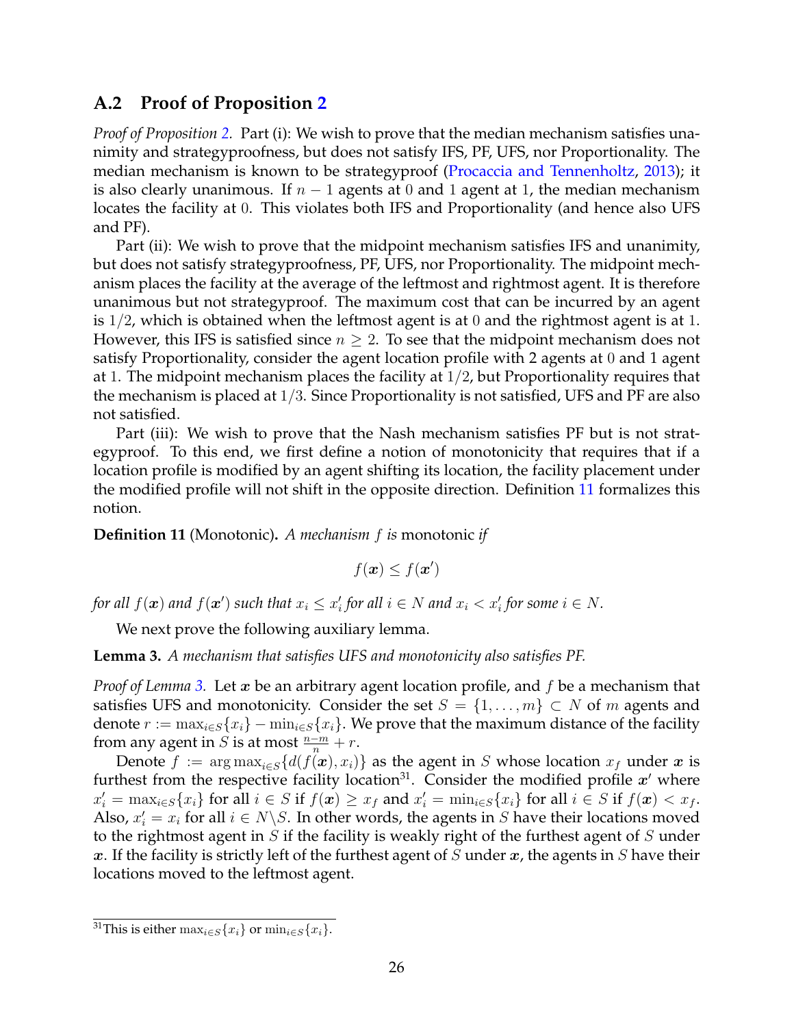## A.2 Proof of Proposition 2

*Proof of Proposition 2.* Part (i): We wish to prove that the median mechanism satisfies unanimity and strategyproofness, but does not satisfy IFS, PF, UFS, nor Proportionality. The median mechanism is known to be strategyproof (Procaccia and Tennenholtz, 2013); it is also clearly unanimous. If $n-1$ agents at $0$ and $1$ agent at $1$, the median mechanism locates the facility at $0$. This violates both IFS and Proportionality (and hence also UFS and PF).

Part (ii): We wish to prove that the midpoint mechanism satisfies IFS and unanimity, but does not satisfy strategyproofness, PF, UFS, nor Proportionality. The midpoint mechanism places the facility at the average of the leftmost and rightmost agent. It is therefore unanimous but not strategyproof. The maximum cost that can be incurred by an agent is $1/2$, which is obtained when the leftmost agent is at $0$ and the rightmost agent is at $1$. However, this IFS is satisfied since $n \geq 2$. To see that the midpoint mechanism does not satisfy Proportionality, consider the agent location profile with 2 agents at $0$ and 1 agent at $1$. The midpoint mechanism places the facility at $1/2$, but Proportionality requires that the mechanism is placed at $1/3$. Since Proportionality is not satisfied, UFS and PF are also not satisfied.

Part (iii): We wish to prove that the Nash mechanism satisfies PF but is not strategyproof. To this end, we first define a notion of monotonicity that requires that if a location profile is modified by an agent shifting its location, the facility placement under the modified profile will not shift in the opposite direction. Definition 11 formalizes this notion.

**Definition 11** (Monotonic)**.** *A mechanism $f$ is* monotonic *if*

$$f(\boldsymbol{x}) \leq f(\boldsymbol{x}')$$

*for all $f(\boldsymbol{x})$ and $f(\boldsymbol{x}')$ such that $x_i \leq x'_i$ for all $i \in N$ and $x_i < x'_i$ for some $i \in N$.*

We next prove the following auxiliary lemma.

**Lemma 3.** *A mechanism that satisfies UFS and monotonicity also satisfies PF.*

*Proof of Lemma 3.* Let $\boldsymbol{x}$ be an arbitrary agent location profile, and $f$ be a mechanism that satisfies UFS and monotonicity. Consider the set $S = \{1, \ldots, m\} \subset N$ of $m$ agents and denote $r := \max_{i \in S}\{x_i\} - \min_{i \in S}\{x_i\}$. We prove that the maximum distance of the facility from any agent in $S$ is at most $\frac{n-m}{n} + r$.

Denote $f := \arg\max_{i \in S}\{d(f(\boldsymbol{x}), x_i)\}$ as the agent in $S$ whose location $x_f$ under $\boldsymbol{x}$ is furthest from the respective facility location[31]. Consider the modified profile $\boldsymbol{x}'$ where $x'_i = \max_{i \in S}\{x_i\}$ for all $i \in S$ if $f(\boldsymbol{x}) \geq x_f$ and $x'_i = \min_{i \in S}\{x_i\}$ for all $i \in S$ if $f(\boldsymbol{x}) < x_f$. Also, $x'_i = x_i$ for all $i \in N \backslash S$. In other words, the agents in $S$ have their locations moved to the rightmost agent in $S$ if the facility is weakly right of the furthest agent of $S$ under $\boldsymbol{x}$. If the facility is strictly left of the furthest agent of $S$ under $\boldsymbol{x}$, the agents in $S$ have their locations moved to the leftmost agent.

[31] This is either $\max_{i \in S}\{x_i\}$ or $\min_{i \in S}\{x_i\}$.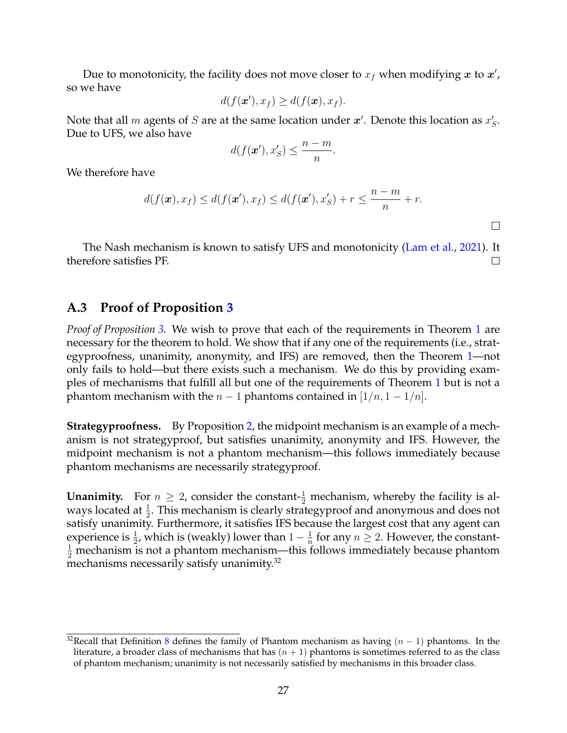Due to monotonicity, the facility does not move closer to $x_f$ when modifying $\boldsymbol{x}$ to $\boldsymbol{x}'$, so we have

$$d(f(\boldsymbol{x}'), x_f) \geq d(f(\boldsymbol{x}), x_f).$$

Note that all $m$ agents of $S$ are at the same location under $\boldsymbol{x}'$. Denote this location as $x'_S$. Due to UFS, we also have

$$d(f(\boldsymbol{x}'), x'_S) \leq \frac{n-m}{n}.$$

We therefore have

$$d(f(\boldsymbol{x}), x_f) \leq d(f(\boldsymbol{x}'), x_f) \leq d(f(\boldsymbol{x}'), x'_S) + r \leq \frac{n-m}{n} + r.$$

□

The Nash mechanism is known to satisfy UFS and monotonicity (Lam et al., 2021). It therefore satisfies PF. □

## A.3 Proof of Proposition 3

*Proof of Proposition 3.* We wish to prove that each of the requirements in Theorem 1 are necessary for the theorem to hold. We show that if any one of the requirements (i.e., strategyproofness, unanimity, anonymity, and IFS) are removed, then the Theorem 1—not only fails to hold—but there exists such a mechanism. We do this by providing examples of mechanisms that fulfill all but one of the requirements of Theorem 1 but is not a phantom mechanism with the $n-1$ phantoms contained in $[1/n, 1-1/n]$.

**Strategyproofness.** By Proposition 2, the midpoint mechanism is an example of a mechanism is not strategyproof, but satisfies unanimity, anonymity and IFS. However, the midpoint mechanism is not a phantom mechanism—this follows immediately because phantom mechanisms are necessarily strategyproof.

**Unanimity.** For $n \geq 2$, consider the constant-$\frac{1}{2}$ mechanism, whereby the facility is always located at $\frac{1}{2}$. This mechanism is clearly strategyproof and anonymous and does not satisfy unanimity. Furthermore, it satisfies IFS because the largest cost that any agent can experience is $\frac{1}{2}$, which is (weakly) lower than $1 - \frac{1}{n}$ for any $n \geq 2$. However, the constant-$\frac{1}{2}$ mechanism is not a phantom mechanism—this follows immediately because phantom mechanisms necessarily satisfy unanimity.[32]

[32] Recall that Definition 8 defines the family of Phantom mechanism as having $(n-1)$ phantoms. In the literature, a broader class of mechanisms that has $(n+1)$ phantoms is sometimes referred to as the class of phantom mechanism; unanimity is not necessarily satisfied by mechanisms in this broader class.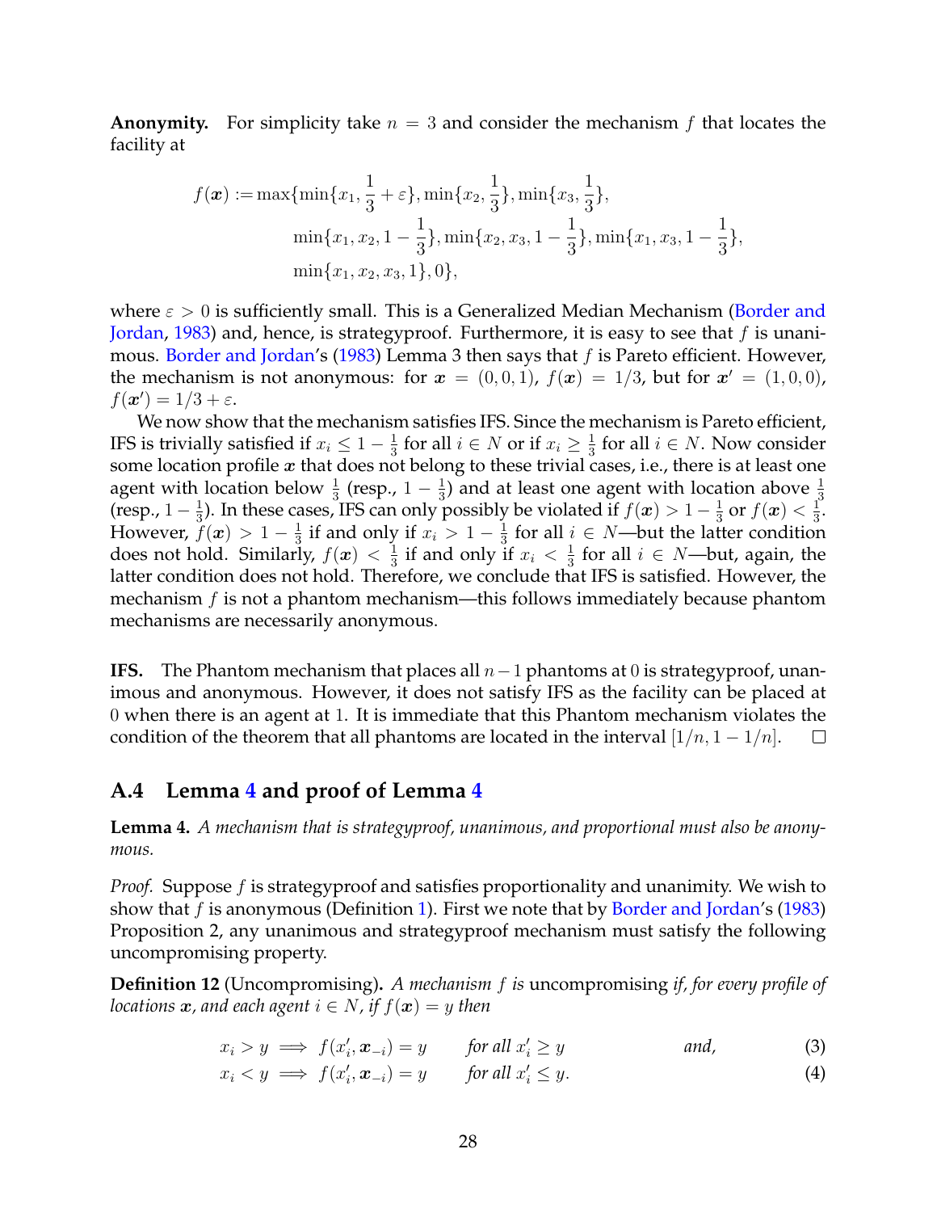**Anonymity.** For simplicity take $n = 3$ and consider the mechanism $f$ that locates the facility at

$$
\begin{aligned}
f(\boldsymbol{x}) := \max\{&\min\{x_1, \frac{1}{3}+\varepsilon\}, \min\{x_2, \frac{1}{3}\}, \min\{x_3, \frac{1}{3}\}, \\
&\min\{x_1, x_2, 1-\frac{1}{3}\}, \min\{x_2, x_3, 1-\frac{1}{3}\}, \min\{x_1, x_3, 1-\frac{1}{3}\}, \\
&\min\{x_1, x_2, x_3, 1\}, 0\},
\end{aligned}
$$

where $\varepsilon > 0$ is sufficiently small. This is a Generalized Median Mechanism (Border and Jordan, 1983) and, hence, is strategyproof. Furthermore, it is easy to see that $f$ is unanimous. Border and Jordan's (1983) Lemma 3 then says that $f$ is Pareto efficient. However, the mechanism is not anonymous: for $\boldsymbol{x} = (0, 0, 1)$, $f(\boldsymbol{x}) = 1/3$, but for $\boldsymbol{x}' = (1, 0, 0)$, $f(\boldsymbol{x}') = 1/3 + \varepsilon$.

We now show that the mechanism satisfies IFS. Since the mechanism is Pareto efficient, IFS is trivially satisfied if $x_i \leq 1 - \frac{1}{3}$ for all $i \in N$ or if $x_i \geq \frac{1}{3}$ for all $i \in N$. Now consider some location profile $\boldsymbol{x}$ that does not belong to these trivial cases, i.e., there is at least one agent with location below $\frac{1}{3}$ (resp., $1 - \frac{1}{3}$) and at least one agent with location above $\frac{1}{3}$ (resp., $1 - \frac{1}{3}$). In these cases, IFS can only possibly be violated if $f(\boldsymbol{x}) > 1 - \frac{1}{3}$ or $f(\boldsymbol{x}) < \frac{1}{3}$. However, $f(\boldsymbol{x}) > 1 - \frac{1}{3}$ if and only if $x_i > 1 - \frac{1}{3}$ for all $i \in N$—but the latter condition does not hold. Similarly, $f(\boldsymbol{x}) < \frac{1}{3}$ if and only if $x_i < \frac{1}{3}$ for all $i \in N$—but, again, the latter condition does not hold. Therefore, we conclude that IFS is satisfied. However, the mechanism $f$ is not a phantom mechanism—this follows immediately because phantom mechanisms are necessarily anonymous.

**IFS.** The Phantom mechanism that places all $n-1$ phantoms at $0$ is strategyproof, unanimous and anonymous. However, it does not satisfy IFS as the facility can be placed at $0$ when there is an agent at $1$. It is immediate that this Phantom mechanism violates the condition of the theorem that all phantoms are located in the interval $[1/n, 1 - 1/n]$. □

## A.4 Lemma 4 and proof of Lemma 4

**Lemma 4.** *A mechanism that is strategyproof, unanimous, and proportional must also be anonymous.*

*Proof.* Suppose $f$ is strategyproof and satisfies proportionality and unanimity. We wish to show that $f$ is anonymous (Definition 1). First we note that by Border and Jordan's (1983) Proposition 2, any unanimous and strategyproof mechanism must satisfy the following uncompromising property.

**Definition 12** (Uncompromising)**.** *A mechanism $f$ is* uncompromising *if, for every profile of locations $\boldsymbol{x}$, and each agent $i \in N$, if $f(\boldsymbol{x}) = y$ then*

$$
x_i > y \implies f(x_i', \boldsymbol{x}_{-i}) = y \qquad \text{for all } x_i' \geq y \qquad \text{and,} \tag{3}
$$

$$
x_i < y \implies f(x_i', \boldsymbol{x}_{-i}) = y \qquad \text{for all } x_i' \leq y. \tag{4}
$$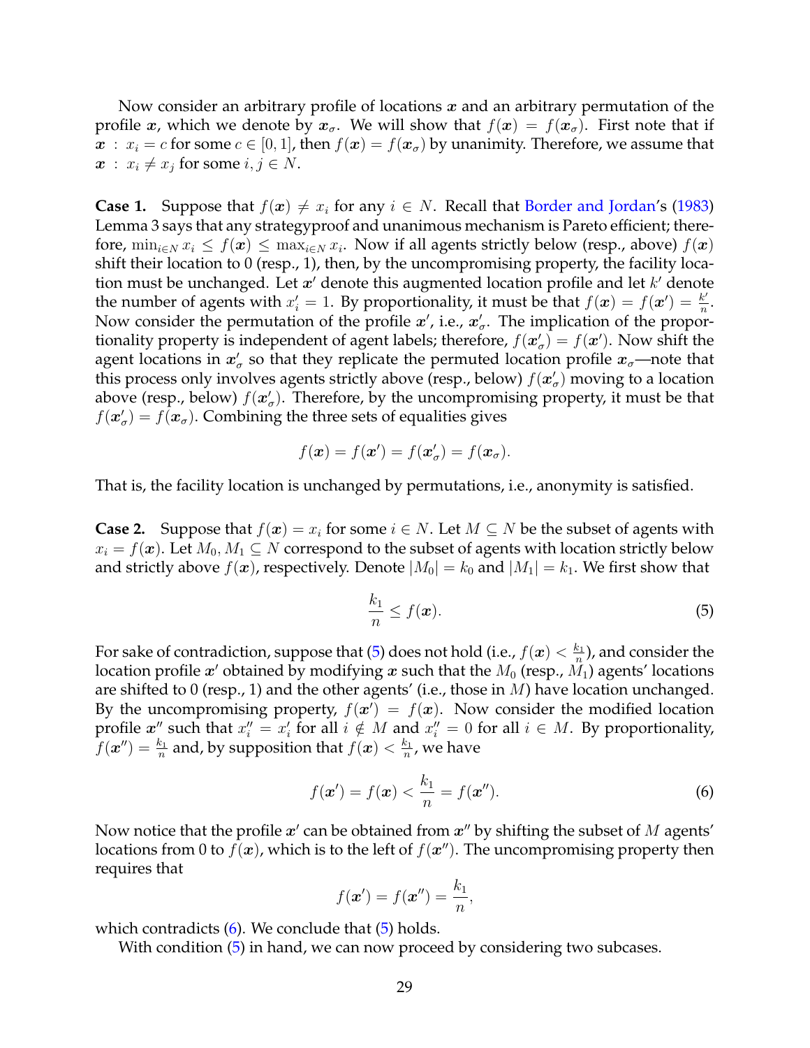Now consider an arbitrary profile of locations $\boldsymbol{x}$ and an arbitrary permutation of the profile $\boldsymbol{x}$, which we denote by $\boldsymbol{x}_\sigma$. We will show that $f(\boldsymbol{x}) = f(\boldsymbol{x}_\sigma)$. First note that if $\boldsymbol{x} \,:\, x_i = c$ for some $c \in [0,1]$, then $f(\boldsymbol{x}) = f(\boldsymbol{x}_\sigma)$ by unanimity. Therefore, we assume that $\boldsymbol{x} \,:\, x_i \neq x_j$ for some $i, j \in N$.

**Case 1.** Suppose that $f(\boldsymbol{x}) \neq x_i$ for any $i \in N$. Recall that Border and Jordan's (1983) Lemma 3 says that any strategyproof and unanimous mechanism is Pareto efficient; therefore, $\min_{i\in N} x_i \leq f(\boldsymbol{x}) \leq \max_{i \in N} x_i$. Now if all agents strictly below (resp., above) $f(\boldsymbol{x})$ shift their location to 0 (resp., 1), then, by the uncompromising property, the facility location must be unchanged. Let $\boldsymbol{x}'$ denote this augmented location profile and let $k'$ denote the number of agents with $x_i' = 1$. By proportionality, it must be that $f(\boldsymbol{x}) = f(\boldsymbol{x}') = \frac{k'}{n}$. Now consider the permutation of the profile $\boldsymbol{x}'$, i.e., $\boldsymbol{x}'_\sigma$. The implication of the proportionality property is independent of agent labels; therefore, $f(\boldsymbol{x}'_\sigma) = f(\boldsymbol{x}')$. Now shift the agent locations in $\boldsymbol{x}'_\sigma$ so that they replicate the permuted location profile $\boldsymbol{x}_\sigma$—note that this process only involves agents strictly above (resp., below) $f(\boldsymbol{x}'_\sigma)$ moving to a location above (resp., below) $f(\boldsymbol{x}'_\sigma)$. Therefore, by the uncompromising property, it must be that $f(\boldsymbol{x}'_\sigma) = f(\boldsymbol{x}_\sigma)$. Combining the three sets of equalities gives

$$f(\boldsymbol{x}) = f(\boldsymbol{x}') = f(\boldsymbol{x}'_\sigma) = f(\boldsymbol{x}_\sigma).$$

That is, the facility location is unchanged by permutations, i.e., anonymity is satisfied.

**Case 2.** Suppose that $f(\boldsymbol{x}) = x_i$ for some $i \in N$. Let $M \subseteq N$ be the subset of agents with $x_i = f(\boldsymbol{x})$. Let $M_0, M_1 \subseteq N$ correspond to the subset of agents with location strictly below and strictly above $f(\boldsymbol{x})$, respectively. Denote $|M_0| = k_0$ and $|M_1| = k_1$. We first show that

$$\frac{k_1}{n} \leq f(\boldsymbol{x}). \tag{5}$$

For sake of contradiction, suppose that (5) does not hold (i.e., $f(\boldsymbol{x}) < \frac{k_1}{n}$), and consider the location profile $\boldsymbol{x}'$ obtained by modifying $\boldsymbol{x}$ such that the $M_0$ (resp., $M_1$) agents' locations are shifted to 0 (resp., 1) and the other agents' (i.e., those in $M$) have location unchanged. By the uncompromising property, $f(\boldsymbol{x}') = f(\boldsymbol{x})$. Now consider the modified location profile $\boldsymbol{x}''$ such that $x_i'' = x_i'$ for all $i \notin M$ and $x_i'' = 0$ for all $i \in M$. By proportionality, $f(\boldsymbol{x}'') = \frac{k_1}{n}$ and, by supposition that $f(\boldsymbol{x}) < \frac{k_1}{n}$, we have

$$f(\boldsymbol{x}') = f(\boldsymbol{x}) < \frac{k_1}{n} = f(\boldsymbol{x}''). \tag{6}$$

Now notice that the profile $\boldsymbol{x}'$ can be obtained from $\boldsymbol{x}''$ by shifting the subset of $M$ agents' locations from 0 to $f(\boldsymbol{x})$, which is to the left of $f(\boldsymbol{x}'')$. The uncompromising property then requires that

$$f(\boldsymbol{x}') = f(\boldsymbol{x}'') = \frac{k_1}{n},$$

which contradicts (6). We conclude that (5) holds.

With condition (5) in hand, we can now proceed by considering two subcases.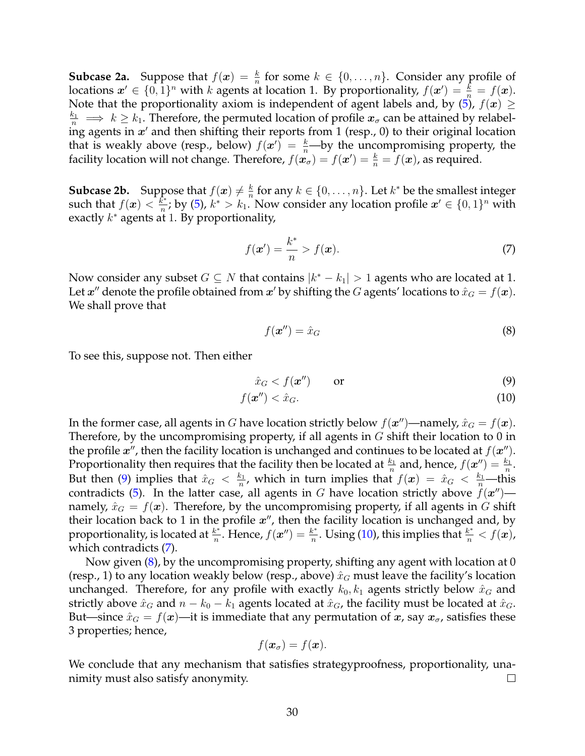**Subcase 2a.** Suppose that $f(\boldsymbol{x}) = \frac{k}{n}$ for some $k \in \{0, \ldots, n\}$. Consider any profile of locations $\boldsymbol{x}' \in \{0,1\}^n$ with $k$ agents at location 1. By proportionality, $f(\boldsymbol{x}') = \frac{k}{n} = f(\boldsymbol{x})$. Note that the proportionality axiom is independent of agent labels and, by (5), $f(\boldsymbol{x}) \geq \frac{k_1}{n} \implies k \geq k_1$. Therefore, the permuted location of profile $\boldsymbol{x}_\sigma$ can be attained by relabeling agents in $\boldsymbol{x}'$ and then shifting their reports from 1 (resp., 0) to their original location that is weakly above (resp., below) $f(\boldsymbol{x}') = \frac{k}{n}$—by the uncompromising property, the facility location will not change. Therefore, $f(\boldsymbol{x}_\sigma) = f(\boldsymbol{x}') = \frac{k}{n} = f(\boldsymbol{x})$, as required.

**Subcase 2b.** Suppose that $f(\boldsymbol{x}) \neq \frac{k}{n}$ for any $k \in \{0, \ldots, n\}$. Let $k^*$ be the smallest integer such that $f(\boldsymbol{x}) < \frac{k^*}{n}$; by (5), $k^* > k_1$. Now consider any location profile $\boldsymbol{x}' \in \{0,1\}^n$ with exactly $k^*$ agents at 1. By proportionality,

$$f(\boldsymbol{x}') = \frac{k^*}{n} > f(\boldsymbol{x}). \tag{7}$$

Now consider any subset $G \subseteq N$ that contains $|k^* - k_1| > 1$ agents who are located at 1. Let $\boldsymbol{x}''$ denote the profile obtained from $\boldsymbol{x}'$ by shifting the $G$ agents' locations to $\hat{x}_G = f(\boldsymbol{x})$. We shall prove that

$$f(\boldsymbol{x}'') = \hat{x}_G \tag{8}$$

To see this, suppose not. Then either

$$\hat{x}_G < f(\boldsymbol{x}'') \qquad \text{or} \tag{9}$$

$$f(\boldsymbol{x}'') < \hat{x}_G. \tag{10}$$

In the former case, all agents in $G$ have location strictly below $f(\boldsymbol{x}'')$—namely, $\hat{x}_G = f(\boldsymbol{x})$. Therefore, by the uncompromising property, if all agents in $G$ shift their location to 0 in the profile $\boldsymbol{x}''$, then the facility location is unchanged and continues to be located at $f(\boldsymbol{x}'')$. Proportionality then requires that the facility then be located at $\frac{k_1}{n}$ and, hence, $f(\boldsymbol{x}'') = \frac{k_1}{n}$. But then (9) implies that $\hat{x}_G < \frac{k_1}{n}$, which in turn implies that $f(\boldsymbol{x}) = \hat{x}_G < \frac{k_1}{n}$—this contradicts (5). In the latter case, all agents in $G$ have location strictly above $f(\boldsymbol{x}'')$—namely, $\hat{x}_G = f(\boldsymbol{x})$. Therefore, by the uncompromising property, if all agents in $G$ shift their location back to 1 in the profile $\boldsymbol{x}''$, then the facility location is unchanged and, by proportionality, is located at $\frac{k^*}{n}$. Hence, $f(\boldsymbol{x}'') = \frac{k^*}{n}$. Using (10), this implies that $\frac{k^*}{n} < f(\boldsymbol{x})$, which contradicts (7).

Now given (8), by the uncompromising property, shifting any agent with location at 0 (resp., 1) to any location weakly below (resp., above) $\hat{x}_G$ must leave the facility's location unchanged. Therefore, for any profile with exactly $k_0, k_1$ agents strictly below $\hat{x}_G$ and strictly above $\hat{x}_G$ and $n - k_0 - k_1$ agents located at $\hat{x}_G$, the facility must be located at $\hat{x}_G$. But—since $\hat{x}_G = f(\boldsymbol{x})$—it is immediate that any permutation of $\boldsymbol{x}$, say $\boldsymbol{x}_\sigma$, satisfies these 3 properties; hence,

$$f(\boldsymbol{x}_\sigma) = f(\boldsymbol{x}).$$

We conclude that any mechanism that satisfies strategyproofness, proportionality, unanimity must also satisfy anonymity. □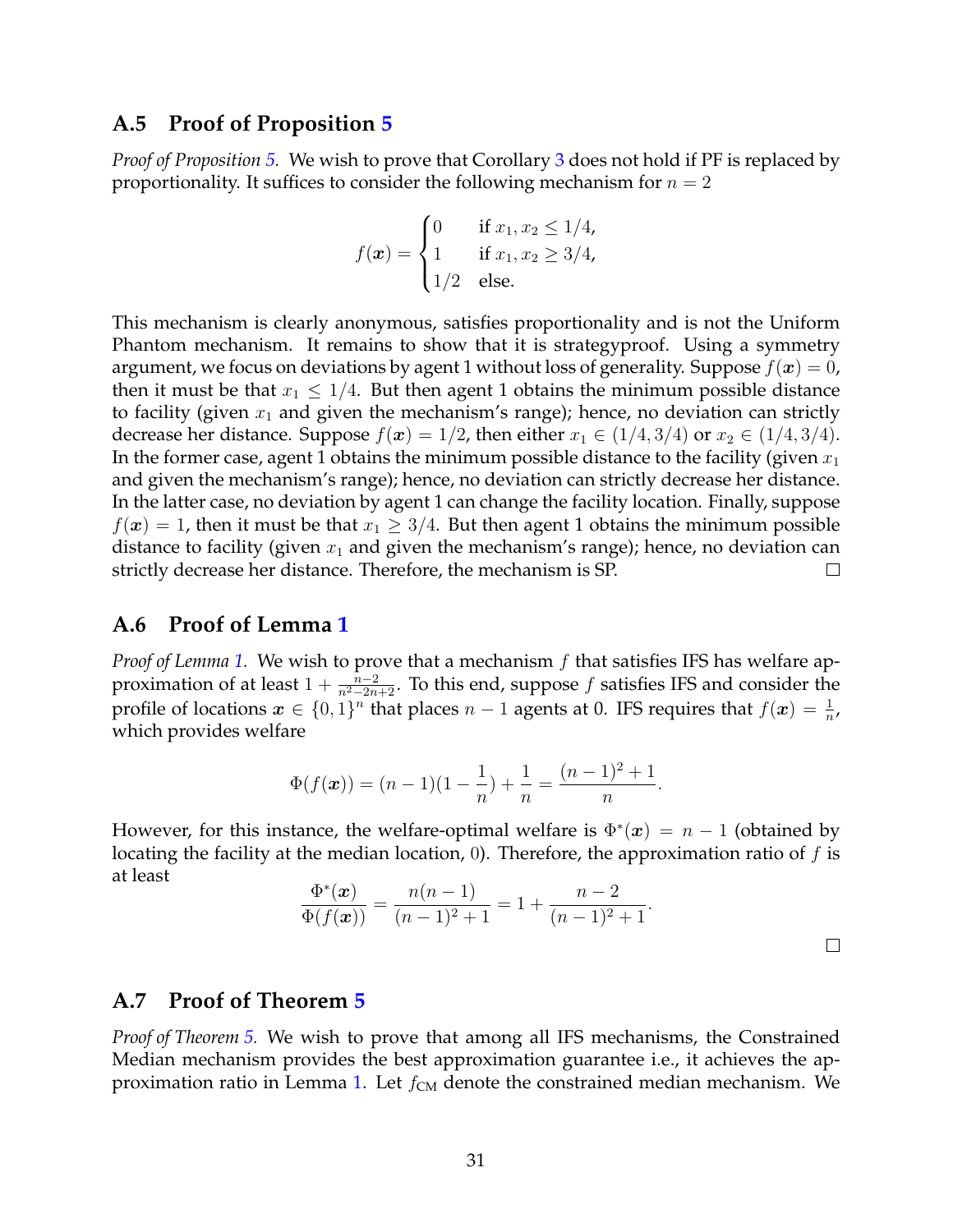### A.5 Proof of Proposition 5

*Proof of Proposition 5.* We wish to prove that Corollary 3 does not hold if PF is replaced by proportionality. It suffices to consider the following mechanism for $n = 2$

$$f(\boldsymbol{x}) = \begin{cases} 0 & \text{if } x_1, x_2 \leq 1/4, \\ 1 & \text{if } x_1, x_2 \geq 3/4, \\ 1/2 & \text{else.} \end{cases}$$

This mechanism is clearly anonymous, satisfies proportionality and is not the Uniform Phantom mechanism. It remains to show that it is strategyproof. Using a symmetry argument, we focus on deviations by agent 1 without loss of generality. Suppose $f(\boldsymbol{x}) = 0$, then it must be that $x_1 \leq 1/4$. But then agent 1 obtains the minimum possible distance to facility (given $x_1$ and given the mechanism's range); hence, no deviation can strictly decrease her distance. Suppose $f(\boldsymbol{x}) = 1/2$, then either $x_1 \in (1/4, 3/4)$ or $x_2 \in (1/4, 3/4)$. In the former case, agent 1 obtains the minimum possible distance to the facility (given $x_1$ and given the mechanism's range); hence, no deviation can strictly decrease her distance. In the latter case, no deviation by agent 1 can change the facility location. Finally, suppose $f(\boldsymbol{x}) = 1$, then it must be that $x_1 \geq 3/4$. But then agent 1 obtains the minimum possible distance to facility (given $x_1$ and given the mechanism's range); hence, no deviation can strictly decrease her distance. Therefore, the mechanism is SP. □

### A.6 Proof of Lemma 1

*Proof of Lemma 1.* We wish to prove that a mechanism $f$ that satisfies IFS has welfare approximation of at least $1 + \frac{n-2}{n^2-2n+2}$. To this end, suppose $f$ satisfies IFS and consider the profile of locations $\boldsymbol{x} \in \{0, 1\}^n$ that places $n - 1$ agents at 0. IFS requires that $f(\boldsymbol{x}) = \frac{1}{n}$, which provides welfare

$$\Phi(f(\boldsymbol{x})) = (n-1)(1 - \frac{1}{n}) + \frac{1}{n} = \frac{(n-1)^2 + 1}{n}.$$

However, for this instance, the welfare-optimal welfare is $\Phi^*(\boldsymbol{x}) = n - 1$ (obtained by locating the facility at the median location, 0). Therefore, the approximation ratio of $f$ is at least

$$\frac{\Phi^*(\boldsymbol{x})}{\Phi(f(\boldsymbol{x}))} = \frac{n(n-1)}{(n-1)^2 + 1} = 1 + \frac{n-2}{(n-1)^2 + 1}.$$

□

### A.7 Proof of Theorem 5

*Proof of Theorem 5.* We wish to prove that among all IFS mechanisms, the Constrained Median mechanism provides the best approximation guarantee i.e., it achieves the approximation ratio in Lemma 1. Let $f_{\text{CM}}$ denote the constrained median mechanism. We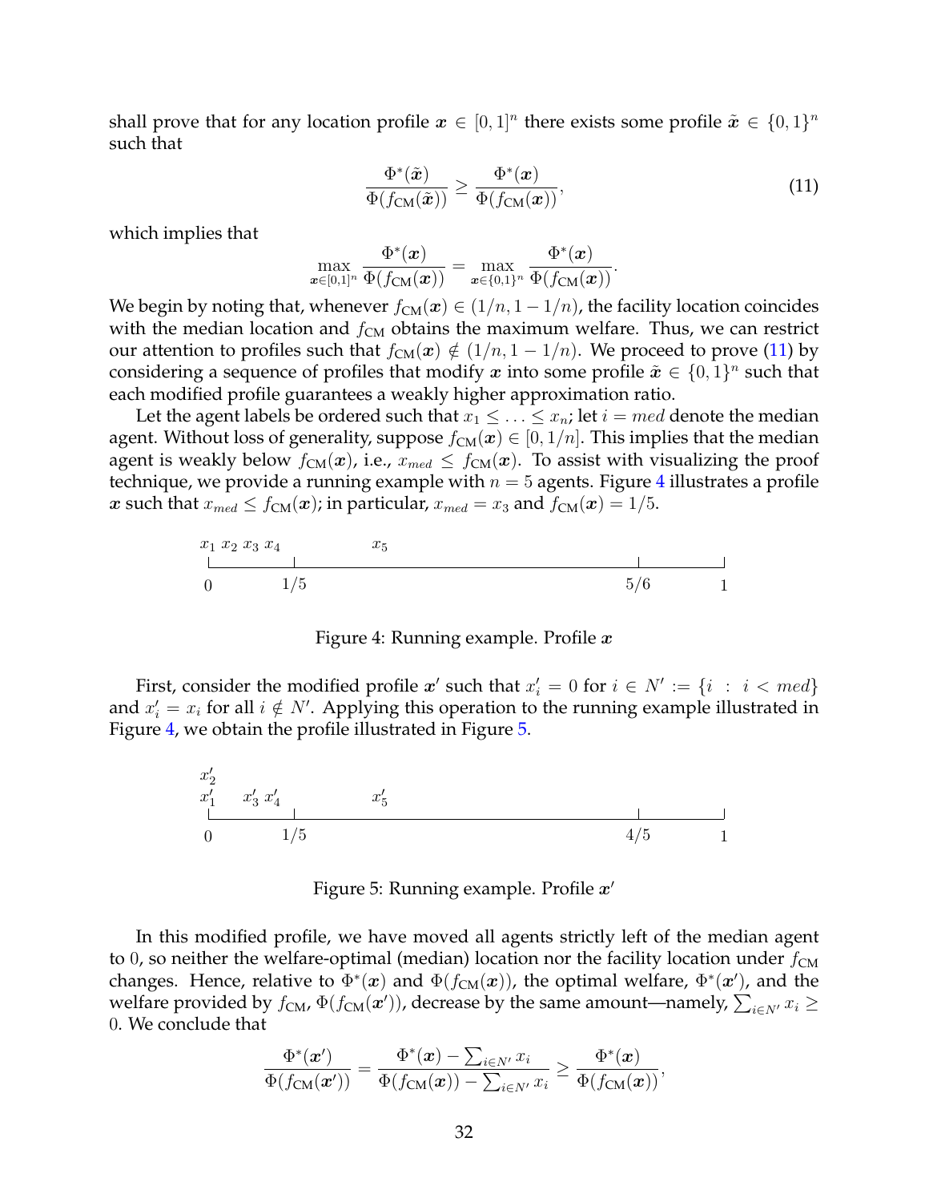shall prove that for any location profile $\boldsymbol{x} \in [0,1]^n$ there exists some profile $\tilde{\boldsymbol{x}} \in \{0,1\}^n$ such that

$$\frac{\Phi^*(\tilde{\boldsymbol{x}})}{\Phi(f_{\text{CM}}(\tilde{\boldsymbol{x}}))} \geq \frac{\Phi^*(\boldsymbol{x})}{\Phi(f_{\text{CM}}(\boldsymbol{x}))}, \tag{11}$$

which implies that

$$\max_{\boldsymbol{x}\in[0,1]^n} \frac{\Phi^*(\boldsymbol{x})}{\Phi(f_{\text{CM}}(\boldsymbol{x}))} = \max_{\boldsymbol{x}\in\{0,1\}^n} \frac{\Phi^*(\boldsymbol{x})}{\Phi(f_{\text{CM}}(\boldsymbol{x}))}.$$

We begin by noting that, whenever $f_{\text{CM}}(\boldsymbol{x}) \in (1/n, 1-1/n)$, the facility location coincides with the median location and $f_{\text{CM}}$ obtains the maximum welfare. Thus, we can restrict our attention to profiles such that $f_{\text{CM}}(\boldsymbol{x}) \notin (1/n, 1-1/n)$. We proceed to prove (11) by considering a sequence of profiles that modify $\boldsymbol{x}$ into some profile $\tilde{\boldsymbol{x}} \in \{0,1\}^n$ such that each modified profile guarantees a weakly higher approximation ratio.

Let the agent labels be ordered such that $x_1 \leq \ldots \leq x_n$; let $i = med$ denote the median agent. Without loss of generality, suppose $f_{\text{CM}}(\boldsymbol{x}) \in [0, 1/n]$. This implies that the median agent is weakly below $f_{\text{CM}}(\boldsymbol{x})$, i.e., $x_{med} \leq f_{\text{CM}}(\boldsymbol{x})$. To assist with visualizing the proof technique, we provide a running example with $n = 5$ agents. Figure 4 illustrates a profile $\boldsymbol{x}$ such that $x_{med} \leq f_{\text{CM}}(\boldsymbol{x})$; in particular, $x_{med} = x_3$ and $f_{\text{CM}}(\boldsymbol{x}) = 1/5$.

```
x1 x2 x3 x4          x5
|_________|_______________________________________|_______|
0        1/5                                     5/6      1
```

Figure 4: Running example. Profile $\boldsymbol{x}$

First, consider the modified profile $\boldsymbol{x}'$ such that $x_i' = 0$ for $i \in N' := \{i \;:\; i < med\}$ and $x_i' = x_i$ for all $i \notin N'$. Applying this operation to the running example illustrated in Figure 4, we obtain the profile illustrated in Figure 5.

```
x'2
x'1   x'3 x'4          x'5
|_________|_______________________________________|_______|
0        1/5                                     4/5      1
```

Figure 5: Running example. Profile $\boldsymbol{x}'$

In this modified profile, we have moved all agents strictly left of the median agent to 0, so neither the welfare-optimal (median) location nor the facility location under $f_{\text{CM}}$ changes. Hence, relative to $\Phi^*(\boldsymbol{x})$ and $\Phi(f_{\text{CM}}(\boldsymbol{x}))$, the optimal welfare, $\Phi^*(\boldsymbol{x}')$, and the welfare provided by $f_{\text{CM}}$, $\Phi(f_{\text{CM}}(\boldsymbol{x}'))$, decrease by the same amount—namely, $\sum_{i\in N'} x_i \geq 0$. We conclude that

$$\frac{\Phi^*(\boldsymbol{x}')}{\Phi(f_{\text{CM}}(\boldsymbol{x}'))} = \frac{\Phi^*(\boldsymbol{x}) - \sum_{i\in N'} x_i}{\Phi(f_{\text{CM}}(\boldsymbol{x})) - \sum_{i\in N'} x_i} \geq \frac{\Phi^*(\boldsymbol{x})}{\Phi(f_{\text{CM}}(\boldsymbol{x}))},$$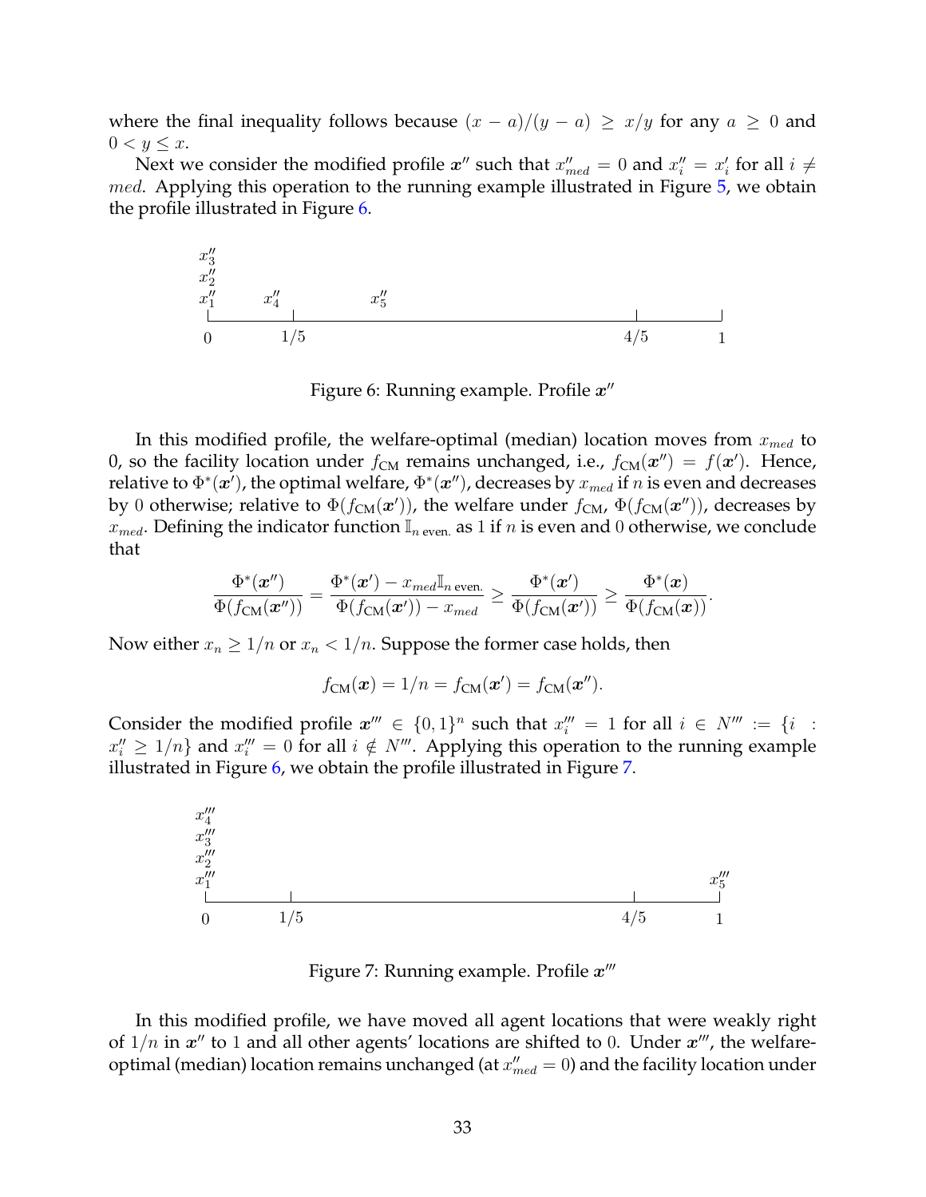where the final inequality follows because $(x-a)/(y-a) \geq x/y$ for any $a \geq 0$ and $0 < y \leq x$.

Next we consider the modified profile $\boldsymbol{x}''$ such that $x''_{med} = 0$ and $x''_i = x'_i$ for all $i \neq med$. Applying this operation to the running example illustrated in Figure 5, we obtain the profile illustrated in Figure 6.

Figure 6: Running example. Profile $\boldsymbol{x}''$

In this modified profile, the welfare-optimal (median) location moves from $x_{med}$ to 0, so the facility location under $f_{\text{CM}}$ remains unchanged, i.e., $f_{\text{CM}}(\boldsymbol{x}'') = f(\boldsymbol{x}')$. Hence, relative to $\Phi^*(\boldsymbol{x}')$, the optimal welfare, $\Phi^*(\boldsymbol{x}'')$, decreases by $x_{med}$ if $n$ is even and decreases by 0 otherwise; relative to $\Phi(f_{\text{CM}}(\boldsymbol{x}'))$, the welfare under $f_{\text{CM}}$, $\Phi(f_{\text{CM}}(\boldsymbol{x}''))$, decreases by $x_{med}$. Defining the indicator function $\mathbb{I}_{n \text{ even.}}$ as 1 if $n$ is even and 0 otherwise, we conclude that

$$\frac{\Phi^*(\boldsymbol{x}'')}{\Phi(f_{\text{CM}}(\boldsymbol{x}''))} = \frac{\Phi^*(\boldsymbol{x}') - x_{med}\mathbb{I}_{n \text{ even.}}}{\Phi(f_{\text{CM}}(\boldsymbol{x}')) - x_{med}} \geq \frac{\Phi^*(\boldsymbol{x}')}{\Phi(f_{\text{CM}}(\boldsymbol{x}'))} \geq \frac{\Phi^*(\boldsymbol{x})}{\Phi(f_{\text{CM}}(\boldsymbol{x}))}.$$

Now either $x_n \geq 1/n$ or $x_n < 1/n$. Suppose the former case holds, then

$$f_{\text{CM}}(\boldsymbol{x}) = 1/n = f_{\text{CM}}(\boldsymbol{x}') = f_{\text{CM}}(\boldsymbol{x}'').$$

Consider the modified profile $\boldsymbol{x}''' \in \{0,1\}^n$ such that $x'''_i = 1$ for all $i \in N''' := \{i : x''_i \geq 1/n\}$ and $x'''_i = 0$ for all $i \notin N'''$. Applying this operation to the running example illustrated in Figure 6, we obtain the profile illustrated in Figure 7.

Figure 7: Running example. Profile $\boldsymbol{x}'''$

In this modified profile, we have moved all agent locations that were weakly right of $1/n$ in $\boldsymbol{x}''$ to 1 and all other agents' locations are shifted to 0. Under $\boldsymbol{x}'''$, the welfare-optimal (median) location remains unchanged (at $x''_{med} = 0$) and the facility location under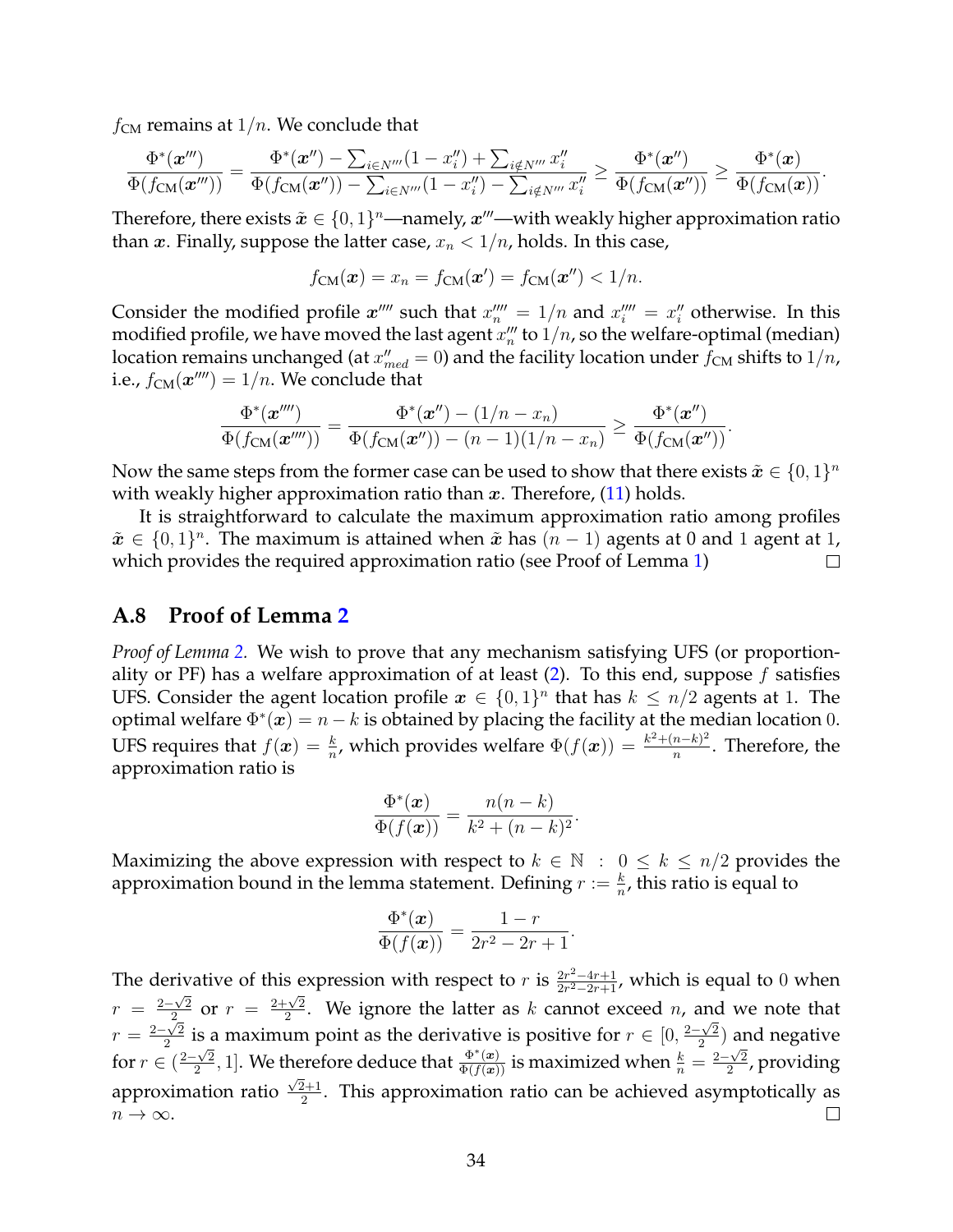$f_{\text{CM}}$ remains at $1/n$. We conclude that

$$\frac{\Phi^*(\boldsymbol{x}''')}{\Phi(f_{\text{CM}}(\boldsymbol{x}'''))} = \frac{\Phi^*(\boldsymbol{x}'') - \sum_{i \in N'''}(1 - x_i'') + \sum_{i \notin N'''} x_i''}{\Phi(f_{\text{CM}}(\boldsymbol{x}'')) - \sum_{i \in N'''}(1 - x_i'') - \sum_{i \notin N'''} x_i''} \geq \frac{\Phi^*(\boldsymbol{x}'')}{\Phi(f_{\text{CM}}(\boldsymbol{x}''))} \geq \frac{\Phi^*(\boldsymbol{x})}{\Phi(f_{\text{CM}}(\boldsymbol{x}))}.$$

Therefore, there exists $\tilde{\boldsymbol{x}} \in \{0,1\}^n$—namely, $\boldsymbol{x}'''$—with weakly higher approximation ratio than $\boldsymbol{x}$. Finally, suppose the latter case, $x_n < 1/n$, holds. In this case,

$$f_{\text{CM}}(\boldsymbol{x}) = x_n = f_{\text{CM}}(\boldsymbol{x}') = f_{\text{CM}}(\boldsymbol{x}'') < 1/n.$$

Consider the modified profile $\boldsymbol{x}''''$ such that $x_n'''' = 1/n$ and $x_i'''' = x_i''$ otherwise. In this modified profile, we have moved the last agent $x_n'''$ to $1/n$, so the welfare-optimal (median) location remains unchanged (at $x_{med}'' = 0$) and the facility location under $f_{\text{CM}}$ shifts to $1/n$, i.e., $f_{\text{CM}}(\boldsymbol{x}'''') = 1/n$. We conclude that

$$\frac{\Phi^*(\boldsymbol{x}'''')}{\Phi(f_{\text{CM}}(\boldsymbol{x}''''))} = \frac{\Phi^*(\boldsymbol{x}'') - (1/n - x_n)}{\Phi(f_{\text{CM}}(\boldsymbol{x}'')) - (n-1)(1/n - x_n)} \geq \frac{\Phi^*(\boldsymbol{x}'')}{\Phi(f_{\text{CM}}(\boldsymbol{x}''))}.$$

Now the same steps from the former case can be used to show that there exists $\tilde{\boldsymbol{x}} \in \{0,1\}^n$ with weakly higher approximation ratio than $\boldsymbol{x}$. Therefore, (11) holds.

It is straightforward to calculate the maximum approximation ratio among profiles $\tilde{\boldsymbol{x}} \in \{0,1\}^n$. The maximum is attained when $\tilde{\boldsymbol{x}}$ has $(n-1)$ agents at 0 and 1 agent at 1, which provides the required approximation ratio (see Proof of Lemma 1) □

## A.8 Proof of Lemma 2

*Proof of Lemma 2.* We wish to prove that any mechanism satisfying UFS (or proportionality or PF) has a welfare approximation of at least (2). To this end, suppose $f$ satisfies UFS. Consider the agent location profile $\boldsymbol{x} \in \{0,1\}^n$ that has $k \leq n/2$ agents at 1. The optimal welfare $\Phi^*(\boldsymbol{x}) = n - k$ is obtained by placing the facility at the median location 0. UFS requires that $f(\boldsymbol{x}) = \frac{k}{n}$, which provides welfare $\Phi(f(\boldsymbol{x})) = \frac{k^2 + (n-k)^2}{n}$. Therefore, the approximation ratio is

$$\frac{\Phi^*(\boldsymbol{x})}{\Phi(f(\boldsymbol{x}))} = \frac{n(n-k)}{k^2 + (n-k)^2}.$$

Maximizing the above expression with respect to $k \in \mathbb{N} \ : \ 0 \leq k \leq n/2$ provides the approximation bound in the lemma statement. Defining $r := \frac{k}{n}$, this ratio is equal to

$$\frac{\Phi^*(\boldsymbol{x})}{\Phi(f(\boldsymbol{x}))} = \frac{1-r}{2r^2 - 2r + 1}.$$

The derivative of this expression with respect to $r$ is $\frac{2r^2 - 4r + 1}{2r^2 - 2r + 1}$, which is equal to 0 when $r = \frac{2-\sqrt{2}}{2}$ or $r = \frac{2+\sqrt{2}}{2}$. We ignore the latter as $k$ cannot exceed $n$, and we note that $r = \frac{2-\sqrt{2}}{2}$ is a maximum point as the derivative is positive for $r \in [0, \frac{2-\sqrt{2}}{2})$ and negative for $r \in (\frac{2-\sqrt{2}}{2}, 1]$. We therefore deduce that $\frac{\Phi^*(\boldsymbol{x})}{\Phi(f(\boldsymbol{x}))}$ is maximized when $\frac{k}{n} = \frac{2-\sqrt{2}}{2}$, providing approximation ratio $\frac{\sqrt{2}+1}{2}$. This approximation ratio can be achieved asymptotically as $n \to \infty$. □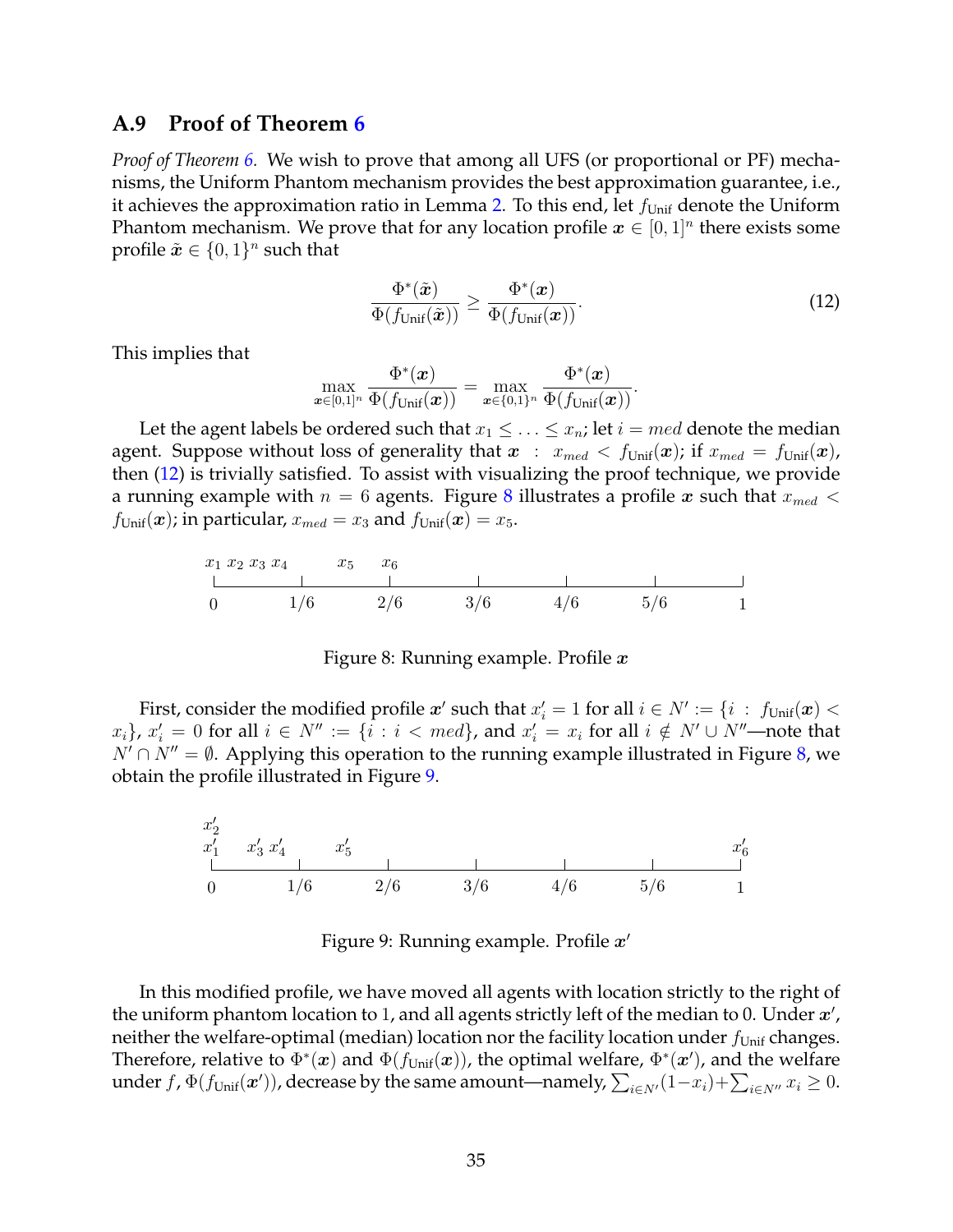## A.9 Proof of Theorem 6

*Proof of Theorem 6.* We wish to prove that among all UFS (or proportional or PF) mechanisms, the Uniform Phantom mechanism provides the best approximation guarantee, i.e., it achieves the approximation ratio in Lemma 2. To this end, let $f_{\text{Unif}}$ denote the Uniform Phantom mechanism. We prove that for any location profile $\boldsymbol{x} \in [0,1]^n$ there exists some profile $\tilde{\boldsymbol{x}} \in \{0,1\}^n$ such that

$$\frac{\Phi^*(\tilde{\boldsymbol{x}})}{\Phi(f_{\text{Unif}}(\tilde{\boldsymbol{x}}))} \geq \frac{\Phi^*(\boldsymbol{x})}{\Phi(f_{\text{Unif}}(\boldsymbol{x}))}. \tag{12}$$

This implies that

$$\max_{\boldsymbol{x} \in [0,1]^n} \frac{\Phi^*(\boldsymbol{x})}{\Phi(f_{\text{Unif}}(\boldsymbol{x}))} = \max_{\boldsymbol{x} \in \{0,1\}^n} \frac{\Phi^*(\boldsymbol{x})}{\Phi(f_{\text{Unif}}(\boldsymbol{x}))}.$$

Let the agent labels be ordered such that $x_1 \leq \ldots \leq x_n$; let $i = med$ denote the median agent. Suppose without loss of generality that $\boldsymbol{x} \ : \ x_{med} < f_{\text{Unif}}(\boldsymbol{x})$; if $x_{med} = f_{\text{Unif}}(\boldsymbol{x})$, then (12) is trivially satisfied. To assist with visualizing the proof technique, we provide a running example with $n = 6$ agents. Figure 8 illustrates a profile $\boldsymbol{x}$ such that $x_{med} < f_{\text{Unif}}(\boldsymbol{x})$; in particular, $x_{med} = x_3$ and $f_{\text{Unif}}(\boldsymbol{x}) = x_5$.

Figure 8: Running example. Profile $\boldsymbol{x}$

First, consider the modified profile $\boldsymbol{x}'$ such that $x'_i = 1$ for all $i \in N' := \{i \ : \ f_{\text{Unif}}(\boldsymbol{x}) < x_i\}$, $x'_i = 0$ for all $i \in N'' := \{i : i < med\}$, and $x'_i = x_i$ for all $i \notin N' \cup N''$—note that $N' \cap N'' = \emptyset$. Applying this operation to the running example illustrated in Figure 8, we obtain the profile illustrated in Figure 9.

Figure 9: Running example. Profile $\boldsymbol{x}'$

In this modified profile, we have moved all agents with location strictly to the right of the uniform phantom location to 1, and all agents strictly left of the median to 0. Under $\boldsymbol{x}'$, neither the welfare-optimal (median) location nor the facility location under $f_{\text{Unif}}$ changes. Therefore, relative to $\Phi^*(\boldsymbol{x})$ and $\Phi(f_{\text{Unif}}(\boldsymbol{x}))$, the optimal welfare, $\Phi^*(\boldsymbol{x}')$, and the welfare under $f$, $\Phi(f_{\text{Unif}}(\boldsymbol{x}'))$, decrease by the same amount—namely, $\sum_{i \in N'}(1-x_i)+\sum_{i \in N''} x_i \geq 0$.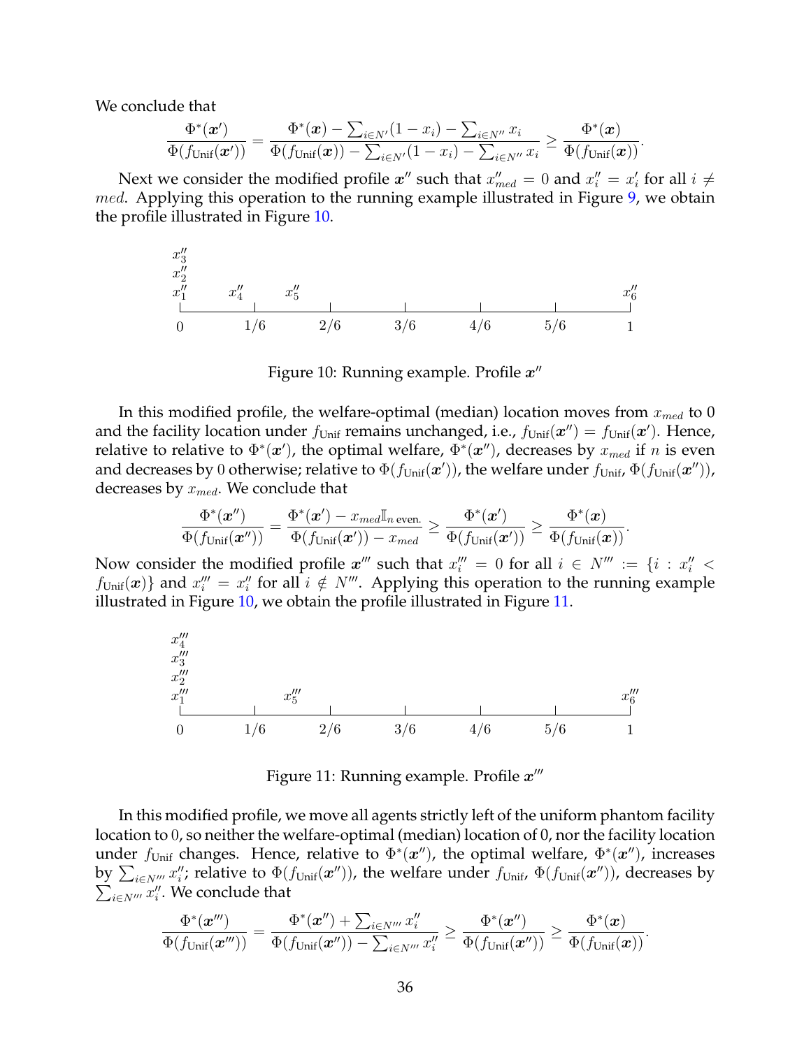We conclude that

$$\frac{\Phi^*(\boldsymbol{x}')}{\Phi(f_{\mathsf{Unif}}(\boldsymbol{x}'))} = \frac{\Phi^*(\boldsymbol{x}) - \sum_{i \in N'}(1-x_i) - \sum_{i \in N''} x_i}{\Phi(f_{\mathsf{Unif}}(\boldsymbol{x})) - \sum_{i \in N'}(1-x_i) - \sum_{i \in N''} x_i} \geq \frac{\Phi^*(\boldsymbol{x})}{\Phi(f_{\mathsf{Unif}}(\boldsymbol{x}))}.$$

Next we consider the modified profile $\boldsymbol{x}''$ such that $x''_{med} = 0$ and $x''_i = x'_i$ for all $i \neq med$. Applying this operation to the running example illustrated in Figure 9, we obtain the profile illustrated in Figure 10.

Figure 10: Running example. Profile $\boldsymbol{x}''$

In this modified profile, the welfare-optimal (median) location moves from $x_{med}$ to 0 and the facility location under $f_{\mathsf{Unif}}$ remains unchanged, i.e., $f_{\mathsf{Unif}}(\boldsymbol{x}'') = f_{\mathsf{Unif}}(\boldsymbol{x}')$. Hence, relative to relative to $\Phi^*(\boldsymbol{x}')$, the optimal welfare, $\Phi^*(\boldsymbol{x}'')$, decreases by $x_{med}$ if $n$ is even and decreases by 0 otherwise; relative to $\Phi(f_{\mathsf{Unif}}(\boldsymbol{x}'))$, the welfare under $f_{\mathsf{Unif}}$, $\Phi(f_{\mathsf{Unif}}(\boldsymbol{x}''))$, decreases by $x_{med}$. We conclude that

$$\frac{\Phi^*(\boldsymbol{x}'')}{\Phi(f_{\mathsf{Unif}}(\boldsymbol{x}''))} = \frac{\Phi^*(\boldsymbol{x}') - x_{med}\mathbb{I}_{n \text{ even.}}}{\Phi(f_{\mathsf{Unif}}(\boldsymbol{x}')) - x_{med}} \geq \frac{\Phi^*(\boldsymbol{x}')}{\Phi(f_{\mathsf{Unif}}(\boldsymbol{x}'))} \geq \frac{\Phi^*(\boldsymbol{x})}{\Phi(f_{\mathsf{Unif}}(\boldsymbol{x}))}.$$

Now consider the modified profile $\boldsymbol{x}'''$ such that $x'''_i = 0$ for all $i \in N''' := \{i : x''_i < f_{\mathsf{Unif}}(\boldsymbol{x})\}$ and $x'''_i = x''_i$ for all $i \notin N'''$. Applying this operation to the running example illustrated in Figure 10, we obtain the profile illustrated in Figure 11.

Figure 11: Running example. Profile $\boldsymbol{x}'''$

In this modified profile, we move all agents strictly left of the uniform phantom facility location to 0, so neither the welfare-optimal (median) location of 0, nor the facility location under $f_{\mathsf{Unif}}$ changes. Hence, relative to $\Phi^*(\boldsymbol{x}'')$, the optimal welfare, $\Phi^*(\boldsymbol{x}'')$, increases by $\sum_{i \in N'''} x''_i$; relative to $\Phi(f_{\mathsf{Unif}}(\boldsymbol{x}''))$, the welfare under $f_{\mathsf{Unif}}$, $\Phi(f_{\mathsf{Unif}}(\boldsymbol{x}''))$, decreases by $\sum_{i \in N'''} x''_i$. We conclude that

$$\frac{\Phi^*(\boldsymbol{x}''')}{\Phi(f_{\mathsf{Unif}}(\boldsymbol{x}'''))} = \frac{\Phi^*(\boldsymbol{x}'') + \sum_{i \in N'''} x''_i}{\Phi(f_{\mathsf{Unif}}(\boldsymbol{x}'')) - \sum_{i \in N'''} x''_i} \geq \frac{\Phi^*(\boldsymbol{x}'')}{\Phi(f_{\mathsf{Unif}}(\boldsymbol{x}''))} \geq \frac{\Phi^*(\boldsymbol{x})}{\Phi(f_{\mathsf{Unif}}(\boldsymbol{x}))}.$$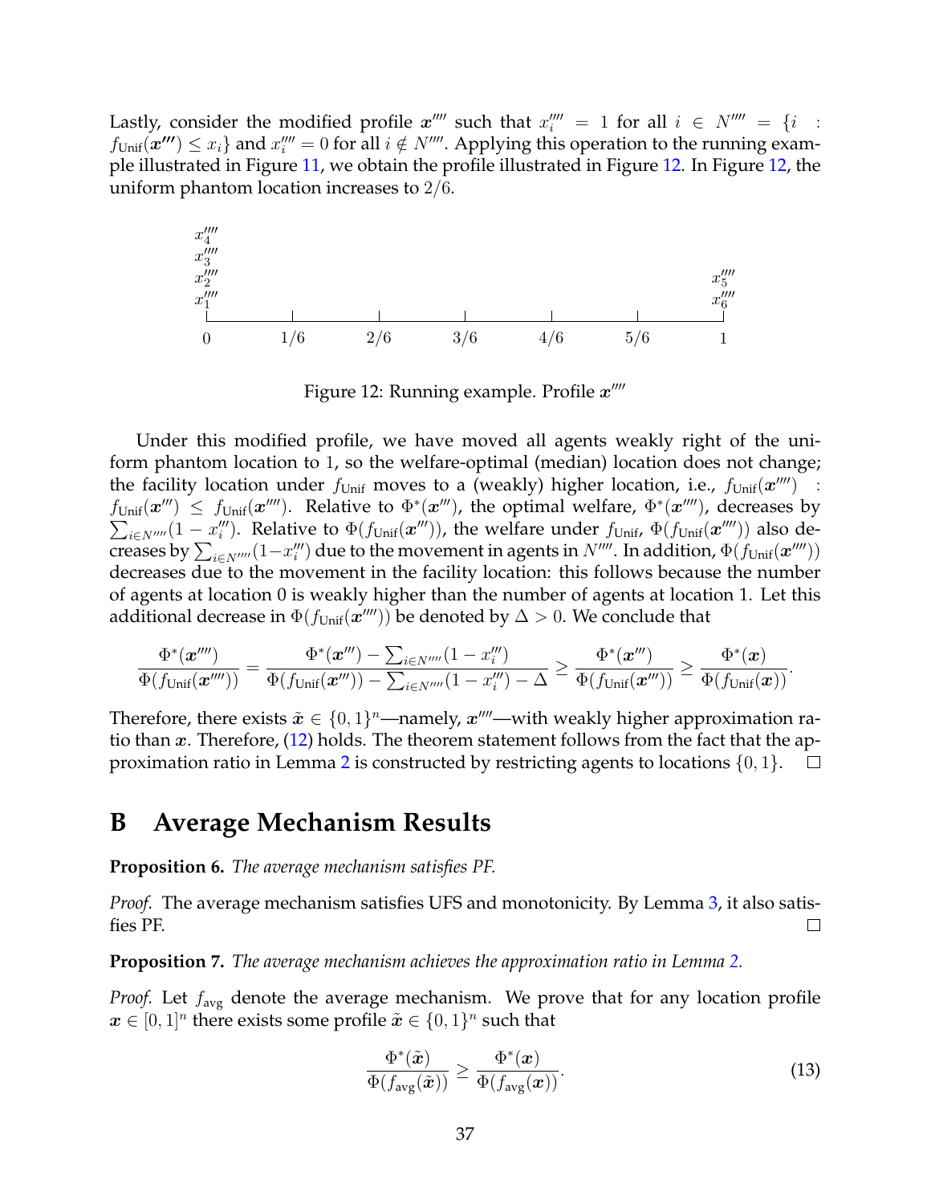Lastly, consider the modified profile $\boldsymbol{x}''''$ such that $x_i'''' = 1$ for all $i \in N'''' = \{i : f_{\text{Unif}}(\boldsymbol{x'''}) \leq x_i\}$ and $x_i'''' = 0$ for all $i \notin N''''$. Applying this operation to the running example illustrated in Figure 11, we obtain the profile illustrated in Figure 12. In Figure 12, the uniform phantom location increases to $2/6$.

Figure 12: Running example. Profile $\boldsymbol{x}''''$

Under this modified profile, we have moved all agents weakly right of the uniform phantom location to 1, so the welfare-optimal (median) location does not change; the facility location under $f_{\text{Unif}}$ moves to a (weakly) higher location, i.e., $f_{\text{Unif}}(\boldsymbol{x}'''') : f_{\text{Unif}}(\boldsymbol{x}''') \leq f_{\text{Unif}}(\boldsymbol{x}'''')$. Relative to $\Phi^*(\boldsymbol{x}''')$, the optimal welfare, $\Phi^*(\boldsymbol{x}'''')$, decreases by $\sum_{i \in N''''}(1 - x_i''')$. Relative to $\Phi(f_{\text{Unif}}(\boldsymbol{x}'''))$, the welfare under $f_{\text{Unif}}$, $\Phi(f_{\text{Unif}}(\boldsymbol{x}''''))$ also decreases by $\sum_{i \in N''''}(1-x_i''')$ due to the movement in agents in $N''''$. In addition, $\Phi(f_{\text{Unif}}(\boldsymbol{x}''''))$ decreases due to the movement in the facility location: this follows because the number of agents at location 0 is weakly higher than the number of agents at location 1. Let this additional decrease in $\Phi(f_{\text{Unif}}(\boldsymbol{x}''''))$ be denoted by $\Delta > 0$. We conclude that

$$\frac{\Phi^*(\boldsymbol{x}'''')}{\Phi(f_{\text{Unif}}(\boldsymbol{x}''''))} = \frac{\Phi^*(\boldsymbol{x}''') - \sum_{i \in N''''}(1 - x_i''')}{\Phi(f_{\text{Unif}}(\boldsymbol{x}''')) - \sum_{i \in N''''}(1 - x_i''') - \Delta} \geq \frac{\Phi^*(\boldsymbol{x}''')}{\Phi(f_{\text{Unif}}(\boldsymbol{x}'''))} \geq \frac{\Phi^*(\boldsymbol{x})}{\Phi(f_{\text{Unif}}(\boldsymbol{x}))}.$$

Therefore, there exists $\tilde{\boldsymbol{x}} \in \{0,1\}^n$—namely, $\boldsymbol{x}''''$—with weakly higher approximation ratio than $\boldsymbol{x}$. Therefore, (12) holds. The theorem statement follows from the fact that the approximation ratio in Lemma 2 is constructed by restricting agents to locations $\{0, 1\}$. $\square$

# B Average Mechanism Results

**Proposition 6.** *The average mechanism satisfies PF.*

*Proof.* The average mechanism satisfies UFS and monotonicity. By Lemma 3, it also satisfies PF. $\square$

**Proposition 7.** *The average mechanism achieves the approximation ratio in Lemma 2.*

*Proof.* Let $f_{\text{avg}}$ denote the average mechanism. We prove that for any location profile $\boldsymbol{x} \in [0,1]^n$ there exists some profile $\tilde{\boldsymbol{x}} \in \{0,1\}^n$ such that

$$\frac{\Phi^*(\tilde{\boldsymbol{x}})}{\Phi(f_{\text{avg}}(\tilde{\boldsymbol{x}}))} \geq \frac{\Phi^*(\boldsymbol{x})}{\Phi(f_{\text{avg}}(\boldsymbol{x}))}. \tag{13}$$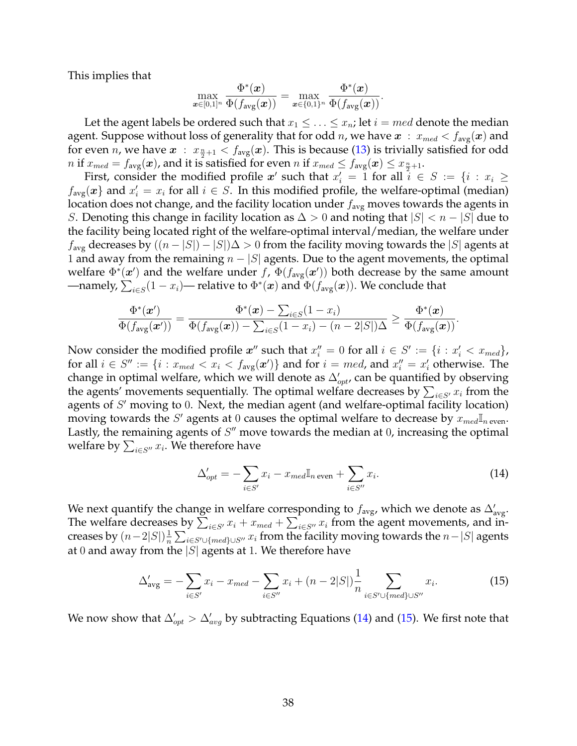This implies that

$$\max_{\boldsymbol{x}\in[0,1]^n} \frac{\Phi^*(\boldsymbol{x})}{\Phi(f_{\text{avg}}(\boldsymbol{x}))} = \max_{\boldsymbol{x}\in\{0,1\}^n} \frac{\Phi^*(\boldsymbol{x})}{\Phi(f_{\text{avg}}(\boldsymbol{x}))}.$$

Let the agent labels be ordered such that $x_1 \leq \ldots \leq x_n$; let $i = med$ denote the median agent. Suppose without loss of generality that for odd $n$, we have $\boldsymbol{x} : x_{med} < f_{\text{avg}}(\boldsymbol{x})$ and for even $n$, we have $\boldsymbol{x} : x_{\frac{n}{2}+1} < f_{\text{avg}}(\boldsymbol{x})$. This is because (13) is trivially satisfied for odd $n$ if $x_{med} = f_{\text{avg}}(\boldsymbol{x})$, and it is satisfied for even $n$ if $x_{med} \leq f_{\text{avg}}(\boldsymbol{x}) \leq x_{\frac{n}{2}+1}$.

First, consider the modified profile $\boldsymbol{x}'$ such that $x'_i = 1$ for all $i \in S := \{i : x_i \geq f_{\text{avg}}(\boldsymbol{x}\}$ and $x'_i = x_i$ for all $i \in S$. In this modified profile, the welfare-optimal (median) location does not change, and the facility location under $f_{\text{avg}}$ moves towards the agents in $S$. Denoting this change in facility location as $\Delta > 0$ and noting that $|S| < n - |S|$ due to the facility being located right of the welfare-optimal interval/median, the welfare under $f_{\text{avg}}$ decreases by $((n - |S|) - |S|)\Delta > 0$ from the facility moving towards the $|S|$ agents at 1 and away from the remaining $n - |S|$ agents. Due to the agent movements, the optimal welfare $\Phi^*(\boldsymbol{x}')$ and the welfare under $f$, $\Phi(f_{\text{avg}}(\boldsymbol{x}'))$ both decrease by the same amount —namely, $\sum_{i\in S}(1 - x_i)$— relative to $\Phi^*(\boldsymbol{x})$ and $\Phi(f_{\text{avg}}(\boldsymbol{x}))$. We conclude that

$$\frac{\Phi^*(\boldsymbol{x}')}{\Phi(f_{\text{avg}}(\boldsymbol{x}'))} = \frac{\Phi^*(\boldsymbol{x}) - \sum_{i\in S}(1 - x_i)}{\Phi(f_{\text{avg}}(\boldsymbol{x})) - \sum_{i\in S}(1 - x_i) - (n - 2|S|)\Delta} \geq \frac{\Phi^*(\boldsymbol{x})}{\Phi(f_{\text{avg}}(\boldsymbol{x}))}.$$

Now consider the modified profile $\boldsymbol{x}''$ such that $x''_i = 0$ for all $i \in S' := \{i : x'_i < x_{med}\}$, for all $i \in S'' := \{i : x_{med} < x_i < f_{\text{avg}}(\boldsymbol{x}')\}$ and for $i = med$, and $x''_i = x'_i$ otherwise. The change in optimal welfare, which we will denote as $\Delta'_{opt}$, can be quantified by observing the agents' movements sequentially. The optimal welfare decreases by $\sum_{i\in S'} x_i$ from the agents of $S'$ moving to 0. Next, the median agent (and welfare-optimal facility location) moving towards the $S'$ agents at 0 causes the optimal welfare to decrease by $x_{med}\mathbb{I}_{n\text{ even}}$. Lastly, the remaining agents of $S''$ move towards the median at 0, increasing the optimal welfare by $\sum_{i\in S''} x_i$. We therefore have

$$\Delta'_{opt} = -\sum_{i\in S'} x_i - x_{med}\mathbb{I}_{n\text{ even}} + \sum_{i\in S''} x_i. \tag{14}$$

We next quantify the change in welfare corresponding to $f_{\text{avg}}$, which we denote as $\Delta'_{\text{avg}}$. The welfare decreases by $\sum_{i\in S'} x_i + x_{med} + \sum_{i\in S''} x_i$ from the agent movements, and increases by $(n - 2|S|)\frac{1}{n}\sum_{i\in S'\cup\{med\}\cup S''} x_i$ from the facility moving towards the $n - |S|$ agents at 0 and away from the $|S|$ agents at 1. We therefore have

$$\Delta'_{\text{avg}} = -\sum_{i\in S'} x_i - x_{med} - \sum_{i\in S''} x_i + (n - 2|S|)\frac{1}{n}\sum_{i\in S'\cup\{med\}\cup S''} x_i. \tag{15}$$

We now show that $\Delta'_{opt} > \Delta'_{avg}$ by subtracting Equations (14) and (15). We first note that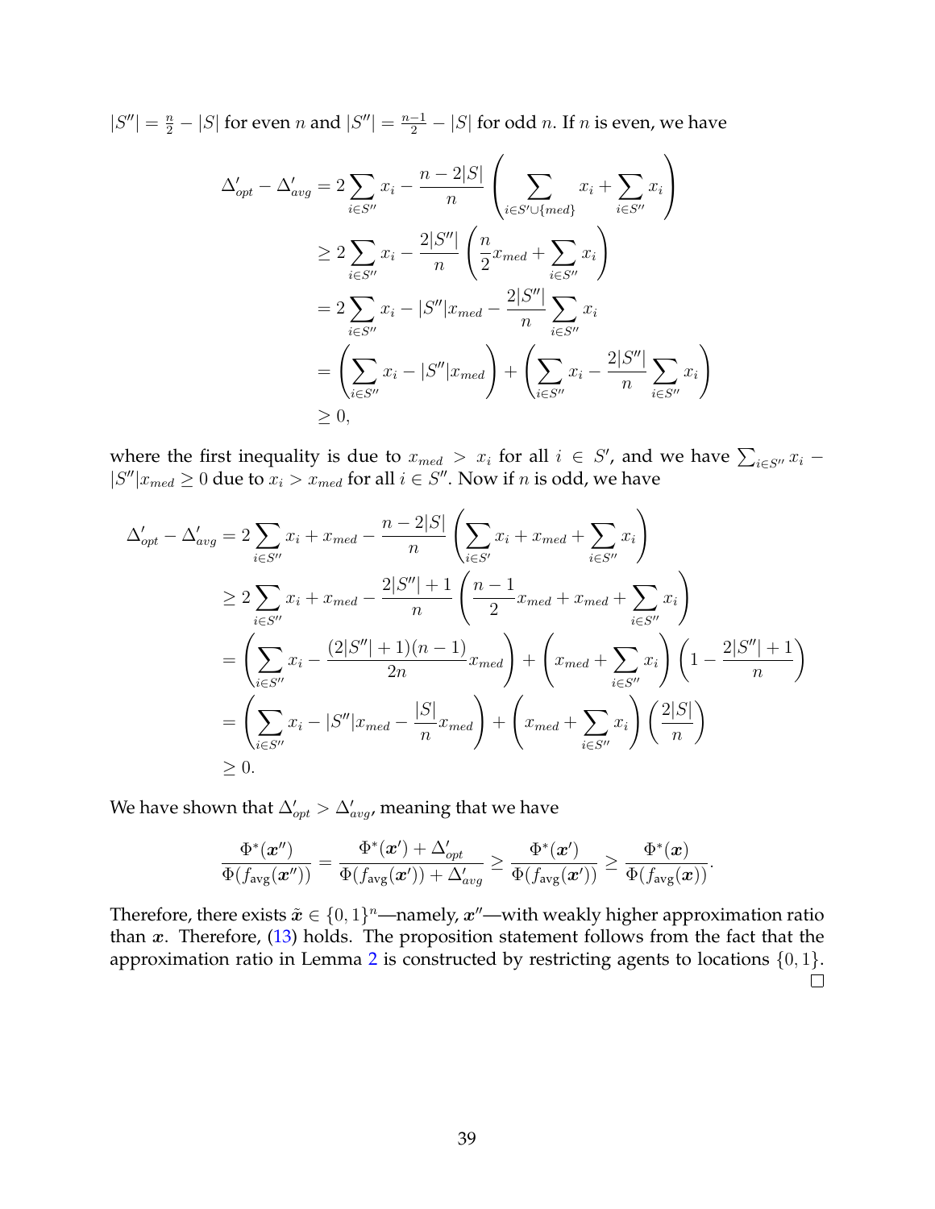$|S''| = \frac{n}{2} - |S|$ for even $n$ and $|S''| = \frac{n-1}{2} - |S|$ for odd $n$. If $n$ is even, we have

$$
\begin{aligned}
\Delta'_{opt} - \Delta'_{avg} &= 2\sum_{i \in S''} x_i - \frac{n-2|S|}{n}\left(\sum_{i \in S' \cup \{med\}} x_i + \sum_{i \in S''} x_i\right) \\
&\geq 2\sum_{i \in S''} x_i - \frac{2|S''|}{n}\left(\frac{n}{2}x_{med} + \sum_{i \in S''} x_i\right) \\
&= 2\sum_{i \in S''} x_i - |S''|x_{med} - \frac{2|S''|}{n}\sum_{i \in S''} x_i \\
&= \left(\sum_{i \in S''} x_i - |S''|x_{med}\right) + \left(\sum_{i \in S''} x_i - \frac{2|S''|}{n}\sum_{i \in S''} x_i\right) \\
&\geq 0,
\end{aligned}
$$

where the first inequality is due to $x_{med} > x_i$ for all $i \in S'$, and we have $\sum_{i \in S''} x_i - |S''|x_{med} \geq 0$ due to $x_i > x_{med}$ for all $i \in S''$. Now if $n$ is odd, we have

$$
\begin{aligned}
\Delta'_{opt} - \Delta'_{avg} &= 2\sum_{i \in S''} x_i + x_{med} - \frac{n-2|S|}{n}\left(\sum_{i \in S'} x_i + x_{med} + \sum_{i \in S''} x_i\right) \\
&\geq 2\sum_{i \in S''} x_i + x_{med} - \frac{2|S''|+1}{n}\left(\frac{n-1}{2}x_{med} + x_{med} + \sum_{i \in S''} x_i\right) \\
&= \left(\sum_{i \in S''} x_i - \frac{(2|S''|+1)(n-1)}{2n}x_{med}\right) + \left(x_{med} + \sum_{i \in S''} x_i\right)\left(1 - \frac{2|S''|+1}{n}\right) \\
&= \left(\sum_{i \in S''} x_i - |S''|x_{med} - \frac{|S|}{n}x_{med}\right) + \left(x_{med} + \sum_{i \in S''} x_i\right)\left(\frac{2|S|}{n}\right) \\
&\geq 0.
\end{aligned}
$$

We have shown that $\Delta'_{opt} > \Delta'_{avg}$, meaning that we have

$$
\frac{\Phi^*(\boldsymbol{x}'')}{\Phi(f_{\text{avg}}(\boldsymbol{x}''))} = \frac{\Phi^*(\boldsymbol{x}') + \Delta'_{opt}}{\Phi(f_{\text{avg}}(\boldsymbol{x}')) + \Delta'_{avg}} \geq \frac{\Phi^*(\boldsymbol{x}')}{\Phi(f_{\text{avg}}(\boldsymbol{x}'))} \geq \frac{\Phi^*(\boldsymbol{x})}{\Phi(f_{\text{avg}}(\boldsymbol{x}))}.
$$

Therefore, there exists $\tilde{\boldsymbol{x}} \in \{0,1\}^n$—namely, $\boldsymbol{x}''$—with weakly higher approximation ratio than $\boldsymbol{x}$. Therefore, (13) holds. The proposition statement follows from the fact that the approximation ratio in Lemma 2 is constructed by restricting agents to locations $\{0,1\}$. □